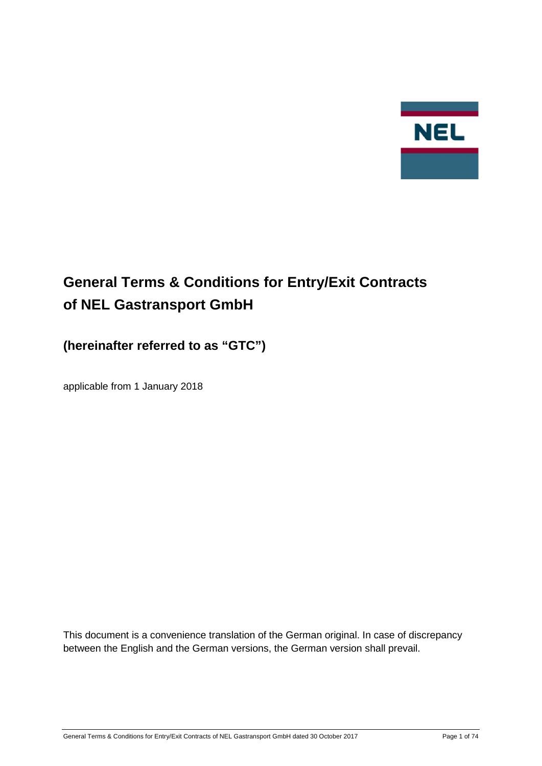# General Terms & Conditions for Entry/Exit Contracts of NEL Gastransport GmbH

## (hereinafter referred to as "GTC")

applicable from 1 January 2018

This document is a convenience translation of the German original. In case of discrepancy between the English and the German versions, the German version shall prevail.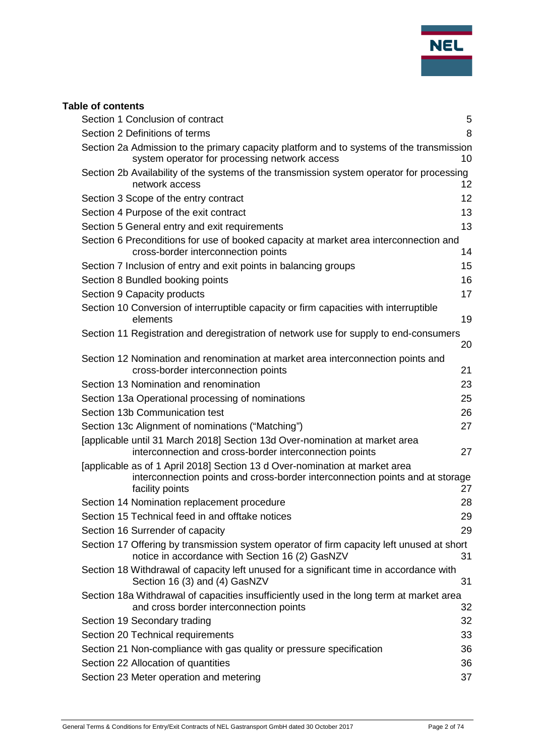**Table of contents**

| | |
|---|---|
| Section 1 Conclusion of contract | 5 |
| Section 2 Definitions of terms | 8 |
| Section 2a Admission to the primary capacity platform and to systems of the transmission system operator for processing network access | 10 |
| Section 2b Availability of the systems of the transmission system operator for processing network access | 12 |
| Section 3 Scope of the entry contract | 12 |
| Section 4 Purpose of the exit contract | 13 |
| Section 5 General entry and exit requirements | 13 |
| Section 6 Preconditions for use of booked capacity at market area interconnection and cross-border interconnection points | 14 |
| Section 7 Inclusion of entry and exit points in balancing groups | 15 |
| Section 8 Bundled booking points | 16 |
| Section 9 Capacity products | 17 |
| Section 10 Conversion of interruptible capacity or firm capacities with interruptible elements | 19 |
| Section 11 Registration and deregistration of network use for supply to end-consumers | 20 |
| Section 12 Nomination and renomination at market area interconnection points and cross-border interconnection points | 21 |
| Section 13 Nomination and renomination | 23 |
| Section 13a Operational processing of nominations | 25 |
| Section 13b Communication test | 26 |
| Section 13c Alignment of nominations ("Matching") | 27 |
| [applicable until 31 March 2018] Section 13d Over-nomination at market area interconnection and cross-border interconnection points | 27 |
| [applicable as of 1 April 2018] Section 13 d Over-nomination at market area interconnection points and cross-border interconnection points and at storage facility points | 27 |
| Section 14 Nomination replacement procedure | 28 |
| Section 15 Technical feed in and offtake notices | 29 |
| Section 16 Surrender of capacity | 29 |
| Section 17 Offering by transmission system operator of firm capacity left unused at short notice in accordance with Section 16 (2) GasNZV | 31 |
| Section 18 Withdrawal of capacity left unused for a significant time in accordance with Section 16 (3) and (4) GasNZV | 31 |
| Section 18a Withdrawal of capacities insufficiently used in the long term at market area and cross border interconnection points | 32 |
| Section 19 Secondary trading | 32 |
| Section 20 Technical requirements | 33 |
| Section 21 Non-compliance with gas quality or pressure specification | 36 |
| Section 22 Allocation of quantities | 36 |
| Section 23 Meter operation and metering | 37 |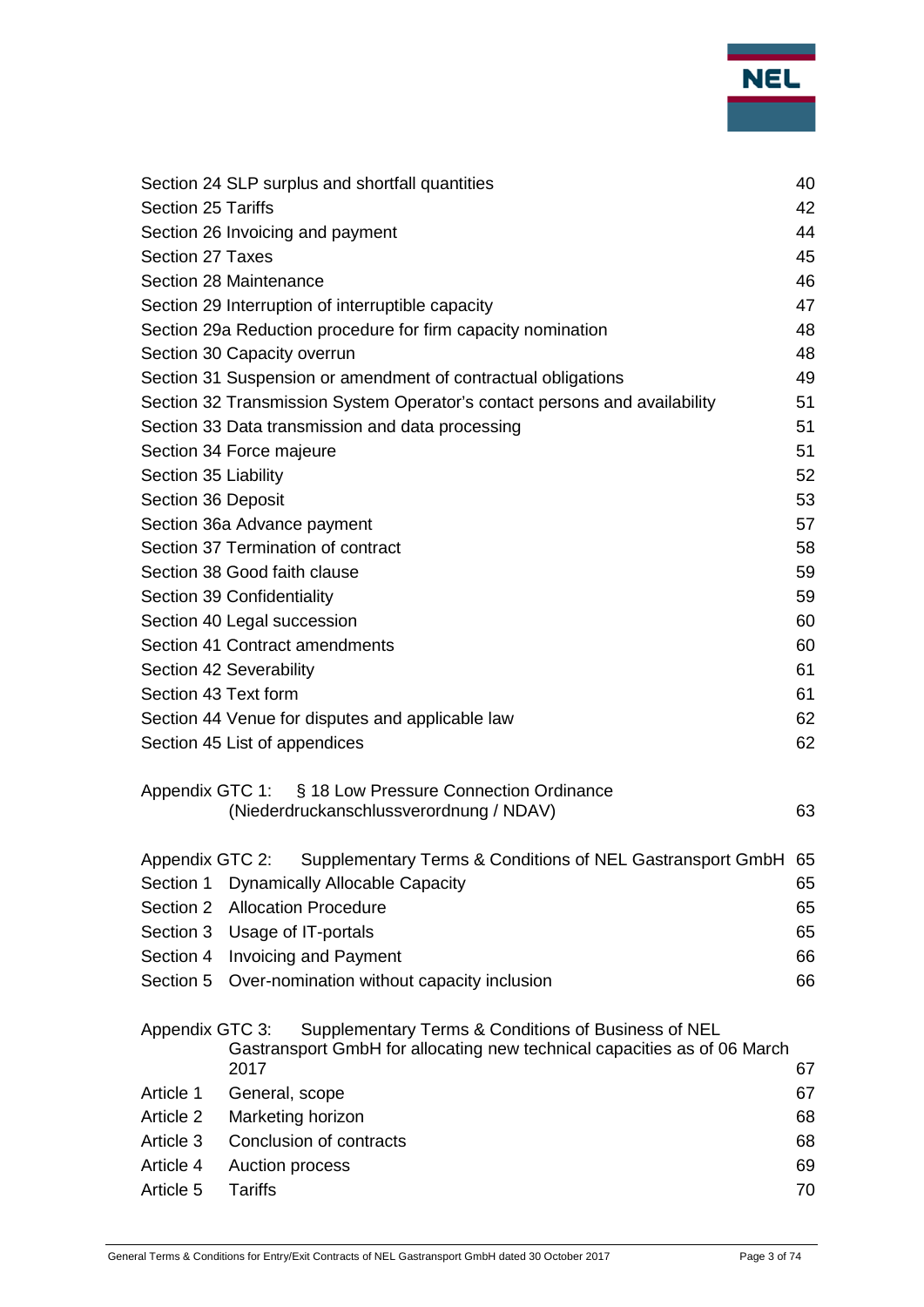| | |
|---|---|
| Section 24 SLP surplus and shortfall quantities | 40 |
| Section 25 Tariffs | 42 |
| Section 26 Invoicing and payment | 44 |
| Section 27 Taxes | 45 |
| Section 28 Maintenance | 46 |
| Section 29 Interruption of interruptible capacity | 47 |
| Section 29a Reduction procedure for firm capacity nomination | 48 |
| Section 30 Capacity overrun | 48 |
| Section 31 Suspension or amendment of contractual obligations | 49 |
| Section 32 Transmission System Operator's contact persons and availability | 51 |
| Section 33 Data transmission and data processing | 51 |
| Section 34 Force majeure | 51 |
| Section 35 Liability | 52 |
| Section 36 Deposit | 53 |
| Section 36a Advance payment | 57 |
| Section 37 Termination of contract | 58 |
| Section 38 Good faith clause | 59 |
| Section 39 Confidentiality | 59 |
| Section 40 Legal succession | 60 |
| Section 41 Contract amendments | 60 |
| Section 42 Severability | 61 |
| Section 43 Text form | 61 |
| Section 44 Venue for disputes and applicable law | 62 |
| Section 45 List of appendices | 62 |

| | | |
|---|---|---|
| Appendix GTC 1: | § 18 Low Pressure Connection Ordinance (Niederdruckanschlussverordnung / NDAV) | 63 |
| | | |
| Appendix GTC 2: | Supplementary Terms & Conditions of NEL Gastransport GmbH | 65 |
| Section 1 | Dynamically Allocable Capacity | 65 |
| Section 2 | Allocation Procedure | 65 |
| Section 3 | Usage of IT-portals | 65 |
| Section 4 | Invoicing and Payment | 66 |
| Section 5 | Over-nomination without capacity inclusion | 66 |
| | | |
| Appendix GTC 3: | Supplementary Terms & Conditions of Business of NEL Gastransport GmbH for allocating new technical capacities as of 06 March 2017 | 67 |
| Article 1 | General, scope | 67 |
| Article 2 | Marketing horizon | 68 |
| Article 3 | Conclusion of contracts | 68 |
| Article 4 | Auction process | 69 |
| Article 5 | Tariffs | 70 |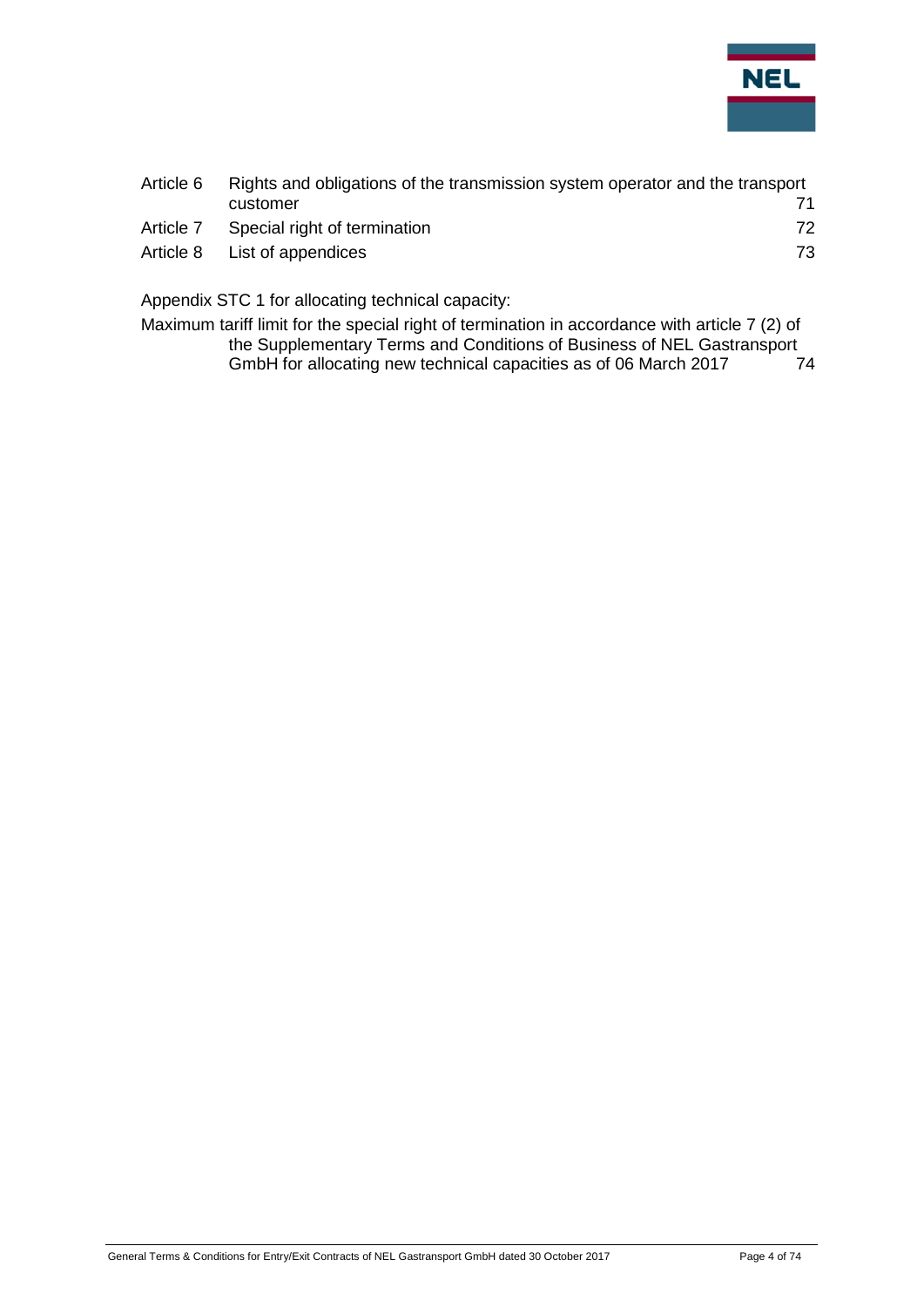| | | |
|---|---|---|
| Article 6 | Rights and obligations of the transmission system operator and the transport customer | 71 |
| Article 7 | Special right of termination | 72 |
| Article 8 | List of appendices | 73 |

Appendix STC 1 for allocating technical capacity:

Maximum tariff limit for the special right of termination in accordance with article 7 (2) of the Supplementary Terms and Conditions of Business of NEL Gastransport GmbH for allocating new technical capacities as of 06 March 2017 74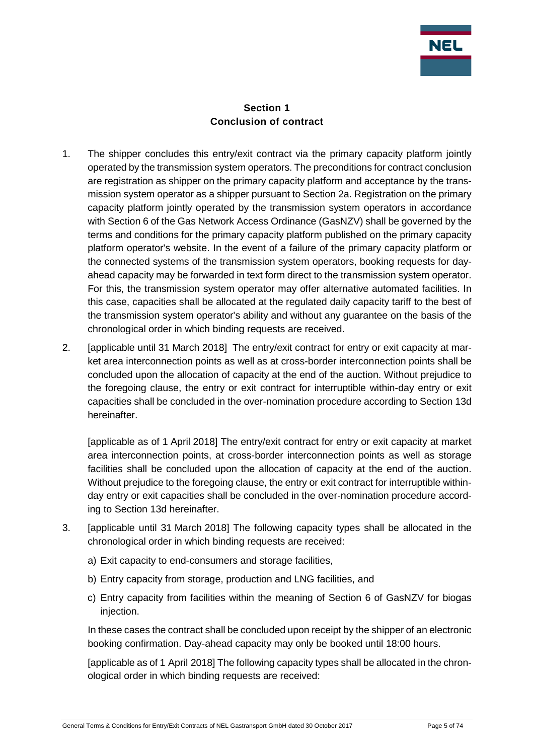## Section 1
## Conclusion of contract

1. The shipper concludes this entry/exit contract via the primary capacity platform jointly operated by the transmission system operators. The preconditions for contract conclusion are registration as shipper on the primary capacity platform and acceptance by the transmission system operator as a shipper pursuant to Section 2a. Registration on the primary capacity platform jointly operated by the transmission system operators in accordance with Section 6 of the Gas Network Access Ordinance (GasNZV) shall be governed by the terms and conditions for the primary capacity platform published on the primary capacity platform operator's website. In the event of a failure of the primary capacity platform or the connected systems of the transmission system operators, booking requests for day-ahead capacity may be forwarded in text form direct to the transmission system operator. For this, the transmission system operator may offer alternative automated facilities. In this case, capacities shall be allocated at the regulated daily capacity tariff to the best of the transmission system operator's ability and without any guarantee on the basis of the chronological order in which binding requests are received.

2. [applicable until 31 March 2018] The entry/exit contract for entry or exit capacity at market area interconnection points as well as at cross-border interconnection points shall be concluded upon the allocation of capacity at the end of the auction. Without prejudice to the foregoing clause, the entry or exit contract for interruptible within-day entry or exit capacities shall be concluded in the over-nomination procedure according to Section 13d hereinafter.

   [applicable as of 1 April 2018] The entry/exit contract for entry or exit capacity at market area interconnection points, at cross-border interconnection points as well as storage facilities shall be concluded upon the allocation of capacity at the end of the auction. Without prejudice to the foregoing clause, the entry or exit contract for interruptible within-day entry or exit capacities shall be concluded in the over-nomination procedure according to Section 13d hereinafter.

3. [applicable until 31 March 2018] The following capacity types shall be allocated in the chronological order in which binding requests are received:

   a) Exit capacity to end-consumers and storage facilities,

   b) Entry capacity from storage, production and LNG facilities, and

   c) Entry capacity from facilities within the meaning of Section 6 of GasNZV for biogas injection.

   In these cases the contract shall be concluded upon receipt by the shipper of an electronic booking confirmation. Day-ahead capacity may only be booked until 18:00 hours.

   [applicable as of 1 April 2018] The following capacity types shall be allocated in the chronological order in which binding requests are received: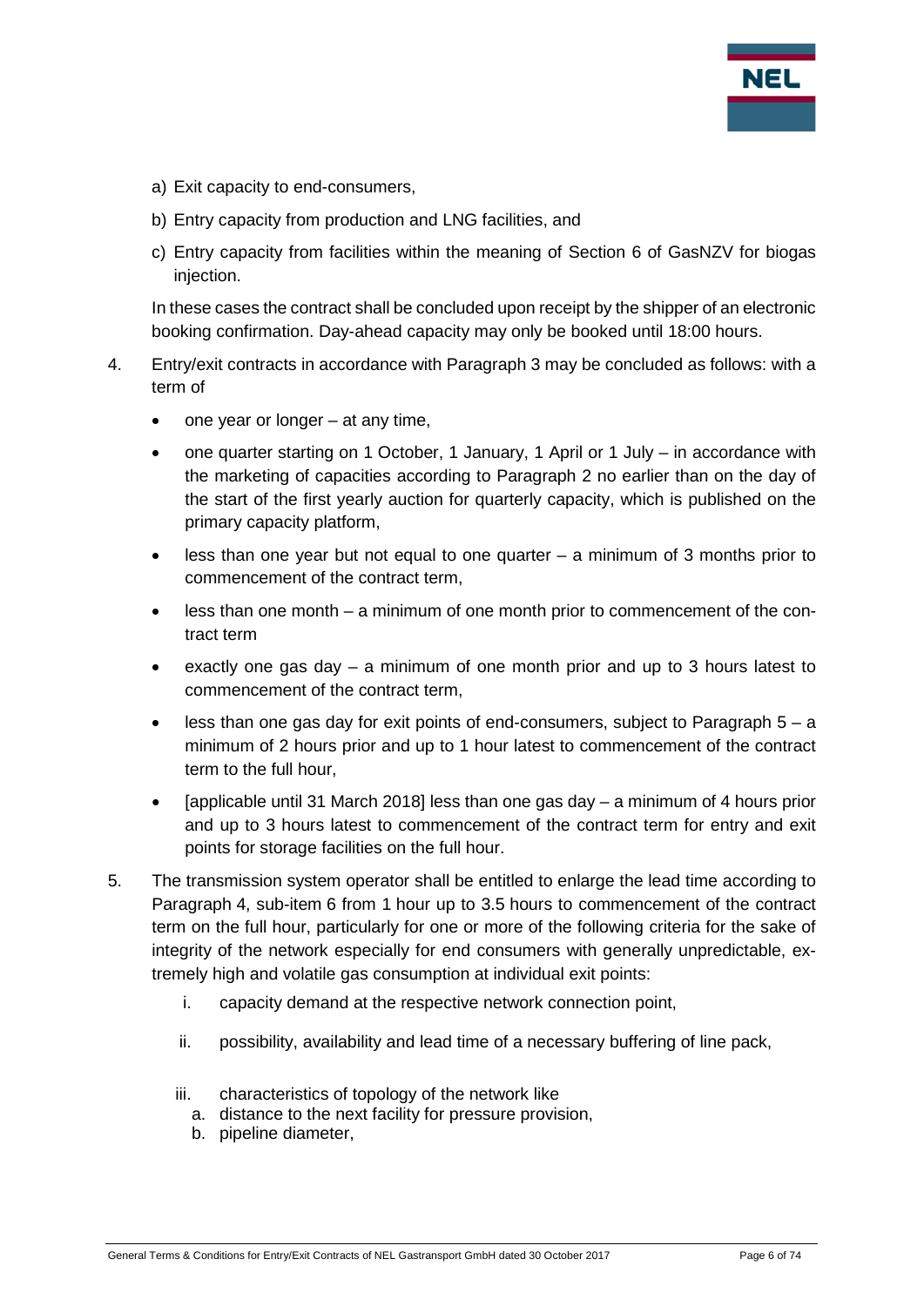a) Exit capacity to end-consumers,

b) Entry capacity from production and LNG facilities, and

c) Entry capacity from facilities within the meaning of Section 6 of GasNZV for biogas injection.

In these cases the contract shall be concluded upon receipt by the shipper of an electronic booking confirmation. Day-ahead capacity may only be booked until 18:00 hours.

4. Entry/exit contracts in accordance with Paragraph 3 may be concluded as follows: with a term of

   - one year or longer – at any time,
   - one quarter starting on 1 October, 1 January, 1 April or 1 July – in accordance with the marketing of capacities according to Paragraph 2 no earlier than on the day of the start of the first yearly auction for quarterly capacity, which is published on the primary capacity platform,
   - less than one year but not equal to one quarter – a minimum of 3 months prior to commencement of the contract term,
   - less than one month – a minimum of one month prior to commencement of the contract term
   - exactly one gas day – a minimum of one month prior and up to 3 hours latest to commencement of the contract term,
   - less than one gas day for exit points of end-consumers, subject to Paragraph 5 – a minimum of 2 hours prior and up to 1 hour latest to commencement of the contract term to the full hour,
   - [applicable until 31 March 2018] less than one gas day – a minimum of 4 hours prior and up to 3 hours latest to commencement of the contract term for entry and exit points for storage facilities on the full hour.

5. The transmission system operator shall be entitled to enlarge the lead time according to Paragraph 4, sub-item 6 from 1 hour up to 3.5 hours to commencement of the contract term on the full hour, particularly for one or more of the following criteria for the sake of integrity of the network especially for end consumers with generally unpredictable, extremely high and volatile gas consumption at individual exit points:

   i. capacity demand at the respective network connection point,

   ii. possibility, availability and lead time of a necessary buffering of line pack,

   iii. characteristics of topology of the network like
      a. distance to the next facility for pressure provision,
      b. pipeline diameter,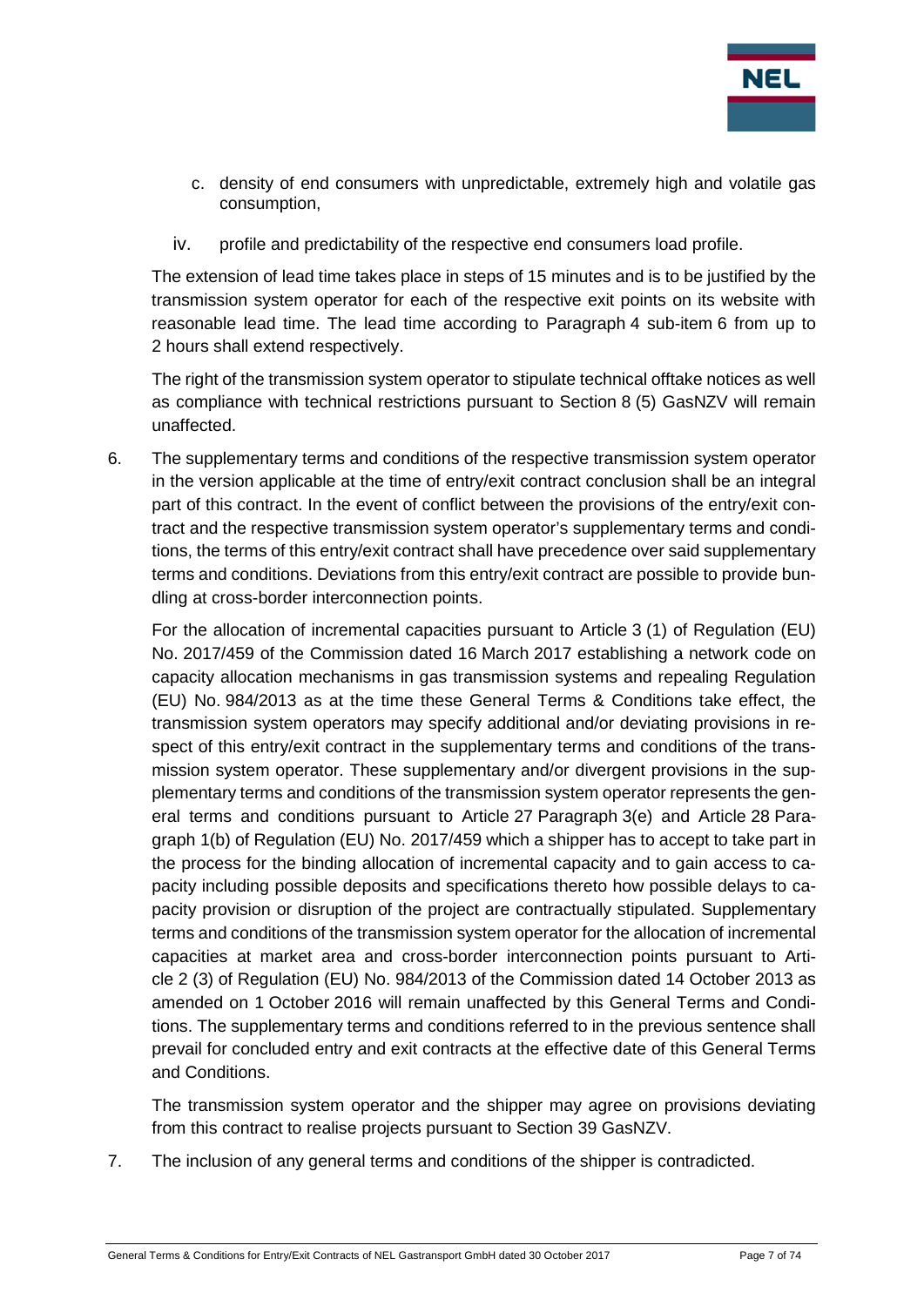c. density of end consumers with unpredictable, extremely high and volatile gas consumption,

iv. profile and predictability of the respective end consumers load profile.

The extension of lead time takes place in steps of 15 minutes and is to be justified by the transmission system operator for each of the respective exit points on its website with reasonable lead time. The lead time according to Paragraph 4 sub-item 6 from up to 2 hours shall extend respectively.

The right of the transmission system operator to stipulate technical offtake notices as well as compliance with technical restrictions pursuant to Section 8 (5) GasNZV will remain unaffected.

6. The supplementary terms and conditions of the respective transmission system operator in the version applicable at the time of entry/exit contract conclusion shall be an integral part of this contract. In the event of conflict between the provisions of the entry/exit contract and the respective transmission system operator's supplementary terms and conditions, the terms of this entry/exit contract shall have precedence over said supplementary terms and conditions. Deviations from this entry/exit contract are possible to provide bundling at cross-border interconnection points.

   For the allocation of incremental capacities pursuant to Article 3 (1) of Regulation (EU) No. 2017/459 of the Commission dated 16 March 2017 establishing a network code on capacity allocation mechanisms in gas transmission systems and repealing Regulation (EU) No. 984/2013 as at the time these General Terms & Conditions take effect, the transmission system operators may specify additional and/or deviating provisions in respect of this entry/exit contract in the supplementary terms and conditions of the transmission system operator. These supplementary and/or divergent provisions in the supplementary terms and conditions of the transmission system operator represents the general terms and conditions pursuant to Article 27 Paragraph 3(e) and Article 28 Paragraph 1(b) of Regulation (EU) No. 2017/459 which a shipper has to accept to take part in the process for the binding allocation of incremental capacity and to gain access to capacity including possible deposits and specifications thereto how possible delays to capacity provision or disruption of the project are contractually stipulated. Supplementary terms and conditions of the transmission system operator for the allocation of incremental capacities at market area and cross-border interconnection points pursuant to Article 2 (3) of Regulation (EU) No. 984/2013 of the Commission dated 14 October 2013 as amended on 1 October 2016 will remain unaffected by this General Terms and Conditions. The supplementary terms and conditions referred to in the previous sentence shall prevail for concluded entry and exit contracts at the effective date of this General Terms and Conditions.

   The transmission system operator and the shipper may agree on provisions deviating from this contract to realise projects pursuant to Section 39 GasNZV.

7. The inclusion of any general terms and conditions of the shipper is contradicted.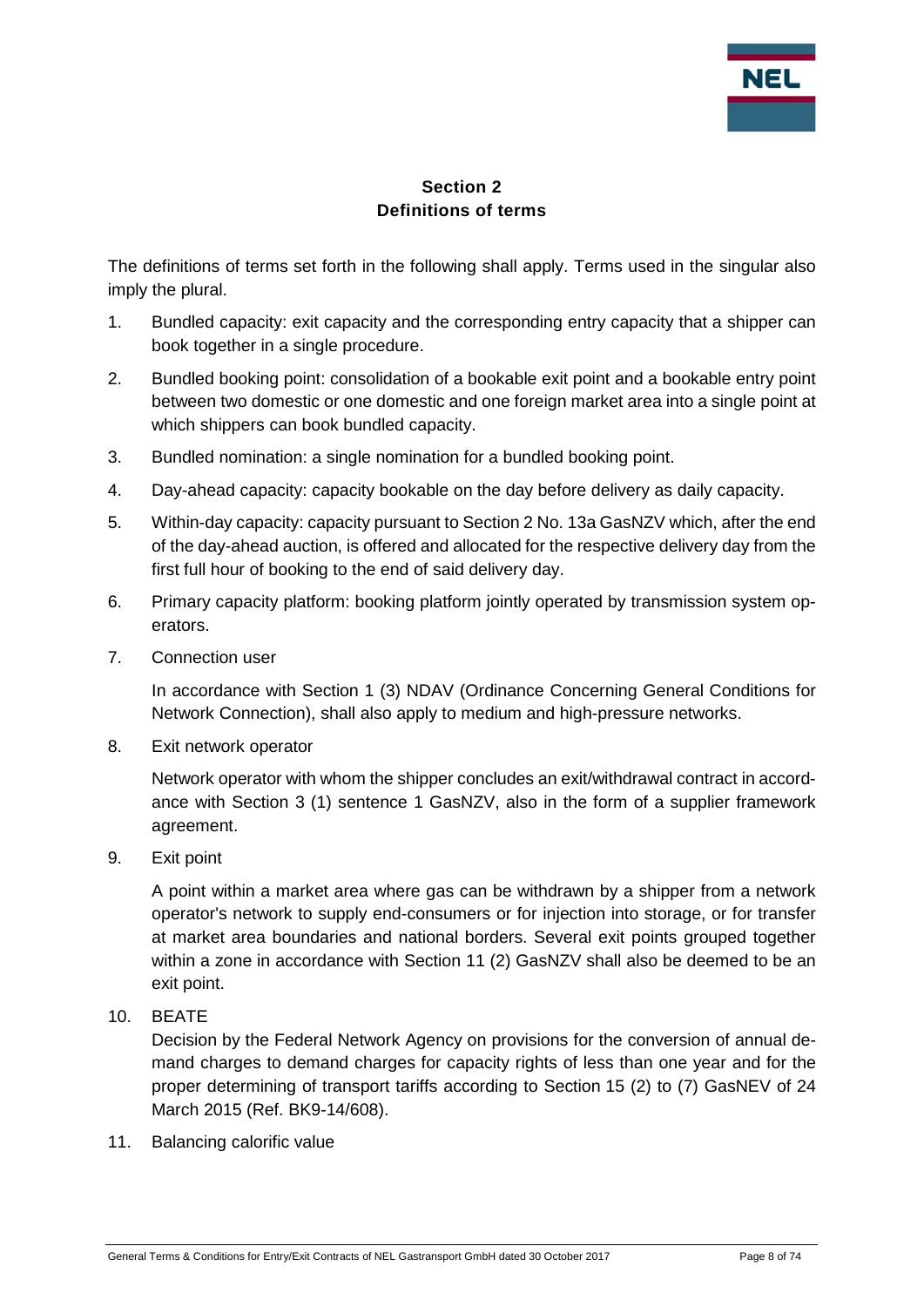## Section 2
## Definitions of terms

The definitions of terms set forth in the following shall apply. Terms used in the singular also imply the plural.

1. Bundled capacity: exit capacity and the corresponding entry capacity that a shipper can book together in a single procedure.
2. Bundled booking point: consolidation of a bookable exit point and a bookable entry point between two domestic or one domestic and one foreign market area into a single point at which shippers can book bundled capacity.
3. Bundled nomination: a single nomination for a bundled booking point.
4. Day-ahead capacity: capacity bookable on the day before delivery as daily capacity.
5. Within-day capacity: capacity pursuant to Section 2 No. 13a GasNZV which, after the end of the day-ahead auction, is offered and allocated for the respective delivery day from the first full hour of booking to the end of said delivery day.
6. Primary capacity platform: booking platform jointly operated by transmission system operators.
7. Connection user

   In accordance with Section 1 (3) NDAV (Ordinance Concerning General Conditions for Network Connection), shall also apply to medium and high-pressure networks.

8. Exit network operator

   Network operator with whom the shipper concludes an exit/withdrawal contract in accordance with Section 3 (1) sentence 1 GasNZV, also in the form of a supplier framework agreement.

9. Exit point

   A point within a market area where gas can be withdrawn by a shipper from a network operator's network to supply end-consumers or for injection into storage, or for transfer at market area boundaries and national borders. Several exit points grouped together within a zone in accordance with Section 11 (2) GasNZV shall also be deemed to be an exit point.

10. BEATE

    Decision by the Federal Network Agency on provisions for the conversion of annual demand charges to demand charges for capacity rights of less than one year and for the proper determining of transport tariffs according to Section 15 (2) to (7) GasNEV of 24 March 2015 (Ref. BK9-14/608).

11. Balancing calorific value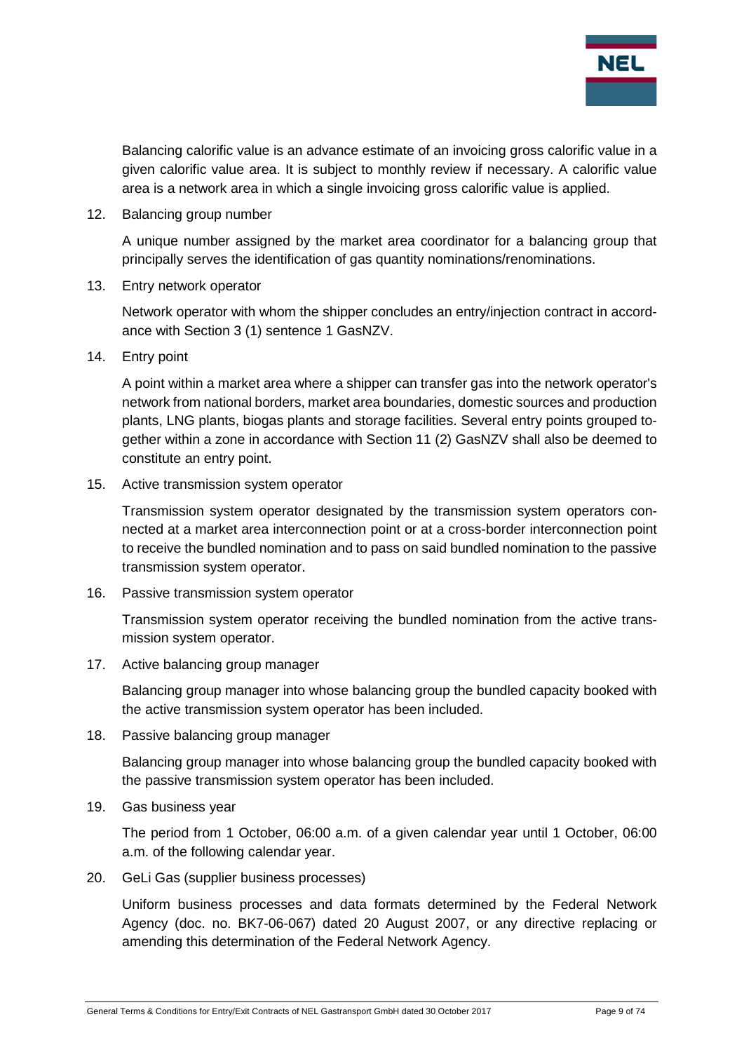Balancing calorific value is an advance estimate of an invoicing gross calorific value in a given calorific value area. It is subject to monthly review if necessary. A calorific value area is a network area in which a single invoicing gross calorific value is applied.

12. Balancing group number

    A unique number assigned by the market area coordinator for a balancing group that principally serves the identification of gas quantity nominations/renominations.

13. Entry network operator

    Network operator with whom the shipper concludes an entry/injection contract in accordance with Section 3 (1) sentence 1 GasNZV.

14. Entry point

    A point within a market area where a shipper can transfer gas into the network operator's network from national borders, market area boundaries, domestic sources and production plants, LNG plants, biogas plants and storage facilities. Several entry points grouped together within a zone in accordance with Section 11 (2) GasNZV shall also be deemed to constitute an entry point.

15. Active transmission system operator

    Transmission system operator designated by the transmission system operators connected at a market area interconnection point or at a cross-border interconnection point to receive the bundled nomination and to pass on said bundled nomination to the passive transmission system operator.

16. Passive transmission system operator

    Transmission system operator receiving the bundled nomination from the active transmission system operator.

17. Active balancing group manager

    Balancing group manager into whose balancing group the bundled capacity booked with the active transmission system operator has been included.

18. Passive balancing group manager

    Balancing group manager into whose balancing group the bundled capacity booked with the passive transmission system operator has been included.

19. Gas business year

    The period from 1 October, 06:00 a.m. of a given calendar year until 1 October, 06:00 a.m. of the following calendar year.

20. GeLi Gas (supplier business processes)

    Uniform business processes and data formats determined by the Federal Network Agency (doc. no. BK7-06-067) dated 20 August 2007, or any directive replacing or amending this determination of the Federal Network Agency.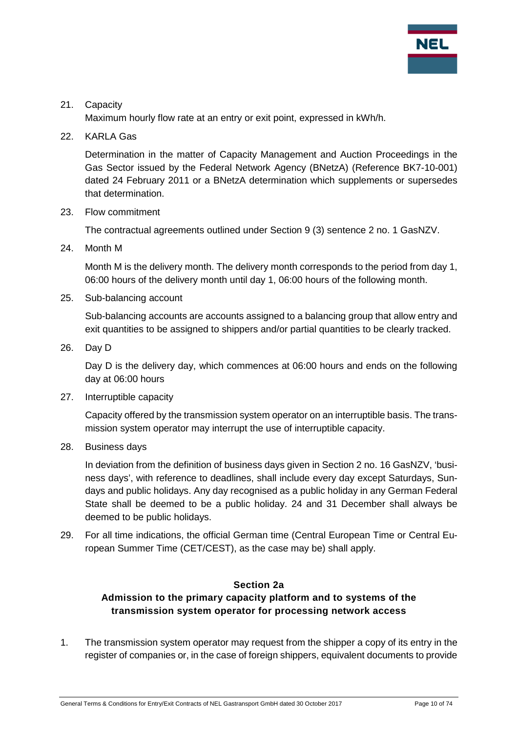21. Capacity

    Maximum hourly flow rate at an entry or exit point, expressed in kWh/h.

22. KARLA Gas

    Determination in the matter of Capacity Management and Auction Proceedings in the Gas Sector issued by the Federal Network Agency (BNetzA) (Reference BK7-10-001) dated 24 February 2011 or a BNetzA determination which supplements or supersedes that determination.

23. Flow commitment

    The contractual agreements outlined under Section 9 (3) sentence 2 no. 1 GasNZV.

24. Month M

    Month M is the delivery month. The delivery month corresponds to the period from day 1, 06:00 hours of the delivery month until day 1, 06:00 hours of the following month.

25. Sub-balancing account

    Sub-balancing accounts are accounts assigned to a balancing group that allow entry and exit quantities to be assigned to shippers and/or partial quantities to be clearly tracked.

26. Day D

    Day D is the delivery day, which commences at 06:00 hours and ends on the following day at 06:00 hours

27. Interruptible capacity

    Capacity offered by the transmission system operator on an interruptible basis. The transmission system operator may interrupt the use of interruptible capacity.

28. Business days

    In deviation from the definition of business days given in Section 2 no. 16 GasNZV, 'business days', with reference to deadlines, shall include every day except Saturdays, Sundays and public holidays. Any day recognised as a public holiday in any German Federal State shall be deemed to be a public holiday. 24 and 31 December shall always be deemed to be public holidays.

29. For all time indications, the official German time (Central European Time or Central European Summer Time (CET/CEST), as the case may be) shall apply.

## Section 2a

## Admission to the primary capacity platform and to systems of the transmission system operator for processing network access

1. The transmission system operator may request from the shipper a copy of its entry in the register of companies or, in the case of foreign shippers, equivalent documents to provide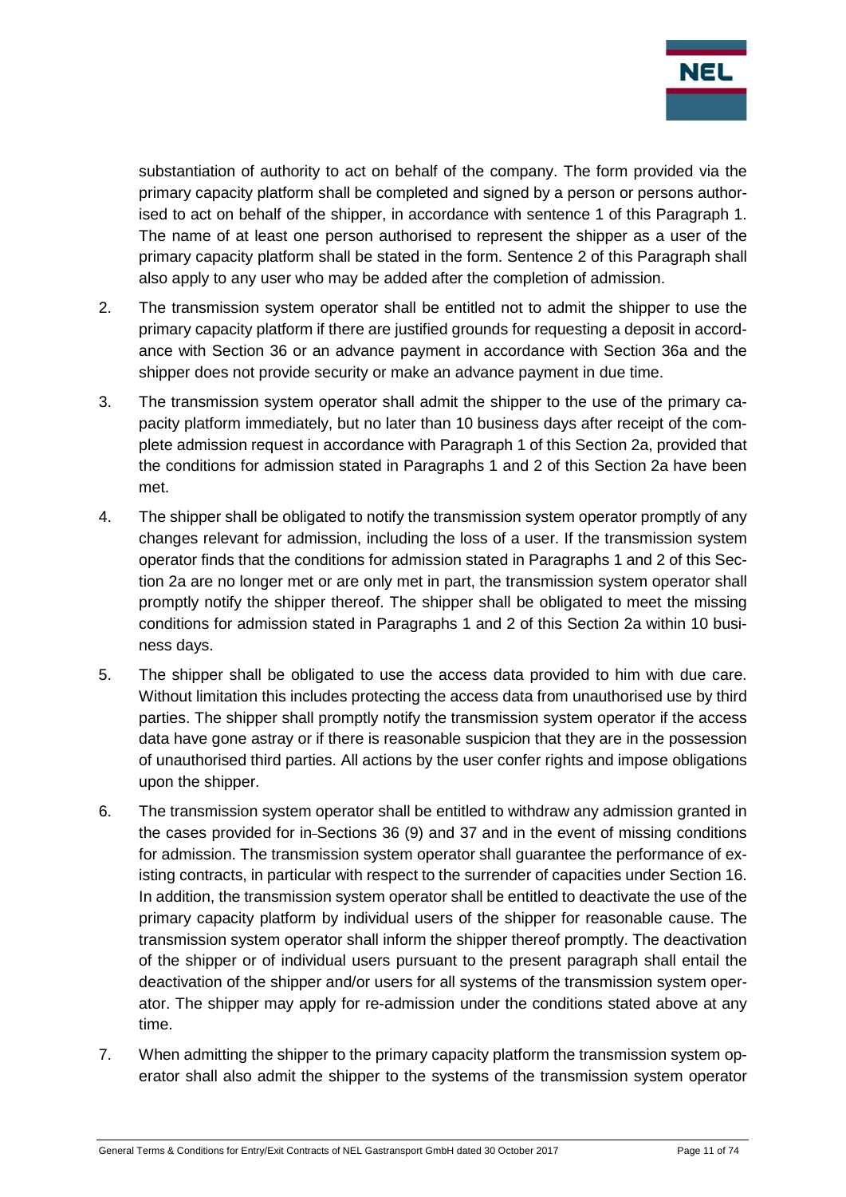substantiation of authority to act on behalf of the company. The form provided via the primary capacity platform shall be completed and signed by a person or persons authorised to act on behalf of the shipper, in accordance with sentence 1 of this Paragraph 1. The name of at least one person authorised to represent the shipper as a user of the primary capacity platform shall be stated in the form. Sentence 2 of this Paragraph shall also apply to any user who may be added after the completion of admission.

2. The transmission system operator shall be entitled not to admit the shipper to use the primary capacity platform if there are justified grounds for requesting a deposit in accordance with Section 36 or an advance payment in accordance with Section 36a and the shipper does not provide security or make an advance payment in due time.

3. The transmission system operator shall admit the shipper to the use of the primary capacity platform immediately, but no later than 10 business days after receipt of the complete admission request in accordance with Paragraph 1 of this Section 2a, provided that the conditions for admission stated in Paragraphs 1 and 2 of this Section 2a have been met.

4. The shipper shall be obligated to notify the transmission system operator promptly of any changes relevant for admission, including the loss of a user. If the transmission system operator finds that the conditions for admission stated in Paragraphs 1 and 2 of this Section 2a are no longer met or are only met in part, the transmission system operator shall promptly notify the shipper thereof. The shipper shall be obligated to meet the missing conditions for admission stated in Paragraphs 1 and 2 of this Section 2a within 10 business days.

5. The shipper shall be obligated to use the access data provided to him with due care. Without limitation this includes protecting the access data from unauthorised use by third parties. The shipper shall promptly notify the transmission system operator if the access data have gone astray or if there is reasonable suspicion that they are in the possession of unauthorised third parties. All actions by the user confer rights and impose obligations upon the shipper.

6. The transmission system operator shall be entitled to withdraw any admission granted in the cases provided for in Sections 36 (9) and 37 and in the event of missing conditions for admission. The transmission system operator shall guarantee the performance of existing contracts, in particular with respect to the surrender of capacities under Section 16. In addition, the transmission system operator shall be entitled to deactivate the use of the primary capacity platform by individual users of the shipper for reasonable cause. The transmission system operator shall inform the shipper thereof promptly. The deactivation of the shipper or of individual users pursuant to the present paragraph shall entail the deactivation of the shipper and/or users for all systems of the transmission system operator. The shipper may apply for re-admission under the conditions stated above at any time.

7. When admitting the shipper to the primary capacity platform the transmission system operator shall also admit the shipper to the systems of the transmission system operator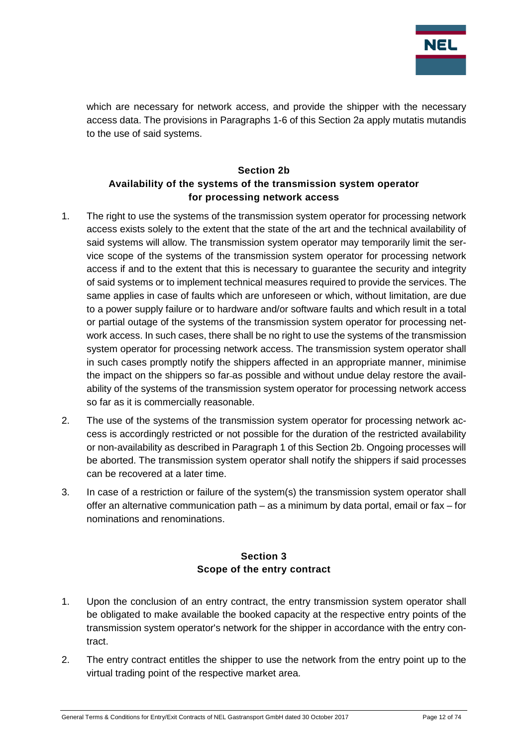which are necessary for network access, and provide the shipper with the necessary access data. The provisions in Paragraphs 1-6 of this Section 2a apply mutatis mutandis to the use of said systems.

## Section 2b
## Availability of the systems of the transmission system operator for processing network access

1. The right to use the systems of the transmission system operator for processing network access exists solely to the extent that the state of the art and the technical availability of said systems will allow. The transmission system operator may temporarily limit the service scope of the systems of the transmission system operator for processing network access if and to the extent that this is necessary to guarantee the security and integrity of said systems or to implement technical measures required to provide the services. The same applies in case of faults which are unforeseen or which, without limitation, are due to a power supply failure or to hardware and/or software faults and which result in a total or partial outage of the systems of the transmission system operator for processing network access. In such cases, there shall be no right to use the systems of the transmission system operator for processing network access. The transmission system operator shall in such cases promptly notify the shippers affected in an appropriate manner, minimise the impact on the shippers so far as possible and without undue delay restore the availability of the systems of the transmission system operator for processing network access so far as it is commercially reasonable.

2. The use of the systems of the transmission system operator for processing network access is accordingly restricted or not possible for the duration of the restricted availability or non-availability as described in Paragraph 1 of this Section 2b. Ongoing processes will be aborted. The transmission system operator shall notify the shippers if said processes can be recovered at a later time.

3. In case of a restriction or failure of the system(s) the transmission system operator shall offer an alternative communication path – as a minimum by data portal, email or fax – for nominations and renominations.

## Section 3
## Scope of the entry contract

1. Upon the conclusion of an entry contract, the entry transmission system operator shall be obligated to make available the booked capacity at the respective entry points of the transmission system operator's network for the shipper in accordance with the entry contract.

2. The entry contract entitles the shipper to use the network from the entry point up to the virtual trading point of the respective market area.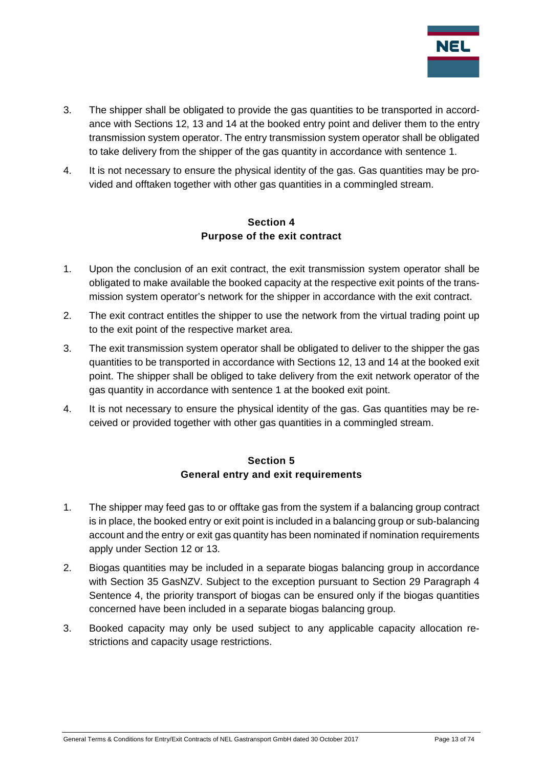3. The shipper shall be obligated to provide the gas quantities to be transported in accordance with Sections 12, 13 and 14 at the booked entry point and deliver them to the entry transmission system operator. The entry transmission system operator shall be obligated to take delivery from the shipper of the gas quantity in accordance with sentence 1.
4. It is not necessary to ensure the physical identity of the gas. Gas quantities may be provided and offtaken together with other gas quantities in a commingled stream.

## Section 4
## Purpose of the exit contract

1. Upon the conclusion of an exit contract, the exit transmission system operator shall be obligated to make available the booked capacity at the respective exit points of the transmission system operator's network for the shipper in accordance with the exit contract.
2. The exit contract entitles the shipper to use the network from the virtual trading point up to the exit point of the respective market area.
3. The exit transmission system operator shall be obligated to deliver to the shipper the gas quantities to be transported in accordance with Sections 12, 13 and 14 at the booked exit point. The shipper shall be obliged to take delivery from the exit network operator of the gas quantity in accordance with sentence 1 at the booked exit point.
4. It is not necessary to ensure the physical identity of the gas. Gas quantities may be received or provided together with other gas quantities in a commingled stream.

## Section 5
## General entry and exit requirements

1. The shipper may feed gas to or offtake gas from the system if a balancing group contract is in place, the booked entry or exit point is included in a balancing group or sub-balancing account and the entry or exit gas quantity has been nominated if nomination requirements apply under Section 12 or 13.
2. Biogas quantities may be included in a separate biogas balancing group in accordance with Section 35 GasNZV. Subject to the exception pursuant to Section 29 Paragraph 4 Sentence 4, the priority transport of biogas can be ensured only if the biogas quantities concerned have been included in a separate biogas balancing group.
3. Booked capacity may only be used subject to any applicable capacity allocation restrictions and capacity usage restrictions.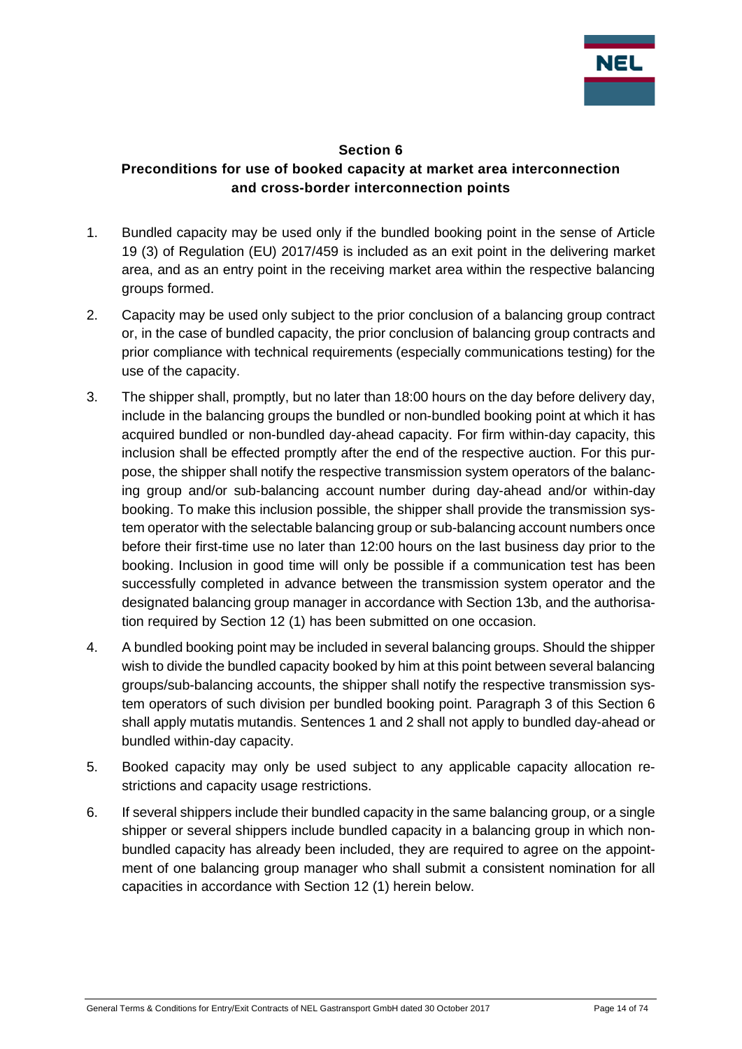## Section 6
## Preconditions for use of booked capacity at market area interconnection and cross-border interconnection points

1. Bundled capacity may be used only if the bundled booking point in the sense of Article 19 (3) of Regulation (EU) 2017/459 is included as an exit point in the delivering market area, and as an entry point in the receiving market area within the respective balancing groups formed.

2. Capacity may be used only subject to the prior conclusion of a balancing group contract or, in the case of bundled capacity, the prior conclusion of balancing group contracts and prior compliance with technical requirements (especially communications testing) for the use of the capacity.

3. The shipper shall, promptly, but no later than 18:00 hours on the day before delivery day, include in the balancing groups the bundled or non-bundled booking point at which it has acquired bundled or non-bundled day-ahead capacity. For firm within-day capacity, this inclusion shall be effected promptly after the end of the respective auction. For this purpose, the shipper shall notify the respective transmission system operators of the balancing group and/or sub-balancing account number during day-ahead and/or within-day booking. To make this inclusion possible, the shipper shall provide the transmission system operator with the selectable balancing group or sub-balancing account numbers once before their first-time use no later than 12:00 hours on the last business day prior to the booking. Inclusion in good time will only be possible if a communication test has been successfully completed in advance between the transmission system operator and the designated balancing group manager in accordance with Section 13b, and the authorisation required by Section 12 (1) has been submitted on one occasion.

4. A bundled booking point may be included in several balancing groups. Should the shipper wish to divide the bundled capacity booked by him at this point between several balancing groups/sub-balancing accounts, the shipper shall notify the respective transmission system operators of such division per bundled booking point. Paragraph 3 of this Section 6 shall apply mutatis mutandis. Sentences 1 and 2 shall not apply to bundled day-ahead or bundled within-day capacity.

5. Booked capacity may only be used subject to any applicable capacity allocation restrictions and capacity usage restrictions.

6. If several shippers include their bundled capacity in the same balancing group, or a single shipper or several shippers include bundled capacity in a balancing group in which non-bundled capacity has already been included, they are required to agree on the appointment of one balancing group manager who shall submit a consistent nomination for all capacities in accordance with Section 12 (1) herein below.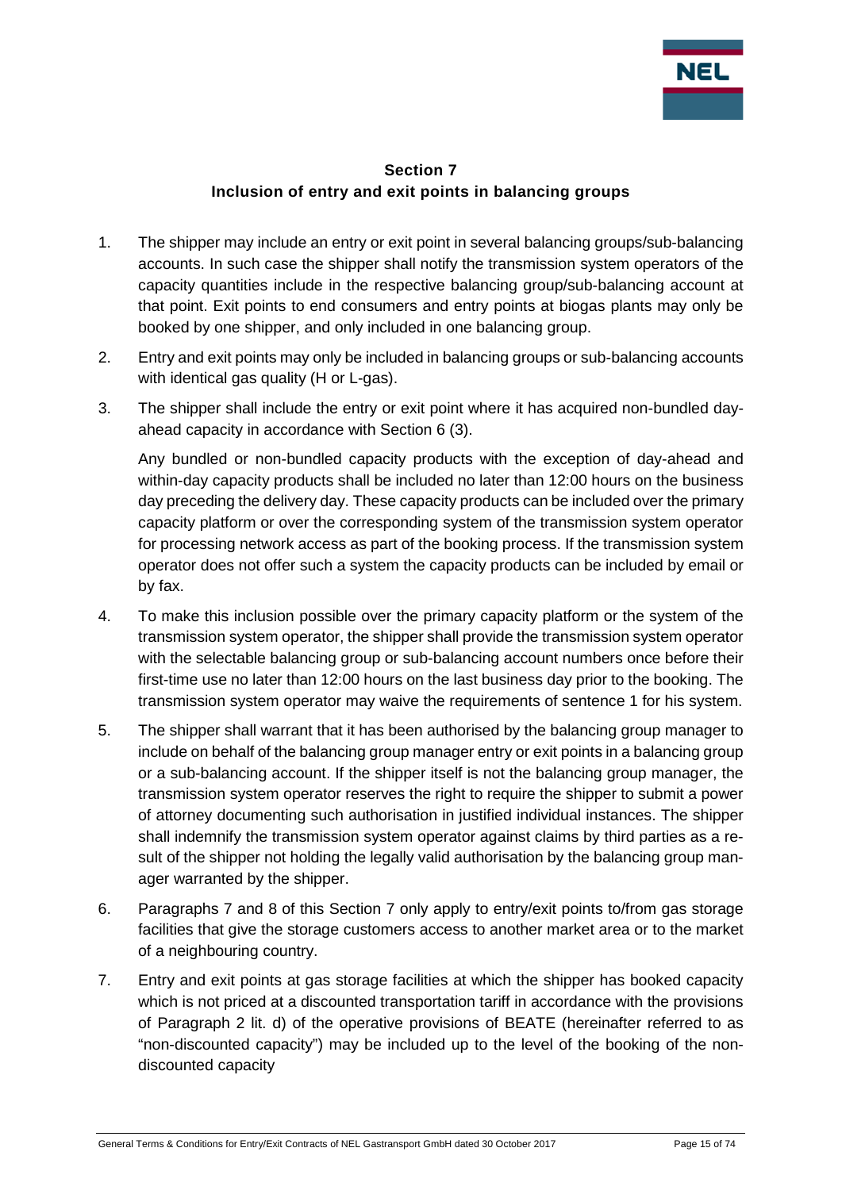## Section 7
## Inclusion of entry and exit points in balancing groups

1. The shipper may include an entry or exit point in several balancing groups/sub-balancing accounts. In such case the shipper shall notify the transmission system operators of the capacity quantities include in the respective balancing group/sub-balancing account at that point. Exit points to end consumers and entry points at biogas plants may only be booked by one shipper, and only included in one balancing group.

2. Entry and exit points may only be included in balancing groups or sub-balancing accounts with identical gas quality (H or L-gas).

3. The shipper shall include the entry or exit point where it has acquired non-bundled day-ahead capacity in accordance with Section 6 (3).

   Any bundled or non-bundled capacity products with the exception of day-ahead and within-day capacity products shall be included no later than 12:00 hours on the business day preceding the delivery day. These capacity products can be included over the primary capacity platform or over the corresponding system of the transmission system operator for processing network access as part of the booking process. If the transmission system operator does not offer such a system the capacity products can be included by email or by fax.

4. To make this inclusion possible over the primary capacity platform or the system of the transmission system operator, the shipper shall provide the transmission system operator with the selectable balancing group or sub-balancing account numbers once before their first-time use no later than 12:00 hours on the last business day prior to the booking. The transmission system operator may waive the requirements of sentence 1 for his system.

5. The shipper shall warrant that it has been authorised by the balancing group manager to include on behalf of the balancing group manager entry or exit points in a balancing group or a sub-balancing account. If the shipper itself is not the balancing group manager, the transmission system operator reserves the right to require the shipper to submit a power of attorney documenting such authorisation in justified individual instances. The shipper shall indemnify the transmission system operator against claims by third parties as a result of the shipper not holding the legally valid authorisation by the balancing group manager warranted by the shipper.

6. Paragraphs 7 and 8 of this Section 7 only apply to entry/exit points to/from gas storage facilities that give the storage customers access to another market area or to the market of a neighbouring country.

7. Entry and exit points at gas storage facilities at which the shipper has booked capacity which is not priced at a discounted transportation tariff in accordance with the provisions of Paragraph 2 lit. d) of the operative provisions of BEATE (hereinafter referred to as "non-discounted capacity") may be included up to the level of the booking of the non-discounted capacity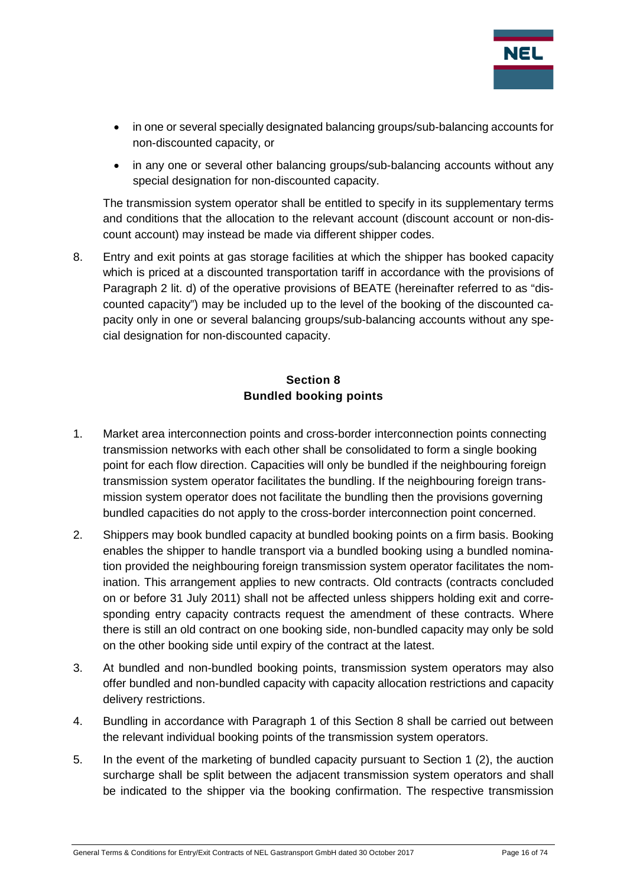- in one or several specially designated balancing groups/sub-balancing accounts for non-discounted capacity, or
- in any one or several other balancing groups/sub-balancing accounts without any special designation for non-discounted capacity.

The transmission system operator shall be entitled to specify in its supplementary terms and conditions that the allocation to the relevant account (discount account or non-discount account) may instead be made via different shipper codes.

8. Entry and exit points at gas storage facilities at which the shipper has booked capacity which is priced at a discounted transportation tariff in accordance with the provisions of Paragraph 2 lit. d) of the operative provisions of BEATE (hereinafter referred to as "discounted capacity") may be included up to the level of the booking of the discounted capacity only in one or several balancing groups/sub-balancing accounts without any special designation for non-discounted capacity.

## Section 8
## Bundled booking points

1. Market area interconnection points and cross-border interconnection points connecting transmission networks with each other shall be consolidated to form a single booking point for each flow direction. Capacities will only be bundled if the neighbouring foreign transmission system operator facilitates the bundling. If the neighbouring foreign transmission system operator does not facilitate the bundling then the provisions governing bundled capacities do not apply to the cross-border interconnection point concerned.
2. Shippers may book bundled capacity at bundled booking points on a firm basis. Booking enables the shipper to handle transport via a bundled booking using a bundled nomination provided the neighbouring foreign transmission system operator facilitates the nomination. This arrangement applies to new contracts. Old contracts (contracts concluded on or before 31 July 2011) shall not be affected unless shippers holding exit and corresponding entry capacity contracts request the amendment of these contracts. Where there is still an old contract on one booking side, non-bundled capacity may only be sold on the other booking side until expiry of the contract at the latest.
3. At bundled and non-bundled booking points, transmission system operators may also offer bundled and non-bundled capacity with capacity allocation restrictions and capacity delivery restrictions.
4. Bundling in accordance with Paragraph 1 of this Section 8 shall be carried out between the relevant individual booking points of the transmission system operators.
5. In the event of the marketing of bundled capacity pursuant to Section 1 (2), the auction surcharge shall be split between the adjacent transmission system operators and shall be indicated to the shipper via the booking confirmation. The respective transmission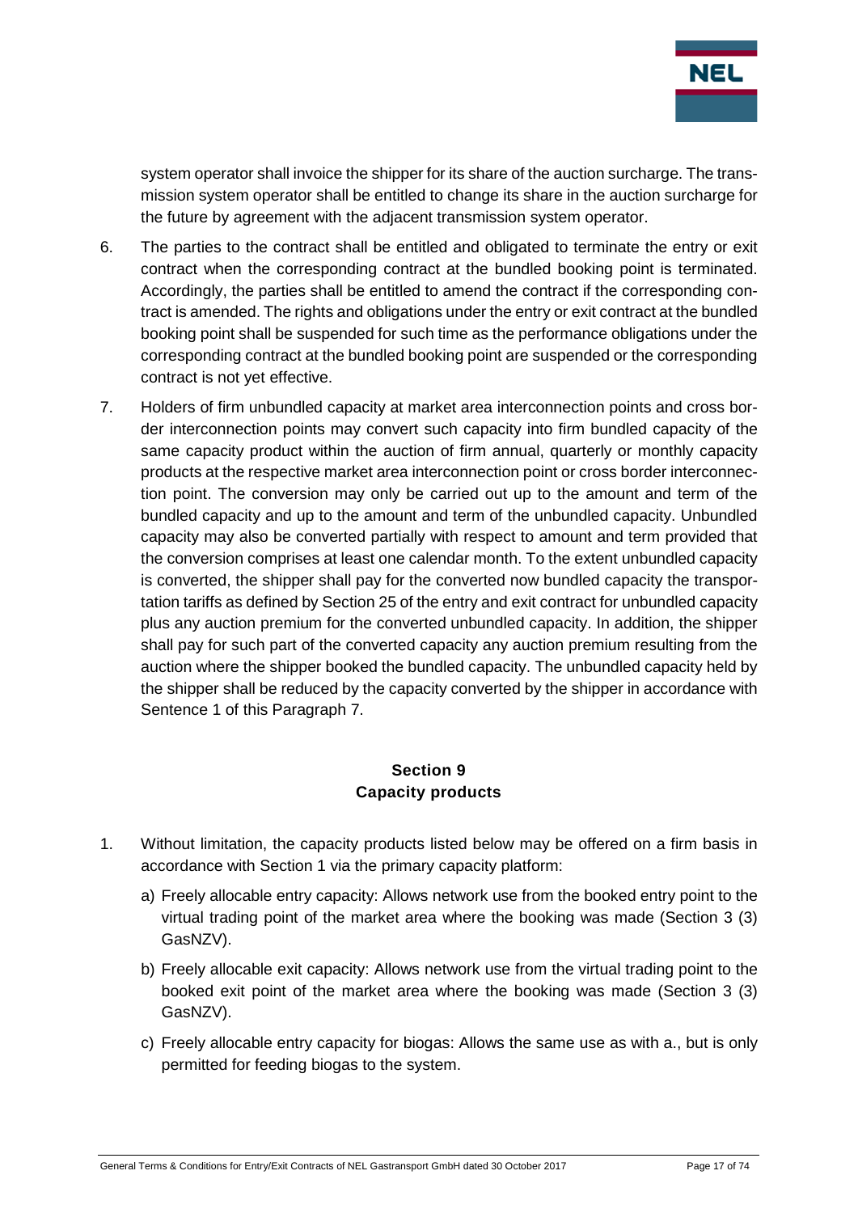system operator shall invoice the shipper for its share of the auction surcharge. The transmission system operator shall be entitled to change its share in the auction surcharge for the future by agreement with the adjacent transmission system operator.

6. The parties to the contract shall be entitled and obligated to terminate the entry or exit contract when the corresponding contract at the bundled booking point is terminated. Accordingly, the parties shall be entitled to amend the contract if the corresponding contract is amended. The rights and obligations under the entry or exit contract at the bundled booking point shall be suspended for such time as the performance obligations under the corresponding contract at the bundled booking point are suspended or the corresponding contract is not yet effective.

7. Holders of firm unbundled capacity at market area interconnection points and cross border interconnection points may convert such capacity into firm bundled capacity of the same capacity product within the auction of firm annual, quarterly or monthly capacity products at the respective market area interconnection point or cross border interconnection point. The conversion may only be carried out up to the amount and term of the bundled capacity and up to the amount and term of the unbundled capacity. Unbundled capacity may also be converted partially with respect to amount and term provided that the conversion comprises at least one calendar month. To the extent unbundled capacity is converted, the shipper shall pay for the converted now bundled capacity the transportation tariffs as defined by Section 25 of the entry and exit contract for unbundled capacity plus any auction premium for the converted unbundled capacity. In addition, the shipper shall pay for such part of the converted capacity any auction premium resulting from the auction where the shipper booked the bundled capacity. The unbundled capacity held by the shipper shall be reduced by the capacity converted by the shipper in accordance with Sentence 1 of this Paragraph 7.

## Section 9
## Capacity products

1. Without limitation, the capacity products listed below may be offered on a firm basis in accordance with Section 1 via the primary capacity platform:

   a) Freely allocable entry capacity: Allows network use from the booked entry point to the virtual trading point of the market area where the booking was made (Section 3 (3) GasNZV).

   b) Freely allocable exit capacity: Allows network use from the virtual trading point to the booked exit point of the market area where the booking was made (Section 3 (3) GasNZV).

   c) Freely allocable entry capacity for biogas: Allows the same use as with a., but is only permitted for feeding biogas to the system.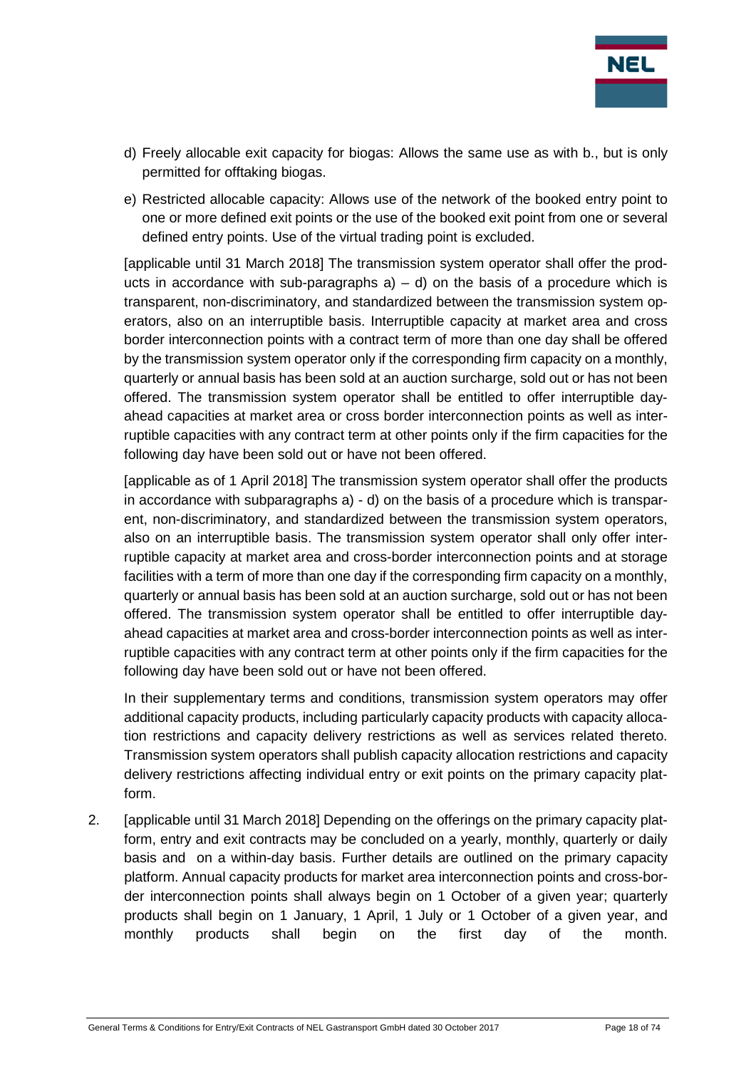d) Freely allocable exit capacity for biogas: Allows the same use as with b., but is only permitted for offtaking biogas.

e) Restricted allocable capacity: Allows use of the network of the booked entry point to one or more defined exit points or the use of the booked exit point from one or several defined entry points. Use of the virtual trading point is excluded.

[applicable until 31 March 2018] The transmission system operator shall offer the products in accordance with sub-paragraphs a) – d) on the basis of a procedure which is transparent, non-discriminatory, and standardized between the transmission system operators, also on an interruptible basis. Interruptible capacity at market area and cross border interconnection points with a contract term of more than one day shall be offered by the transmission system operator only if the corresponding firm capacity on a monthly, quarterly or annual basis has been sold at an auction surcharge, sold out or has not been offered. The transmission system operator shall be entitled to offer interruptible day-ahead capacities at market area or cross border interconnection points as well as interruptible capacities with any contract term at other points only if the firm capacities for the following day have been sold out or have not been offered.

[applicable as of 1 April 2018] The transmission system operator shall offer the products in accordance with subparagraphs a) - d) on the basis of a procedure which is transparent, non-discriminatory, and standardized between the transmission system operators, also on an interruptible basis. The transmission system operator shall only offer interruptible capacity at market area and cross-border interconnection points and at storage facilities with a term of more than one day if the corresponding firm capacity on a monthly, quarterly or annual basis has been sold at an auction surcharge, sold out or has not been offered. The transmission system operator shall be entitled to offer interruptible day-ahead capacities at market area and cross-border interconnection points as well as interruptible capacities with any contract term at other points only if the firm capacities for the following day have been sold out or have not been offered.

In their supplementary terms and conditions, transmission system operators may offer additional capacity products, including particularly capacity products with capacity allocation restrictions and capacity delivery restrictions as well as services related thereto. Transmission system operators shall publish capacity allocation restrictions and capacity delivery restrictions affecting individual entry or exit points on the primary capacity platform.

2. [applicable until 31 March 2018] Depending on the offerings on the primary capacity platform, entry and exit contracts may be concluded on a yearly, monthly, quarterly or daily basis and on a within-day basis. Further details are outlined on the primary capacity platform. Annual capacity products for market area interconnection points and cross-border interconnection points shall always begin on 1 October of a given year; quarterly products shall begin on 1 January, 1 April, 1 July or 1 October of a given year, and monthly products shall begin on the first day of the month.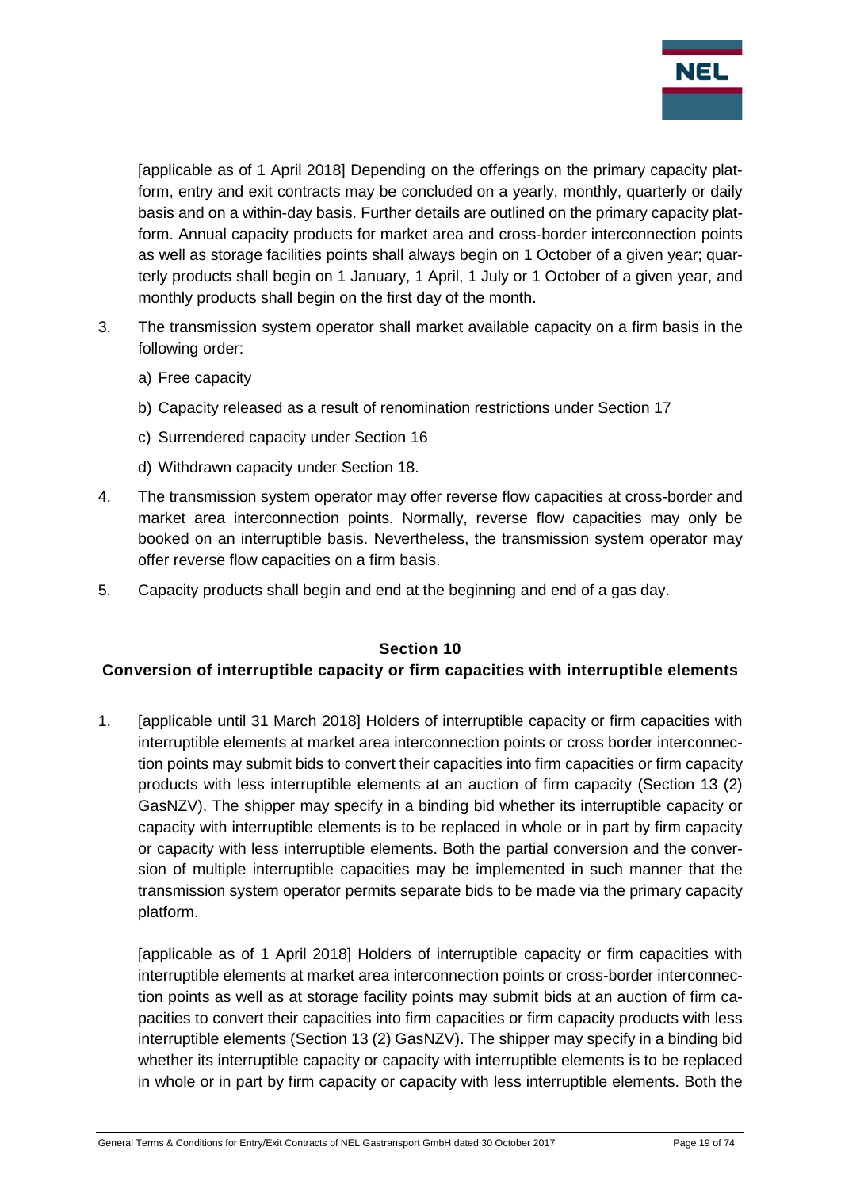[applicable as of 1 April 2018] Depending on the offerings on the primary capacity platform, entry and exit contracts may be concluded on a yearly, monthly, quarterly or daily basis and on a within-day basis. Further details are outlined on the primary capacity platform. Annual capacity products for market area and cross-border interconnection points as well as storage facilities points shall always begin on 1 October of a given year; quarterly products shall begin on 1 January, 1 April, 1 July or 1 October of a given year, and monthly products shall begin on the first day of the month.

3. The transmission system operator shall market available capacity on a firm basis in the following order:

   a) Free capacity

   b) Capacity released as a result of renomination restrictions under Section 17

   c) Surrendered capacity under Section 16

   d) Withdrawn capacity under Section 18.

4. The transmission system operator may offer reverse flow capacities at cross-border and market area interconnection points. Normally, reverse flow capacities may only be booked on an interruptible basis. Nevertheless, the transmission system operator may offer reverse flow capacities on a firm basis.

5. Capacity products shall begin and end at the beginning and end of a gas day.

## Section 10
## Conversion of interruptible capacity or firm capacities with interruptible elements

1. [applicable until 31 March 2018] Holders of interruptible capacity or firm capacities with interruptible elements at market area interconnection points or cross border interconnection points may submit bids to convert their capacities into firm capacities or firm capacity products with less interruptible elements at an auction of firm capacity (Section 13 (2) GasNZV). The shipper may specify in a binding bid whether its interruptible capacity or capacity with interruptible elements is to be replaced in whole or in part by firm capacity or capacity with less interruptible elements. Both the partial conversion and the conversion of multiple interruptible capacities may be implemented in such manner that the transmission system operator permits separate bids to be made via the primary capacity platform.

   [applicable as of 1 April 2018] Holders of interruptible capacity or firm capacities with interruptible elements at market area interconnection points or cross-border interconnection points as well as at storage facility points may submit bids at an auction of firm capacities to convert their capacities into firm capacities or firm capacity products with less interruptible elements (Section 13 (2) GasNZV). The shipper may specify in a binding bid whether its interruptible capacity or capacity with interruptible elements is to be replaced in whole or in part by firm capacity or capacity with less interruptible elements. Both the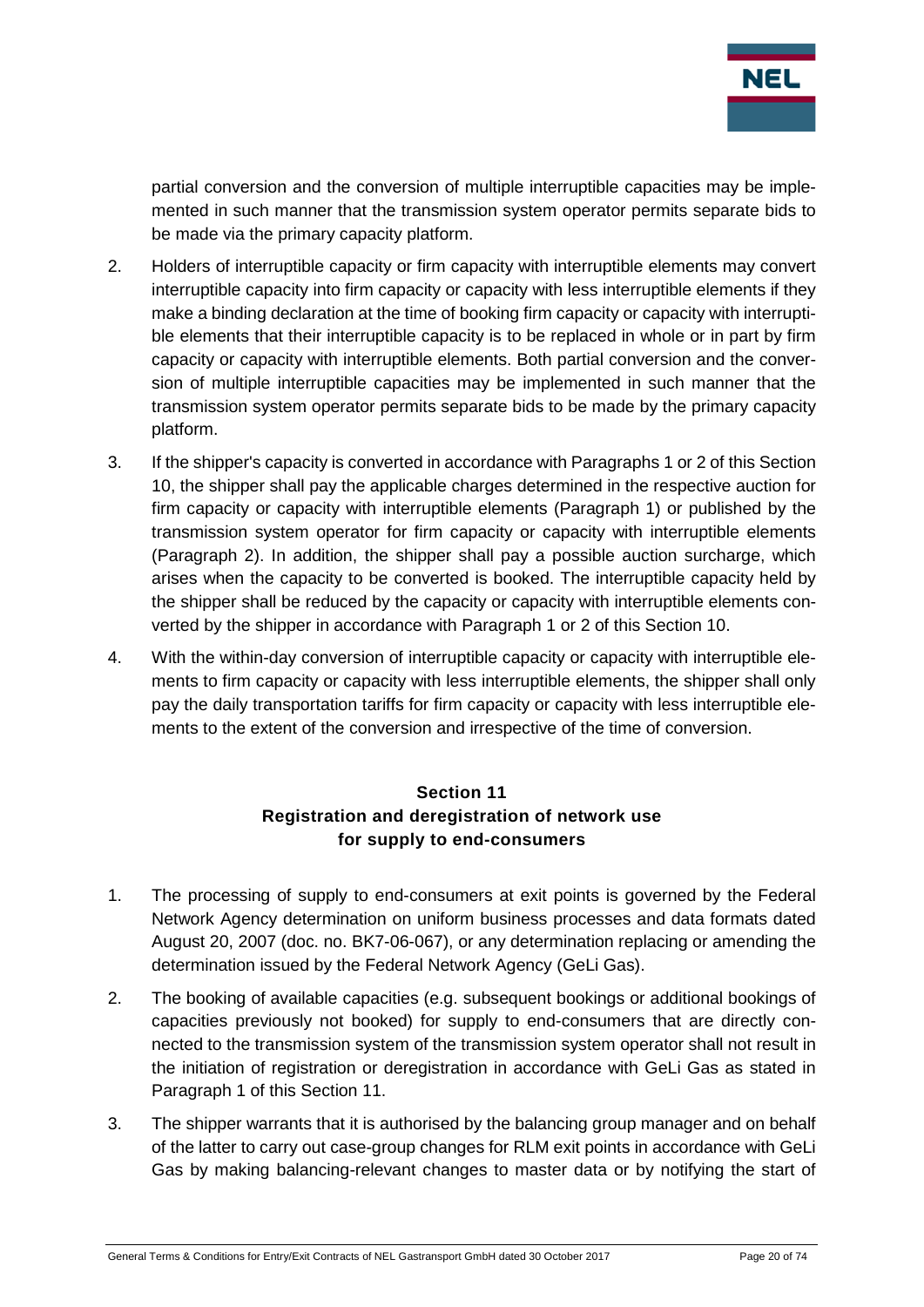partial conversion and the conversion of multiple interruptible capacities may be implemented in such manner that the transmission system operator permits separate bids to be made via the primary capacity platform.

2. Holders of interruptible capacity or firm capacity with interruptible elements may convert interruptible capacity into firm capacity or capacity with less interruptible elements if they make a binding declaration at the time of booking firm capacity or capacity with interruptible elements that their interruptible capacity is to be replaced in whole or in part by firm capacity or capacity with interruptible elements. Both partial conversion and the conversion of multiple interruptible capacities may be implemented in such manner that the transmission system operator permits separate bids to be made by the primary capacity platform.

3. If the shipper's capacity is converted in accordance with Paragraphs 1 or 2 of this Section 10, the shipper shall pay the applicable charges determined in the respective auction for firm capacity or capacity with interruptible elements (Paragraph 1) or published by the transmission system operator for firm capacity or capacity with interruptible elements (Paragraph 2). In addition, the shipper shall pay a possible auction surcharge, which arises when the capacity to be converted is booked. The interruptible capacity held by the shipper shall be reduced by the capacity or capacity with interruptible elements converted by the shipper in accordance with Paragraph 1 or 2 of this Section 10.

4. With the within-day conversion of interruptible capacity or capacity with interruptible elements to firm capacity or capacity with less interruptible elements, the shipper shall only pay the daily transportation tariffs for firm capacity or capacity with less interruptible elements to the extent of the conversion and irrespective of the time of conversion.

## Section 11
## Registration and deregistration of network use for supply to end-consumers

1. The processing of supply to end-consumers at exit points is governed by the Federal Network Agency determination on uniform business processes and data formats dated August 20, 2007 (doc. no. BK7-06-067), or any determination replacing or amending the determination issued by the Federal Network Agency (GeLi Gas).

2. The booking of available capacities (e.g. subsequent bookings or additional bookings of capacities previously not booked) for supply to end-consumers that are directly connected to the transmission system of the transmission system operator shall not result in the initiation of registration or deregistration in accordance with GeLi Gas as stated in Paragraph 1 of this Section 11.

3. The shipper warrants that it is authorised by the balancing group manager and on behalf of the latter to carry out case-group changes for RLM exit points in accordance with GeLi Gas by making balancing-relevant changes to master data or by notifying the start of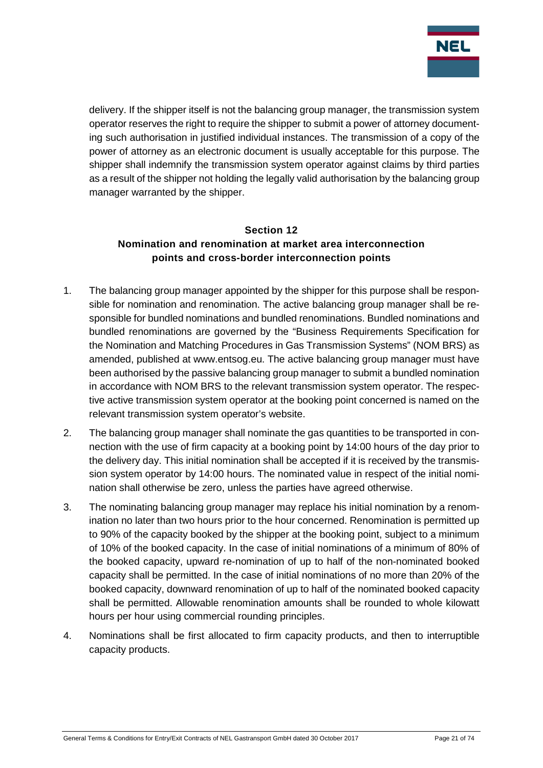delivery. If the shipper itself is not the balancing group manager, the transmission system operator reserves the right to require the shipper to submit a power of attorney documenting such authorisation in justified individual instances. The transmission of a copy of the power of attorney as an electronic document is usually acceptable for this purpose. The shipper shall indemnify the transmission system operator against claims by third parties as a result of the shipper not holding the legally valid authorisation by the balancing group manager warranted by the shipper.

## Section 12
## Nomination and renomination at market area interconnection points and cross-border interconnection points

1. The balancing group manager appointed by the shipper for this purpose shall be responsible for nomination and renomination. The active balancing group manager shall be responsible for bundled nominations and bundled renominations. Bundled nominations and bundled renominations are governed by the "Business Requirements Specification for the Nomination and Matching Procedures in Gas Transmission Systems" (NOM BRS) as amended, published at www.entsog.eu. The active balancing group manager must have been authorised by the passive balancing group manager to submit a bundled nomination in accordance with NOM BRS to the relevant transmission system operator. The respective active transmission system operator at the booking point concerned is named on the relevant transmission system operator's website.
2. The balancing group manager shall nominate the gas quantities to be transported in connection with the use of firm capacity at a booking point by 14:00 hours of the day prior to the delivery day. This initial nomination shall be accepted if it is received by the transmission system operator by 14:00 hours. The nominated value in respect of the initial nomination shall otherwise be zero, unless the parties have agreed otherwise.
3. The nominating balancing group manager may replace his initial nomination by a renomination no later than two hours prior to the hour concerned. Renomination is permitted up to 90% of the capacity booked by the shipper at the booking point, subject to a minimum of 10% of the booked capacity. In the case of initial nominations of a minimum of 80% of the booked capacity, upward re-nomination of up to half of the non-nominated booked capacity shall be permitted. In the case of initial nominations of no more than 20% of the booked capacity, downward renomination of up to half of the nominated booked capacity shall be permitted. Allowable renomination amounts shall be rounded to whole kilowatt hours per hour using commercial rounding principles.
4. Nominations shall be first allocated to firm capacity products, and then to interruptible capacity products.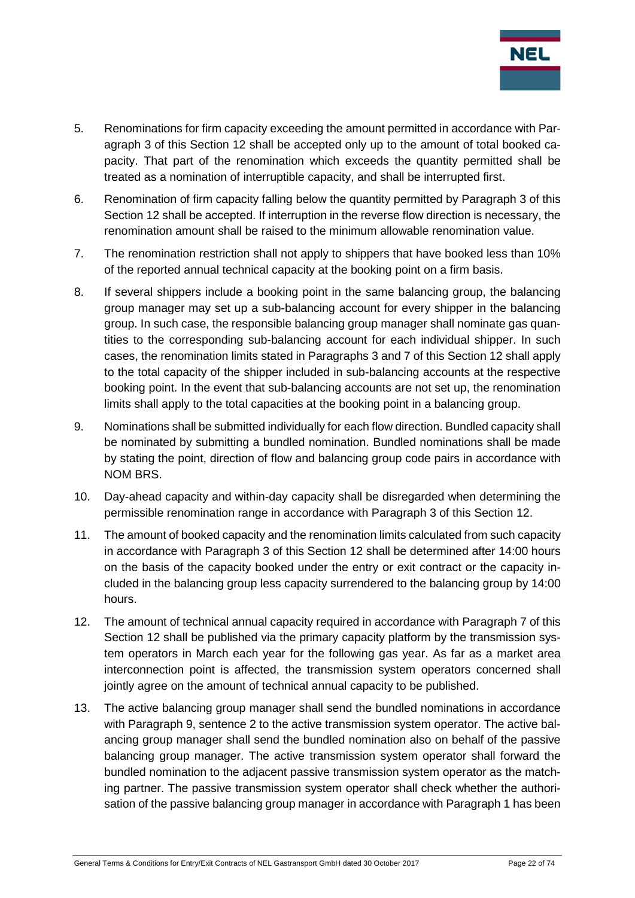5. Renominations for firm capacity exceeding the amount permitted in accordance with Paragraph 3 of this Section 12 shall be accepted only up to the amount of total booked capacity. That part of the renomination which exceeds the quantity permitted shall be treated as a nomination of interruptible capacity, and shall be interrupted first.

6. Renomination of firm capacity falling below the quantity permitted by Paragraph 3 of this Section 12 shall be accepted. If interruption in the reverse flow direction is necessary, the renomination amount shall be raised to the minimum allowable renomination value.

7. The renomination restriction shall not apply to shippers that have booked less than 10% of the reported annual technical capacity at the booking point on a firm basis.

8. If several shippers include a booking point in the same balancing group, the balancing group manager may set up a sub-balancing account for every shipper in the balancing group. In such case, the responsible balancing group manager shall nominate gas quantities to the corresponding sub-balancing account for each individual shipper. In such cases, the renomination limits stated in Paragraphs 3 and 7 of this Section 12 shall apply to the total capacity of the shipper included in sub-balancing accounts at the respective booking point. In the event that sub-balancing accounts are not set up, the renomination limits shall apply to the total capacities at the booking point in a balancing group.

9. Nominations shall be submitted individually for each flow direction. Bundled capacity shall be nominated by submitting a bundled nomination. Bundled nominations shall be made by stating the point, direction of flow and balancing group code pairs in accordance with NOM BRS.

10. Day-ahead capacity and within-day capacity shall be disregarded when determining the permissible renomination range in accordance with Paragraph 3 of this Section 12.

11. The amount of booked capacity and the renomination limits calculated from such capacity in accordance with Paragraph 3 of this Section 12 shall be determined after 14:00 hours on the basis of the capacity booked under the entry or exit contract or the capacity included in the balancing group less capacity surrendered to the balancing group by 14:00 hours.

12. The amount of technical annual capacity required in accordance with Paragraph 7 of this Section 12 shall be published via the primary capacity platform by the transmission system operators in March each year for the following gas year. As far as a market area interconnection point is affected, the transmission system operators concerned shall jointly agree on the amount of technical annual capacity to be published.

13. The active balancing group manager shall send the bundled nominations in accordance with Paragraph 9, sentence 2 to the active transmission system operator. The active balancing group manager shall send the bundled nomination also on behalf of the passive balancing group manager. The active transmission system operator shall forward the bundled nomination to the adjacent passive transmission system operator as the matching partner. The passive transmission system operator shall check whether the authorisation of the passive balancing group manager in accordance with Paragraph 1 has been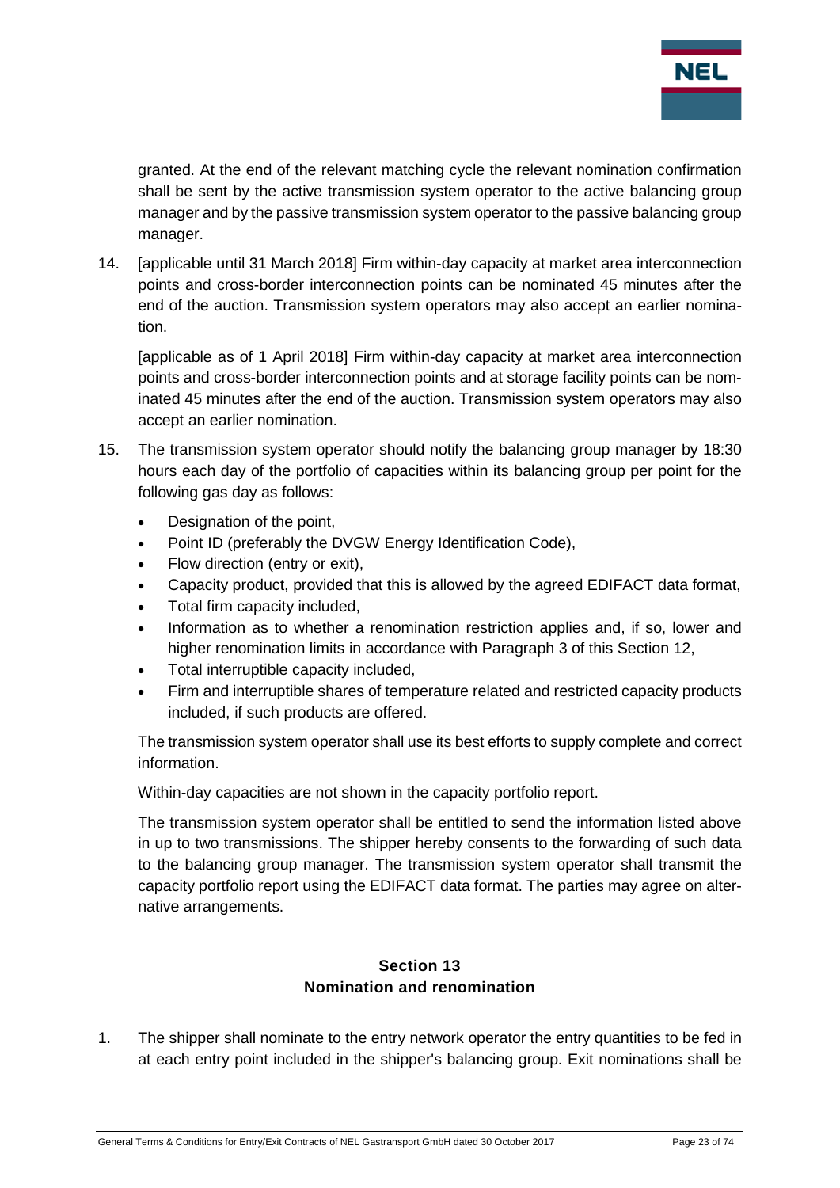granted. At the end of the relevant matching cycle the relevant nomination confirmation shall be sent by the active transmission system operator to the active balancing group manager and by the passive transmission system operator to the passive balancing group manager.

14. [applicable until 31 March 2018] Firm within-day capacity at market area interconnection points and cross-border interconnection points can be nominated 45 minutes after the end of the auction. Transmission system operators may also accept an earlier nomination.

    [applicable as of 1 April 2018] Firm within-day capacity at market area interconnection points and cross-border interconnection points and at storage facility points can be nominated 45 minutes after the end of the auction. Transmission system operators may also accept an earlier nomination.

15. The transmission system operator should notify the balancing group manager by 18:30 hours each day of the portfolio of capacities within its balancing group per point for the following gas day as follows:

    - Designation of the point,
    - Point ID (preferably the DVGW Energy Identification Code),
    - Flow direction (entry or exit),
    - Capacity product, provided that this is allowed by the agreed EDIFACT data format,
    - Total firm capacity included,
    - Information as to whether a renomination restriction applies and, if so, lower and higher renomination limits in accordance with Paragraph 3 of this Section 12,
    - Total interruptible capacity included,
    - Firm and interruptible shares of temperature related and restricted capacity products included, if such products are offered.

    The transmission system operator shall use its best efforts to supply complete and correct information.

    Within-day capacities are not shown in the capacity portfolio report.

    The transmission system operator shall be entitled to send the information listed above in up to two transmissions. The shipper hereby consents to the forwarding of such data to the balancing group manager. The transmission system operator shall transmit the capacity portfolio report using the EDIFACT data format. The parties may agree on alternative arrangements.

## Section 13
## Nomination and renomination

1. The shipper shall nominate to the entry network operator the entry quantities to be fed in at each entry point included in the shipper's balancing group. Exit nominations shall be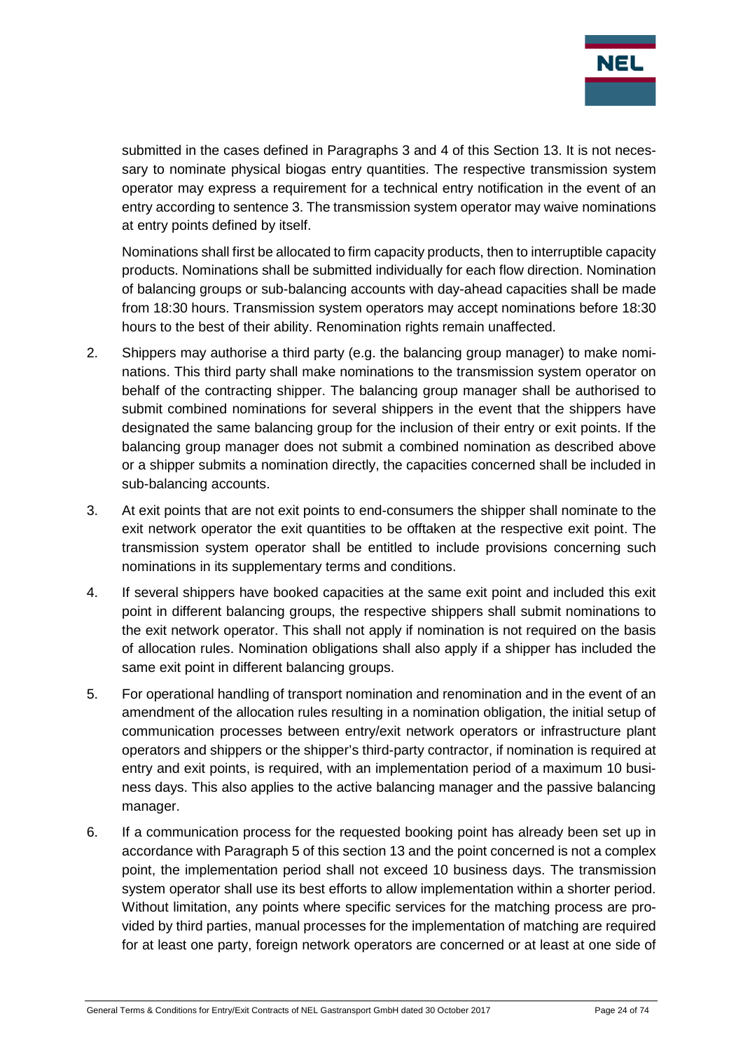submitted in the cases defined in Paragraphs 3 and 4 of this Section 13. It is not necessary to nominate physical biogas entry quantities. The respective transmission system operator may express a requirement for a technical entry notification in the event of an entry according to sentence 3. The transmission system operator may waive nominations at entry points defined by itself.

Nominations shall first be allocated to firm capacity products, then to interruptible capacity products. Nominations shall be submitted individually for each flow direction. Nomination of balancing groups or sub-balancing accounts with day-ahead capacities shall be made from 18:30 hours. Transmission system operators may accept nominations before 18:30 hours to the best of their ability. Renomination rights remain unaffected.

2. Shippers may authorise a third party (e.g. the balancing group manager) to make nominations. This third party shall make nominations to the transmission system operator on behalf of the contracting shipper. The balancing group manager shall be authorised to submit combined nominations for several shippers in the event that the shippers have designated the same balancing group for the inclusion of their entry or exit points. If the balancing group manager does not submit a combined nomination as described above or a shipper submits a nomination directly, the capacities concerned shall be included in sub-balancing accounts.

3. At exit points that are not exit points to end-consumers the shipper shall nominate to the exit network operator the exit quantities to be offtaken at the respective exit point. The transmission system operator shall be entitled to include provisions concerning such nominations in its supplementary terms and conditions.

4. If several shippers have booked capacities at the same exit point and included this exit point in different balancing groups, the respective shippers shall submit nominations to the exit network operator. This shall not apply if nomination is not required on the basis of allocation rules. Nomination obligations shall also apply if a shipper has included the same exit point in different balancing groups.

5. For operational handling of transport nomination and renomination and in the event of an amendment of the allocation rules resulting in a nomination obligation, the initial setup of communication processes between entry/exit network operators or infrastructure plant operators and shippers or the shipper's third-party contractor, if nomination is required at entry and exit points, is required, with an implementation period of a maximum 10 business days. This also applies to the active balancing manager and the passive balancing manager.

6. If a communication process for the requested booking point has already been set up in accordance with Paragraph 5 of this section 13 and the point concerned is not a complex point, the implementation period shall not exceed 10 business days. The transmission system operator shall use its best efforts to allow implementation within a shorter period. Without limitation, any points where specific services for the matching process are provided by third parties, manual processes for the implementation of matching are required for at least one party, foreign network operators are concerned or at least at one side of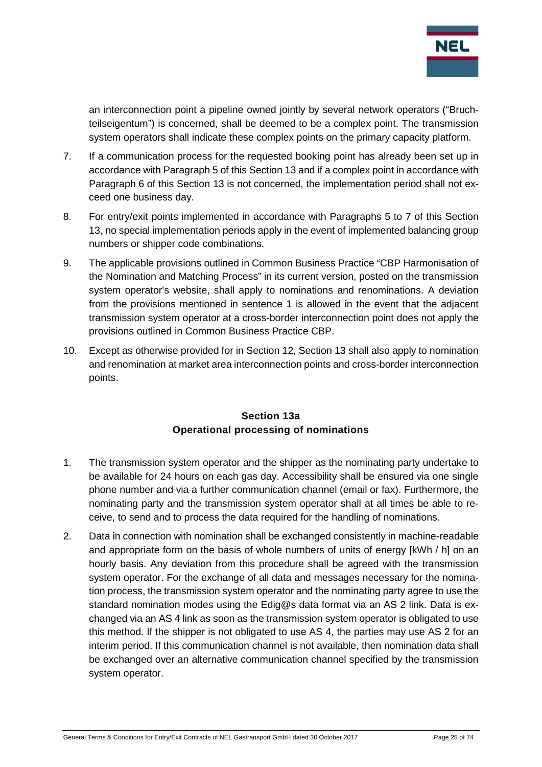an interconnection point a pipeline owned jointly by several network operators ("Bruchteilseigentum") is concerned, shall be deemed to be a complex point. The transmission system operators shall indicate these complex points on the primary capacity platform.

7. If a communication process for the requested booking point has already been set up in accordance with Paragraph 5 of this Section 13 and if a complex point in accordance with Paragraph 6 of this Section 13 is not concerned, the implementation period shall not exceed one business day.

8. For entry/exit points implemented in accordance with Paragraphs 5 to 7 of this Section 13, no special implementation periods apply in the event of implemented balancing group numbers or shipper code combinations.

9. The applicable provisions outlined in Common Business Practice "CBP Harmonisation of the Nomination and Matching Process" in its current version, posted on the transmission system operator's website, shall apply to nominations and renominations. A deviation from the provisions mentioned in sentence 1 is allowed in the event that the adjacent transmission system operator at a cross-border interconnection point does not apply the provisions outlined in Common Business Practice CBP.

10. Except as otherwise provided for in Section 12, Section 13 shall also apply to nomination and renomination at market area interconnection points and cross-border interconnection points.

## Section 13a
## Operational processing of nominations

1. The transmission system operator and the shipper as the nominating party undertake to be available for 24 hours on each gas day. Accessibility shall be ensured via one single phone number and via a further communication channel (email or fax). Furthermore, the nominating party and the transmission system operator shall at all times be able to receive, to send and to process the data required for the handling of nominations.

2. Data in connection with nomination shall be exchanged consistently in machine-readable and appropriate form on the basis of whole numbers of units of energy [kWh / h] on an hourly basis. Any deviation from this procedure shall be agreed with the transmission system operator. For the exchange of all data and messages necessary for the nomination process, the transmission system operator and the nominating party agree to use the standard nomination modes using the Edig@s data format via an AS 2 link. Data is exchanged via an AS 4 link as soon as the transmission system operator is obligated to use this method. If the shipper is not obligated to use AS 4, the parties may use AS 2 for an interim period. If this communication channel is not available, then nomination data shall be exchanged over an alternative communication channel specified by the transmission system operator.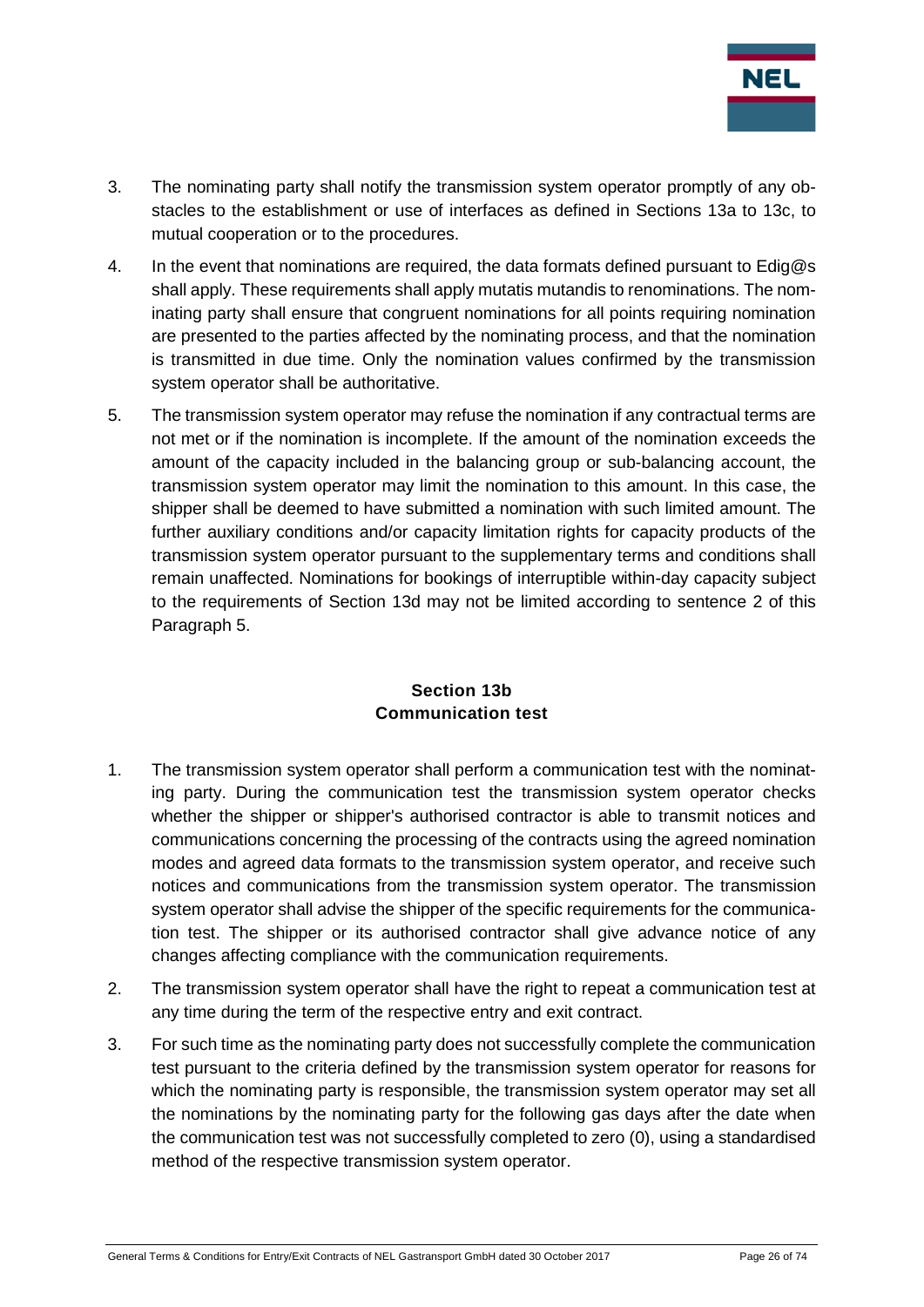3. The nominating party shall notify the transmission system operator promptly of any obstacles to the establishment or use of interfaces as defined in Sections 13a to 13c, to mutual cooperation or to the procedures.

4. In the event that nominations are required, the data formats defined pursuant to Edig@s shall apply. These requirements shall apply mutatis mutandis to renominations. The nominating party shall ensure that congruent nominations for all points requiring nomination are presented to the parties affected by the nominating process, and that the nomination is transmitted in due time. Only the nomination values confirmed by the transmission system operator shall be authoritative.

5. The transmission system operator may refuse the nomination if any contractual terms are not met or if the nomination is incomplete. If the amount of the nomination exceeds the amount of the capacity included in the balancing group or sub-balancing account, the transmission system operator may limit the nomination to this amount. In this case, the shipper shall be deemed to have submitted a nomination with such limited amount. The further auxiliary conditions and/or capacity limitation rights for capacity products of the transmission system operator pursuant to the supplementary terms and conditions shall remain unaffected. Nominations for bookings of interruptible within-day capacity subject to the requirements of Section 13d may not be limited according to sentence 2 of this Paragraph 5.

## Section 13b
## Communication test

1. The transmission system operator shall perform a communication test with the nominating party. During the communication test the transmission system operator checks whether the shipper or shipper's authorised contractor is able to transmit notices and communications concerning the processing of the contracts using the agreed nomination modes and agreed data formats to the transmission system operator, and receive such notices and communications from the transmission system operator. The transmission system operator shall advise the shipper of the specific requirements for the communication test. The shipper or its authorised contractor shall give advance notice of any changes affecting compliance with the communication requirements.

2. The transmission system operator shall have the right to repeat a communication test at any time during the term of the respective entry and exit contract.

3. For such time as the nominating party does not successfully complete the communication test pursuant to the criteria defined by the transmission system operator for reasons for which the nominating party is responsible, the transmission system operator may set all the nominations by the nominating party for the following gas days after the date when the communication test was not successfully completed to zero (0), using a standardised method of the respective transmission system operator.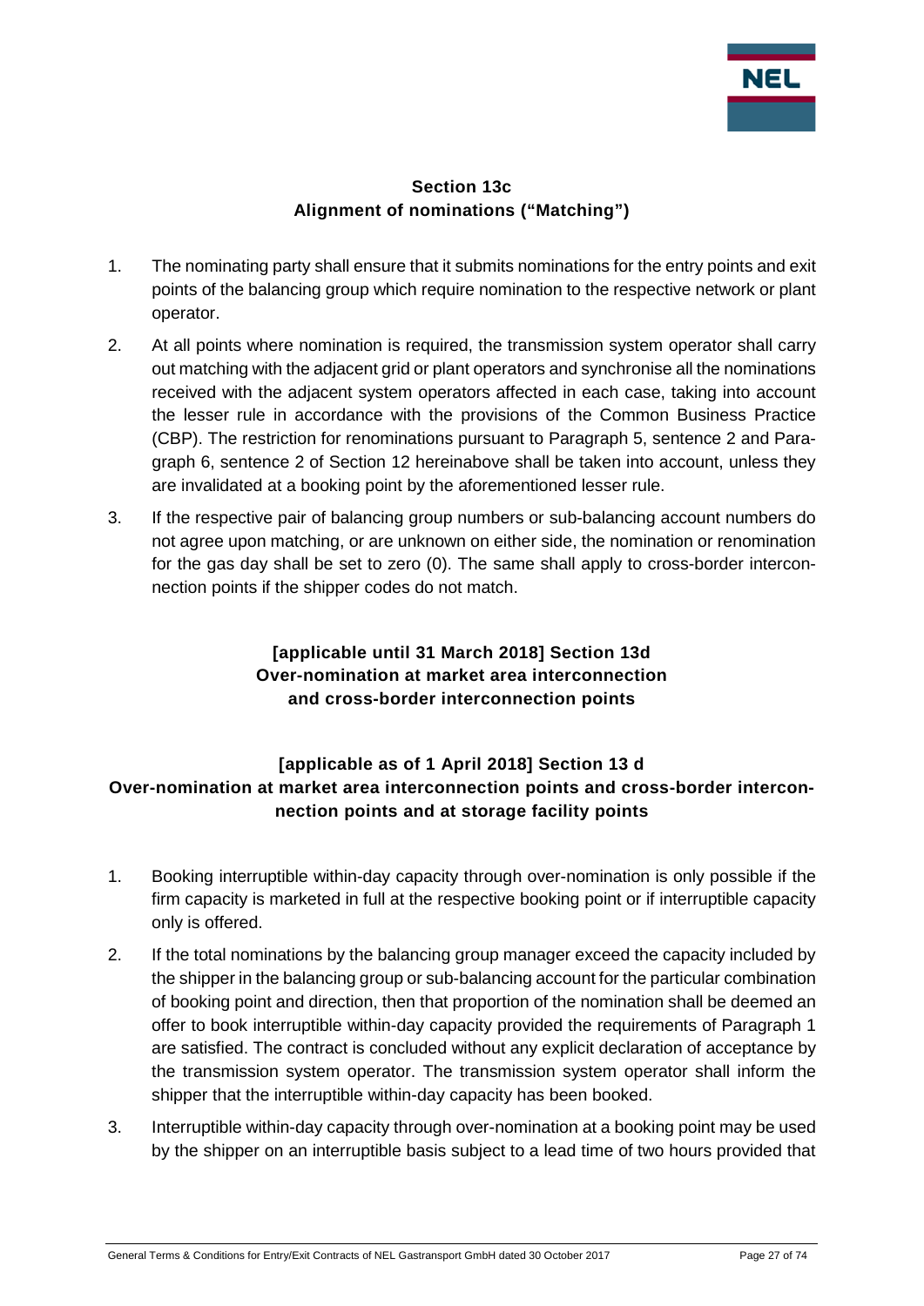## Section 13c
## Alignment of nominations ("Matching")

1. The nominating party shall ensure that it submits nominations for the entry points and exit points of the balancing group which require nomination to the respective network or plant operator.
2. At all points where nomination is required, the transmission system operator shall carry out matching with the adjacent grid or plant operators and synchronise all the nominations received with the adjacent system operators affected in each case, taking into account the lesser rule in accordance with the provisions of the Common Business Practice (CBP). The restriction for renominations pursuant to Paragraph 5, sentence 2 and Paragraph 6, sentence 2 of Section 12 hereinabove shall be taken into account, unless they are invalidated at a booking point by the aforementioned lesser rule.
3. If the respective pair of balancing group numbers or sub-balancing account numbers do not agree upon matching, or are unknown on either side, the nomination or renomination for the gas day shall be set to zero (0). The same shall apply to cross-border interconnection points if the shipper codes do not match.

## [applicable until 31 March 2018] Section 13d
## Over-nomination at market area interconnection and cross-border interconnection points

## [applicable as of 1 April 2018] Section 13 d
## Over-nomination at market area interconnection points and cross-border interconnection points and at storage facility points

1. Booking interruptible within-day capacity through over-nomination is only possible if the firm capacity is marketed in full at the respective booking point or if interruptible capacity only is offered.
2. If the total nominations by the balancing group manager exceed the capacity included by the shipper in the balancing group or sub-balancing account for the particular combination of booking point and direction, then that proportion of the nomination shall be deemed an offer to book interruptible within-day capacity provided the requirements of Paragraph 1 are satisfied. The contract is concluded without any explicit declaration of acceptance by the transmission system operator. The transmission system operator shall inform the shipper that the interruptible within-day capacity has been booked.
3. Interruptible within-day capacity through over-nomination at a booking point may be used by the shipper on an interruptible basis subject to a lead time of two hours provided that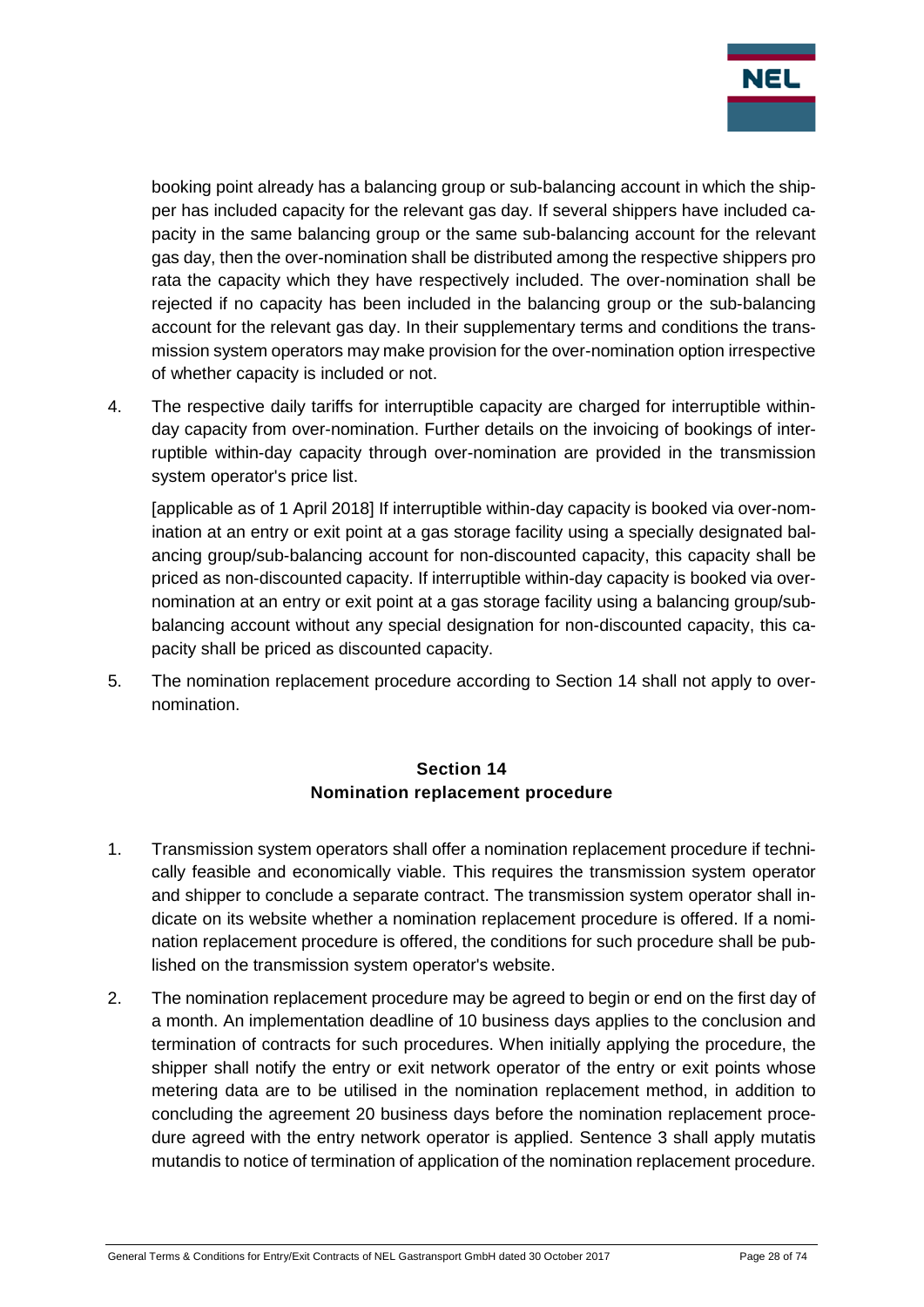booking point already has a balancing group or sub-balancing account in which the shipper has included capacity for the relevant gas day. If several shippers have included capacity in the same balancing group or the same sub-balancing account for the relevant gas day, then the over-nomination shall be distributed among the respective shippers pro rata the capacity which they have respectively included. The over-nomination shall be rejected if no capacity has been included in the balancing group or the sub-balancing account for the relevant gas day. In their supplementary terms and conditions the transmission system operators may make provision for the over-nomination option irrespective of whether capacity is included or not.

4. The respective daily tariffs for interruptible capacity are charged for interruptible within-day capacity from over-nomination. Further details on the invoicing of bookings of interruptible within-day capacity through over-nomination are provided in the transmission system operator's price list.

   [applicable as of 1 April 2018] If interruptible within-day capacity is booked via over-nomination at an entry or exit point at a gas storage facility using a specially designated balancing group/sub-balancing account for non-discounted capacity, this capacity shall be priced as non-discounted capacity. If interruptible within-day capacity is booked via over-nomination at an entry or exit point at a gas storage facility using a balancing group/sub-balancing account without any special designation for non-discounted capacity, this capacity shall be priced as discounted capacity.

5. The nomination replacement procedure according to Section 14 shall not apply to over-nomination.

## Section 14
## Nomination replacement procedure

1. Transmission system operators shall offer a nomination replacement procedure if technically feasible and economically viable. This requires the transmission system operator and shipper to conclude a separate contract. The transmission system operator shall indicate on its website whether a nomination replacement procedure is offered. If a nomination replacement procedure is offered, the conditions for such procedure shall be published on the transmission system operator's website.

2. The nomination replacement procedure may be agreed to begin or end on the first day of a month. An implementation deadline of 10 business days applies to the conclusion and termination of contracts for such procedures. When initially applying the procedure, the shipper shall notify the entry or exit network operator of the entry or exit points whose metering data are to be utilised in the nomination replacement method, in addition to concluding the agreement 20 business days before the nomination replacement procedure agreed with the entry network operator is applied. Sentence 3 shall apply mutatis mutandis to notice of termination of application of the nomination replacement procedure.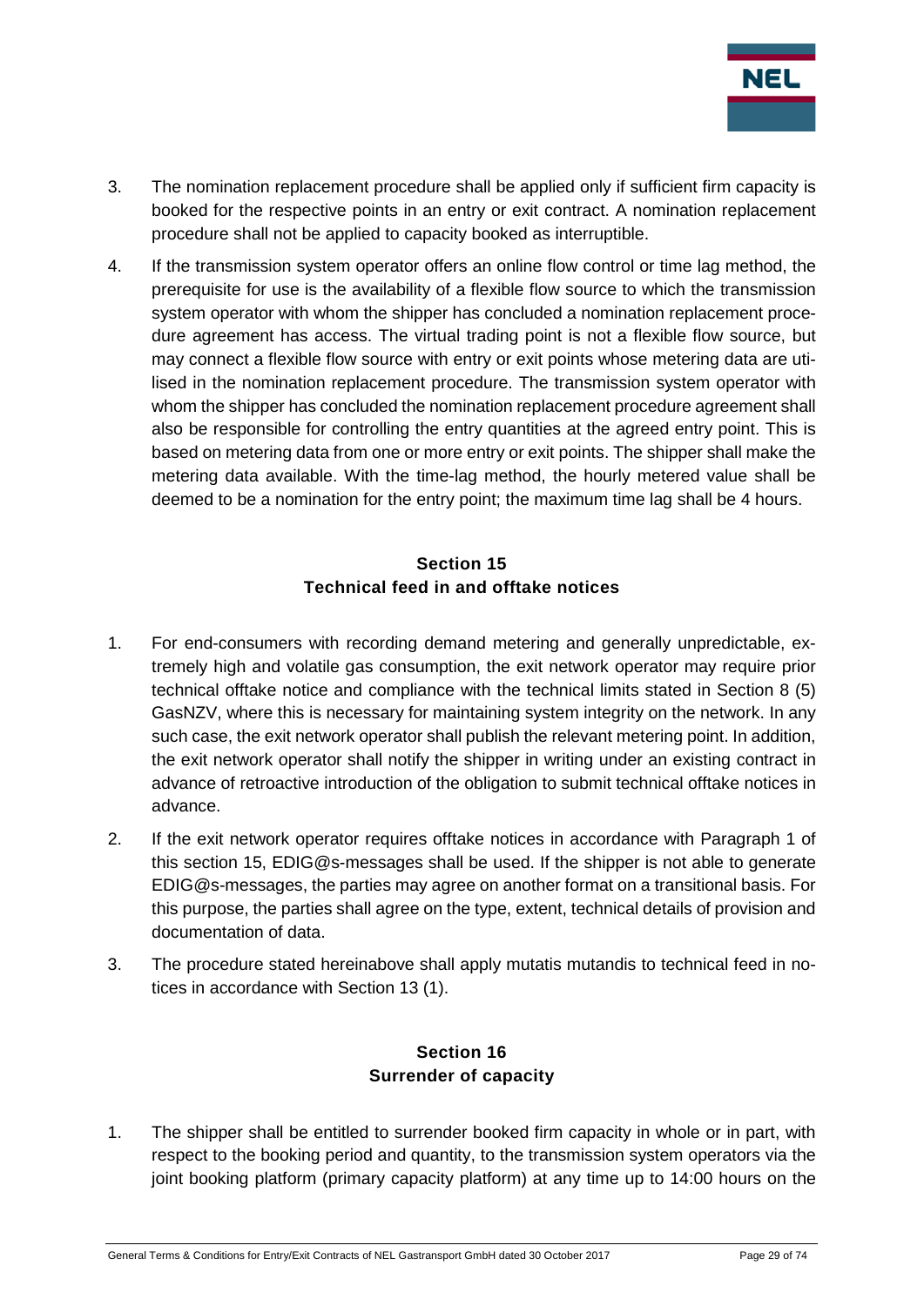3. The nomination replacement procedure shall be applied only if sufficient firm capacity is booked for the respective points in an entry or exit contract. A nomination replacement procedure shall not be applied to capacity booked as interruptible.

4. If the transmission system operator offers an online flow control or time lag method, the prerequisite for use is the availability of a flexible flow source to which the transmission system operator with whom the shipper has concluded a nomination replacement procedure agreement has access. The virtual trading point is not a flexible flow source, but may connect a flexible flow source with entry or exit points whose metering data are utilised in the nomination replacement procedure. The transmission system operator with whom the shipper has concluded the nomination replacement procedure agreement shall also be responsible for controlling the entry quantities at the agreed entry point. This is based on metering data from one or more entry or exit points. The shipper shall make the metering data available. With the time-lag method, the hourly metered value shall be deemed to be a nomination for the entry point; the maximum time lag shall be 4 hours.

## Section 15
## Technical feed in and offtake notices

1. For end-consumers with recording demand metering and generally unpredictable, extremely high and volatile gas consumption, the exit network operator may require prior technical offtake notice and compliance with the technical limits stated in Section 8 (5) GasNZV, where this is necessary for maintaining system integrity on the network. In any such case, the exit network operator shall publish the relevant metering point. In addition, the exit network operator shall notify the shipper in writing under an existing contract in advance of retroactive introduction of the obligation to submit technical offtake notices in advance.

2. If the exit network operator requires offtake notices in accordance with Paragraph 1 of this section 15, EDIG@s-messages shall be used. If the shipper is not able to generate EDIG@s-messages, the parties may agree on another format on a transitional basis. For this purpose, the parties shall agree on the type, extent, technical details of provision and documentation of data.

3. The procedure stated hereinabove shall apply mutatis mutandis to technical feed in notices in accordance with Section 13 (1).

## Section 16
## Surrender of capacity

1. The shipper shall be entitled to surrender booked firm capacity in whole or in part, with respect to the booking period and quantity, to the transmission system operators via the joint booking platform (primary capacity platform) at any time up to 14:00 hours on the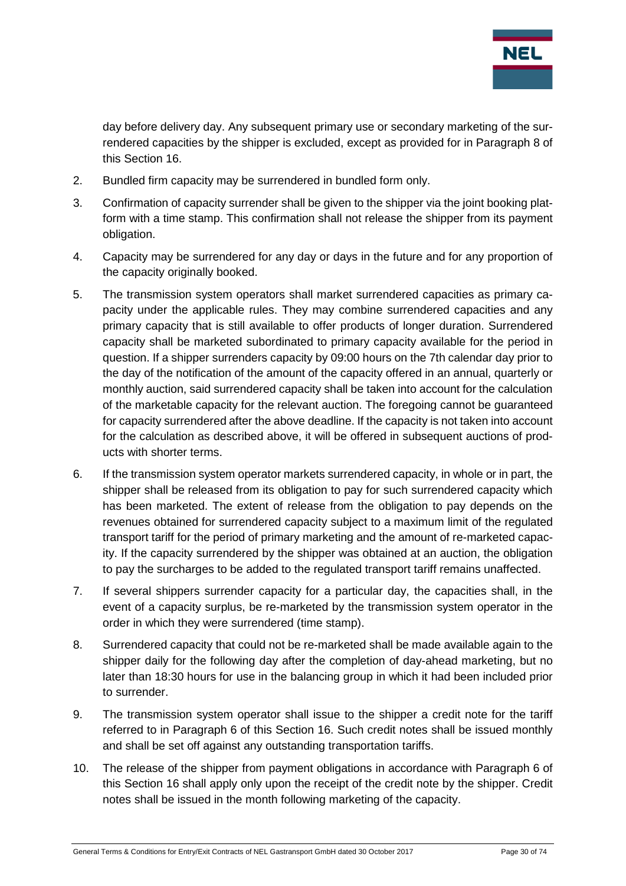day before delivery day. Any subsequent primary use or secondary marketing of the surrendered capacities by the shipper is excluded, except as provided for in Paragraph 8 of this Section 16.

2. Bundled firm capacity may be surrendered in bundled form only.

3. Confirmation of capacity surrender shall be given to the shipper via the joint booking platform with a time stamp. This confirmation shall not release the shipper from its payment obligation.

4. Capacity may be surrendered for any day or days in the future and for any proportion of the capacity originally booked.

5. The transmission system operators shall market surrendered capacities as primary capacity under the applicable rules. They may combine surrendered capacities and any primary capacity that is still available to offer products of longer duration. Surrendered capacity shall be marketed subordinated to primary capacity available for the period in question. If a shipper surrenders capacity by 09:00 hours on the 7th calendar day prior to the day of the notification of the amount of the capacity offered in an annual, quarterly or monthly auction, said surrendered capacity shall be taken into account for the calculation of the marketable capacity for the relevant auction. The foregoing cannot be guaranteed for capacity surrendered after the above deadline. If the capacity is not taken into account for the calculation as described above, it will be offered in subsequent auctions of products with shorter terms.

6. If the transmission system operator markets surrendered capacity, in whole or in part, the shipper shall be released from its obligation to pay for such surrendered capacity which has been marketed. The extent of release from the obligation to pay depends on the revenues obtained for surrendered capacity subject to a maximum limit of the regulated transport tariff for the period of primary marketing and the amount of re-marketed capacity. If the capacity surrendered by the shipper was obtained at an auction, the obligation to pay the surcharges to be added to the regulated transport tariff remains unaffected.

7. If several shippers surrender capacity for a particular day, the capacities shall, in the event of a capacity surplus, be re-marketed by the transmission system operator in the order in which they were surrendered (time stamp).

8. Surrendered capacity that could not be re-marketed shall be made available again to the shipper daily for the following day after the completion of day-ahead marketing, but no later than 18:30 hours for use in the balancing group in which it had been included prior to surrender.

9. The transmission system operator shall issue to the shipper a credit note for the tariff referred to in Paragraph 6 of this Section 16. Such credit notes shall be issued monthly and shall be set off against any outstanding transportation tariffs.

10. The release of the shipper from payment obligations in accordance with Paragraph 6 of this Section 16 shall apply only upon the receipt of the credit note by the shipper. Credit notes shall be issued in the month following marketing of the capacity.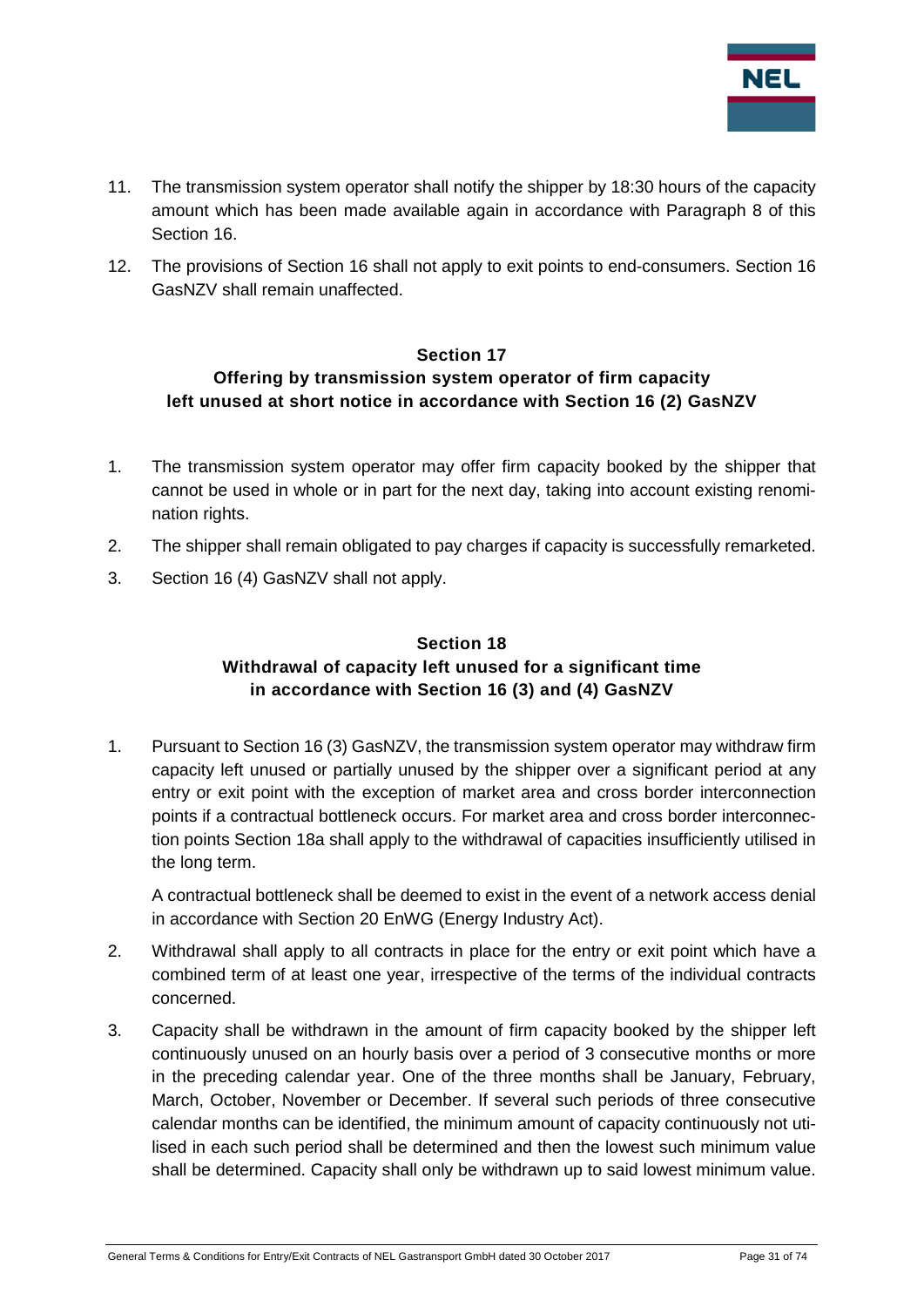11. The transmission system operator shall notify the shipper by 18:30 hours of the capacity amount which has been made available again in accordance with Paragraph 8 of this Section 16.
12. The provisions of Section 16 shall not apply to exit points to end-consumers. Section 16 GasNZV shall remain unaffected.

## Section 17
## Offering by transmission system operator of firm capacity left unused at short notice in accordance with Section 16 (2) GasNZV

1. The transmission system operator may offer firm capacity booked by the shipper that cannot be used in whole or in part for the next day, taking into account existing renomination rights.
2. The shipper shall remain obligated to pay charges if capacity is successfully remarketed.
3. Section 16 (4) GasNZV shall not apply.

## Section 18
## Withdrawal of capacity left unused for a significant time in accordance with Section 16 (3) and (4) GasNZV

1. Pursuant to Section 16 (3) GasNZV, the transmission system operator may withdraw firm capacity left unused or partially unused by the shipper over a significant period at any entry or exit point with the exception of market area and cross border interconnection points if a contractual bottleneck occurs. For market area and cross border interconnection points Section 18a shall apply to the withdrawal of capacities insufficiently utilised in the long term.

   A contractual bottleneck shall be deemed to exist in the event of a network access denial in accordance with Section 20 EnWG (Energy Industry Act).

2. Withdrawal shall apply to all contracts in place for the entry or exit point which have a combined term of at least one year, irrespective of the terms of the individual contracts concerned.
3. Capacity shall be withdrawn in the amount of firm capacity booked by the shipper left continuously unused on an hourly basis over a period of 3 consecutive months or more in the preceding calendar year. One of the three months shall be January, February, March, October, November or December. If several such periods of three consecutive calendar months can be identified, the minimum amount of capacity continuously not utilised in each such period shall be determined and then the lowest such minimum value shall be determined. Capacity shall only be withdrawn up to said lowest minimum value.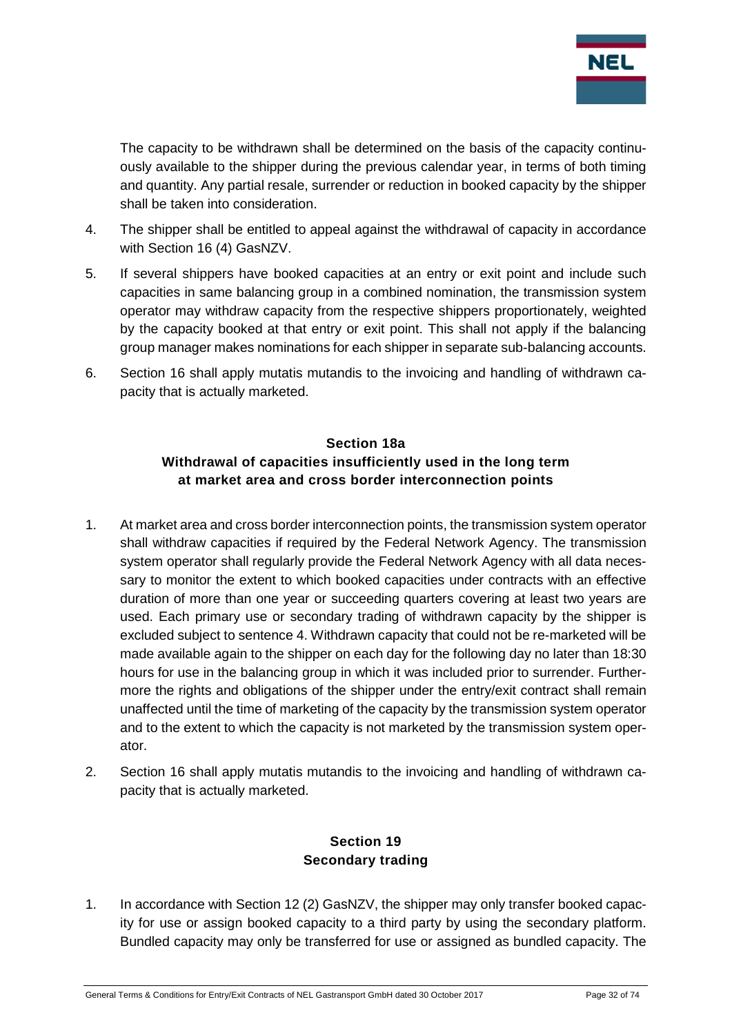The capacity to be withdrawn shall be determined on the basis of the capacity continuously available to the shipper during the previous calendar year, in terms of both timing and quantity. Any partial resale, surrender or reduction in booked capacity by the shipper shall be taken into consideration.

4. The shipper shall be entitled to appeal against the withdrawal of capacity in accordance with Section 16 (4) GasNZV.

5. If several shippers have booked capacities at an entry or exit point and include such capacities in same balancing group in a combined nomination, the transmission system operator may withdraw capacity from the respective shippers proportionately, weighted by the capacity booked at that entry or exit point. This shall not apply if the balancing group manager makes nominations for each shipper in separate sub-balancing accounts.

6. Section 16 shall apply mutatis mutandis to the invoicing and handling of withdrawn capacity that is actually marketed.

## Section 18a
## Withdrawal of capacities insufficiently used in the long term at market area and cross border interconnection points

1. At market area and cross border interconnection points, the transmission system operator shall withdraw capacities if required by the Federal Network Agency. The transmission system operator shall regularly provide the Federal Network Agency with all data necessary to monitor the extent to which booked capacities under contracts with an effective duration of more than one year or succeeding quarters covering at least two years are used. Each primary use or secondary trading of withdrawn capacity by the shipper is excluded subject to sentence 4. Withdrawn capacity that could not be re-marketed will be made available again to the shipper on each day for the following day no later than 18:30 hours for use in the balancing group in which it was included prior to surrender. Furthermore the rights and obligations of the shipper under the entry/exit contract shall remain unaffected until the time of marketing of the capacity by the transmission system operator and to the extent to which the capacity is not marketed by the transmission system operator.

2. Section 16 shall apply mutatis mutandis to the invoicing and handling of withdrawn capacity that is actually marketed.

## Section 19
## Secondary trading

1. In accordance with Section 12 (2) GasNZV, the shipper may only transfer booked capacity for use or assign booked capacity to a third party by using the secondary platform. Bundled capacity may only be transferred for use or assigned as bundled capacity. The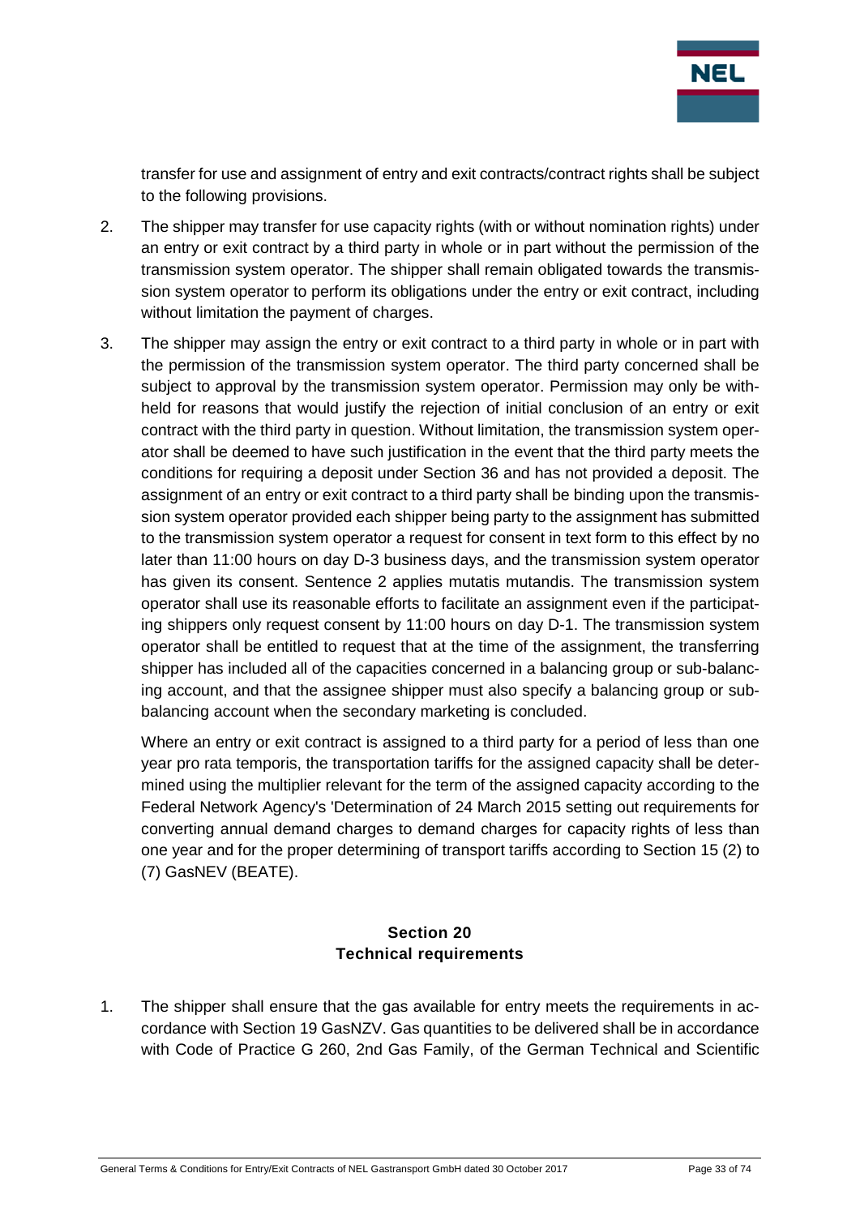transfer for use and assignment of entry and exit contracts/contract rights shall be subject to the following provisions.

2. The shipper may transfer for use capacity rights (with or without nomination rights) under an entry or exit contract by a third party in whole or in part without the permission of the transmission system operator. The shipper shall remain obligated towards the transmission system operator to perform its obligations under the entry or exit contract, including without limitation the payment of charges.

3. The shipper may assign the entry or exit contract to a third party in whole or in part with the permission of the transmission system operator. The third party concerned shall be subject to approval by the transmission system operator. Permission may only be withheld for reasons that would justify the rejection of initial conclusion of an entry or exit contract with the third party in question. Without limitation, the transmission system operator shall be deemed to have such justification in the event that the third party meets the conditions for requiring a deposit under Section 36 and has not provided a deposit. The assignment of an entry or exit contract to a third party shall be binding upon the transmission system operator provided each shipper being party to the assignment has submitted to the transmission system operator a request for consent in text form to this effect by no later than 11:00 hours on day D-3 business days, and the transmission system operator has given its consent. Sentence 2 applies mutatis mutandis. The transmission system operator shall use its reasonable efforts to facilitate an assignment even if the participating shippers only request consent by 11:00 hours on day D-1. The transmission system operator shall be entitled to request that at the time of the assignment, the transferring shipper has included all of the capacities concerned in a balancing group or sub-balancing account, and that the assignee shipper must also specify a balancing group or sub-balancing account when the secondary marketing is concluded.

   Where an entry or exit contract is assigned to a third party for a period of less than one year pro rata temporis, the transportation tariffs for the assigned capacity shall be determined using the multiplier relevant for the term of the assigned capacity according to the Federal Network Agency's 'Determination of 24 March 2015 setting out requirements for converting annual demand charges to demand charges for capacity rights of less than one year and for the proper determining of transport tariffs according to Section 15 (2) to (7) GasNEV (BEATE).

## Section 20
## Technical requirements

1. The shipper shall ensure that the gas available for entry meets the requirements in accordance with Section 19 GasNZV. Gas quantities to be delivered shall be in accordance with Code of Practice G 260, 2nd Gas Family, of the German Technical and Scientific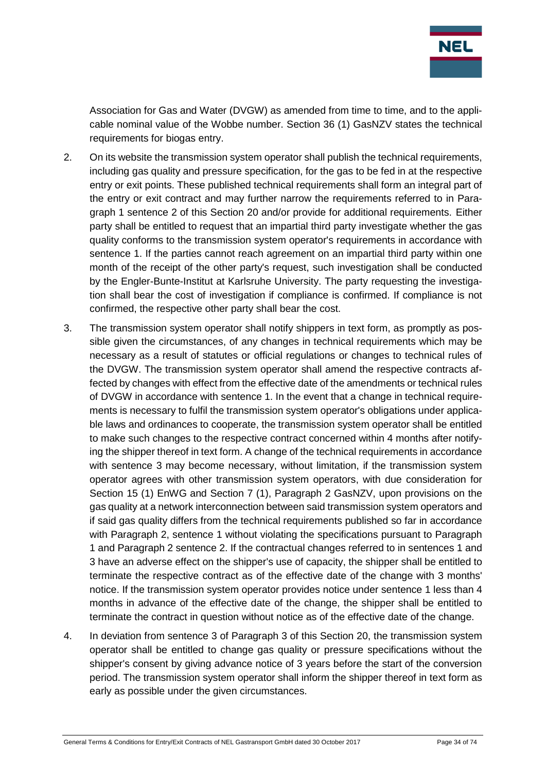Association for Gas and Water (DVGW) as amended from time to time, and to the applicable nominal value of the Wobbe number. Section 36 (1) GasNZV states the technical requirements for biogas entry.

2. On its website the transmission system operator shall publish the technical requirements, including gas quality and pressure specification, for the gas to be fed in at the respective entry or exit points. These published technical requirements shall form an integral part of the entry or exit contract and may further narrow the requirements referred to in Paragraph 1 sentence 2 of this Section 20 and/or provide for additional requirements. Either party shall be entitled to request that an impartial third party investigate whether the gas quality conforms to the transmission system operator's requirements in accordance with sentence 1. If the parties cannot reach agreement on an impartial third party within one month of the receipt of the other party's request, such investigation shall be conducted by the Engler-Bunte-Institut at Karlsruhe University. The party requesting the investigation shall bear the cost of investigation if compliance is confirmed. If compliance is not confirmed, the respective other party shall bear the cost.

3. The transmission system operator shall notify shippers in text form, as promptly as possible given the circumstances, of any changes in technical requirements which may be necessary as a result of statutes or official regulations or changes to technical rules of the DVGW. The transmission system operator shall amend the respective contracts affected by changes with effect from the effective date of the amendments or technical rules of DVGW in accordance with sentence 1. In the event that a change in technical requirements is necessary to fulfil the transmission system operator's obligations under applicable laws and ordinances to cooperate, the transmission system operator shall be entitled to make such changes to the respective contract concerned within 4 months after notifying the shipper thereof in text form. A change of the technical requirements in accordance with sentence 3 may become necessary, without limitation, if the transmission system operator agrees with other transmission system operators, with due consideration for Section 15 (1) EnWG and Section 7 (1), Paragraph 2 GasNZV, upon provisions on the gas quality at a network interconnection between said transmission system operators and if said gas quality differs from the technical requirements published so far in accordance with Paragraph 2, sentence 1 without violating the specifications pursuant to Paragraph 1 and Paragraph 2 sentence 2. If the contractual changes referred to in sentences 1 and 3 have an adverse effect on the shipper's use of capacity, the shipper shall be entitled to terminate the respective contract as of the effective date of the change with 3 months' notice. If the transmission system operator provides notice under sentence 1 less than 4 months in advance of the effective date of the change, the shipper shall be entitled to terminate the contract in question without notice as of the effective date of the change.

4. In deviation from sentence 3 of Paragraph 3 of this Section 20, the transmission system operator shall be entitled to change gas quality or pressure specifications without the shipper's consent by giving advance notice of 3 years before the start of the conversion period. The transmission system operator shall inform the shipper thereof in text form as early as possible under the given circumstances.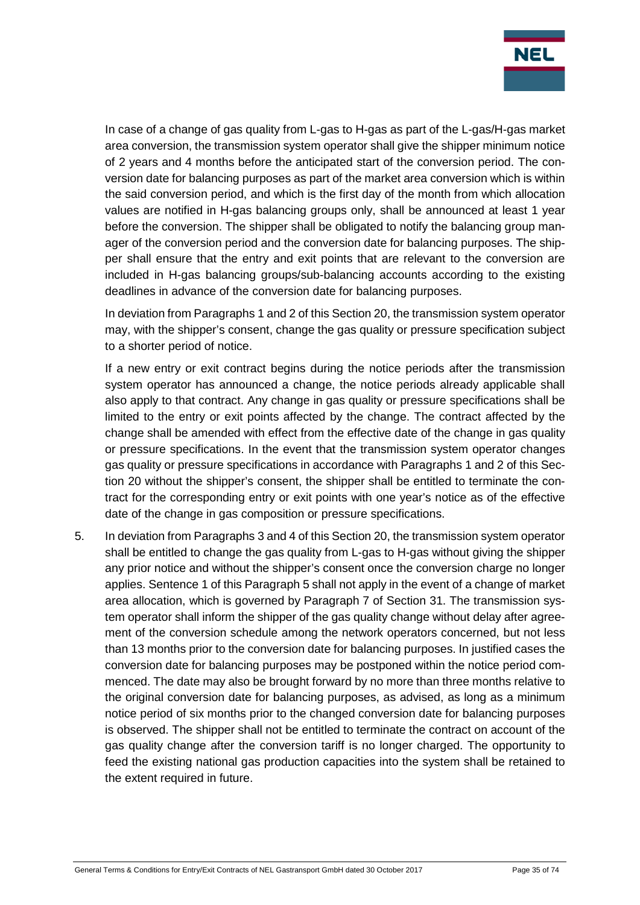In case of a change of gas quality from L-gas to H-gas as part of the L-gas/H-gas market area conversion, the transmission system operator shall give the shipper minimum notice of 2 years and 4 months before the anticipated start of the conversion period. The conversion date for balancing purposes as part of the market area conversion which is within the said conversion period, and which is the first day of the month from which allocation values are notified in H-gas balancing groups only, shall be announced at least 1 year before the conversion. The shipper shall be obligated to notify the balancing group manager of the conversion period and the conversion date for balancing purposes. The shipper shall ensure that the entry and exit points that are relevant to the conversion are included in H-gas balancing groups/sub-balancing accounts according to the existing deadlines in advance of the conversion date for balancing purposes.

In deviation from Paragraphs 1 and 2 of this Section 20, the transmission system operator may, with the shipper's consent, change the gas quality or pressure specification subject to a shorter period of notice.

If a new entry or exit contract begins during the notice periods after the transmission system operator has announced a change, the notice periods already applicable shall also apply to that contract. Any change in gas quality or pressure specifications shall be limited to the entry or exit points affected by the change. The contract affected by the change shall be amended with effect from the effective date of the change in gas quality or pressure specifications. In the event that the transmission system operator changes gas quality or pressure specifications in accordance with Paragraphs 1 and 2 of this Section 20 without the shipper's consent, the shipper shall be entitled to terminate the contract for the corresponding entry or exit points with one year's notice as of the effective date of the change in gas composition or pressure specifications.

5. In deviation from Paragraphs 3 and 4 of this Section 20, the transmission system operator shall be entitled to change the gas quality from L-gas to H-gas without giving the shipper any prior notice and without the shipper's consent once the conversion charge no longer applies. Sentence 1 of this Paragraph 5 shall not apply in the event of a change of market area allocation, which is governed by Paragraph 7 of Section 31. The transmission system operator shall inform the shipper of the gas quality change without delay after agreement of the conversion schedule among the network operators concerned, but not less than 13 months prior to the conversion date for balancing purposes. In justified cases the conversion date for balancing purposes may be postponed within the notice period commenced. The date may also be brought forward by no more than three months relative to the original conversion date for balancing purposes, as advised, as long as a minimum notice period of six months prior to the changed conversion date for balancing purposes is observed. The shipper shall not be entitled to terminate the contract on account of the gas quality change after the conversion tariff is no longer charged. The opportunity to feed the existing national gas production capacities into the system shall be retained to the extent required in future.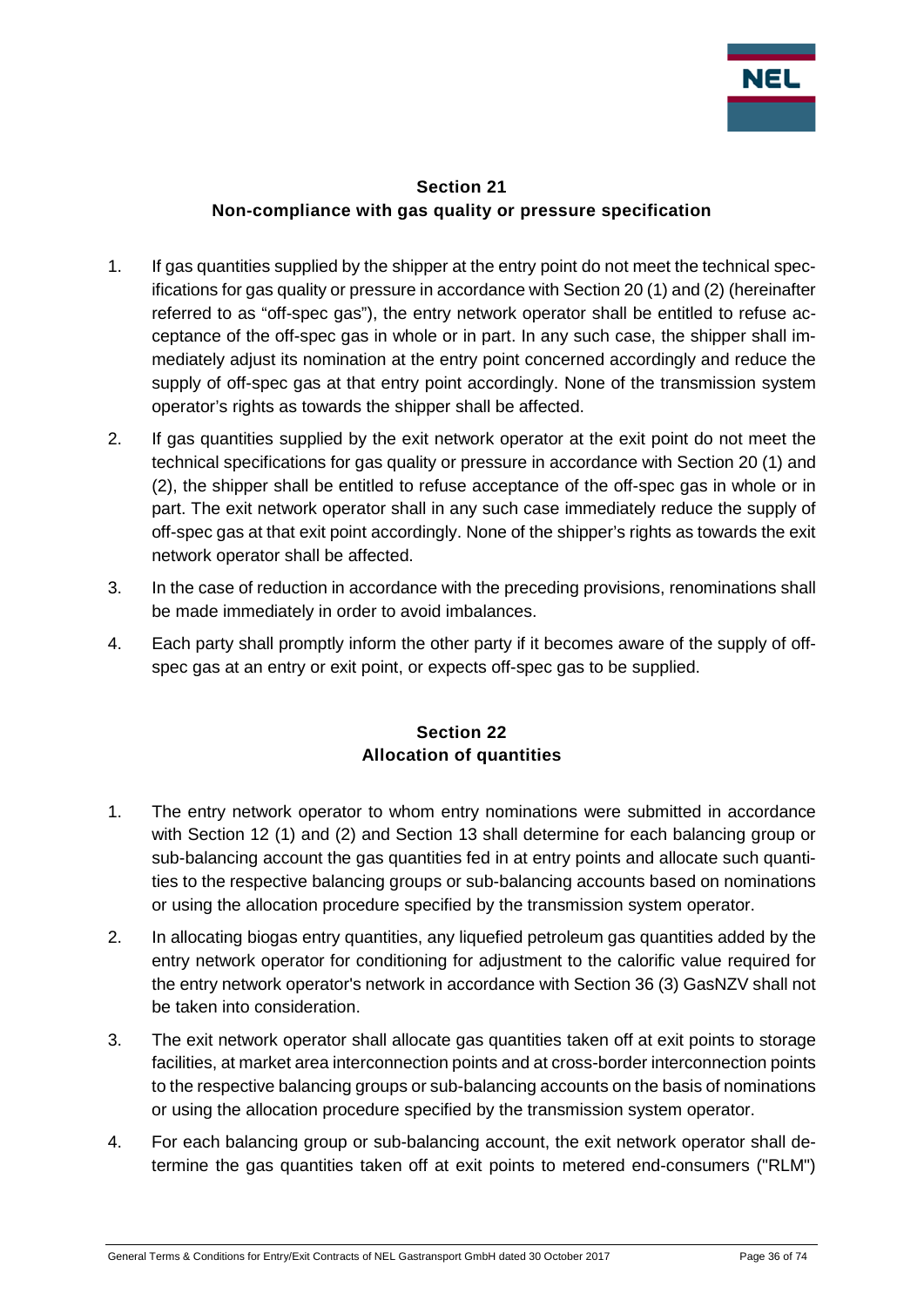## Section 21
## Non-compliance with gas quality or pressure specification

1. If gas quantities supplied by the shipper at the entry point do not meet the technical specifications for gas quality or pressure in accordance with Section 20 (1) and (2) (hereinafter referred to as "off-spec gas"), the entry network operator shall be entitled to refuse acceptance of the off-spec gas in whole or in part. In any such case, the shipper shall immediately adjust its nomination at the entry point concerned accordingly and reduce the supply of off-spec gas at that entry point accordingly. None of the transmission system operator's rights as towards the shipper shall be affected.

2. If gas quantities supplied by the exit network operator at the exit point do not meet the technical specifications for gas quality or pressure in accordance with Section 20 (1) and (2), the shipper shall be entitled to refuse acceptance of the off-spec gas in whole or in part. The exit network operator shall in any such case immediately reduce the supply of off-spec gas at that exit point accordingly. None of the shipper's rights as towards the exit network operator shall be affected.

3. In the case of reduction in accordance with the preceding provisions, renominations shall be made immediately in order to avoid imbalances.

4. Each party shall promptly inform the other party if it becomes aware of the supply of off-spec gas at an entry or exit point, or expects off-spec gas to be supplied.

## Section 22
## Allocation of quantities

1. The entry network operator to whom entry nominations were submitted in accordance with Section 12 (1) and (2) and Section 13 shall determine for each balancing group or sub-balancing account the gas quantities fed in at entry points and allocate such quantities to the respective balancing groups or sub-balancing accounts based on nominations or using the allocation procedure specified by the transmission system operator.

2. In allocating biogas entry quantities, any liquefied petroleum gas quantities added by the entry network operator for conditioning for adjustment to the calorific value required for the entry network operator's network in accordance with Section 36 (3) GasNZV shall not be taken into consideration.

3. The exit network operator shall allocate gas quantities taken off at exit points to storage facilities, at market area interconnection points and at cross-border interconnection points to the respective balancing groups or sub-balancing accounts on the basis of nominations or using the allocation procedure specified by the transmission system operator.

4. For each balancing group or sub-balancing account, the exit network operator shall determine the gas quantities taken off at exit points to metered end-consumers ("RLM")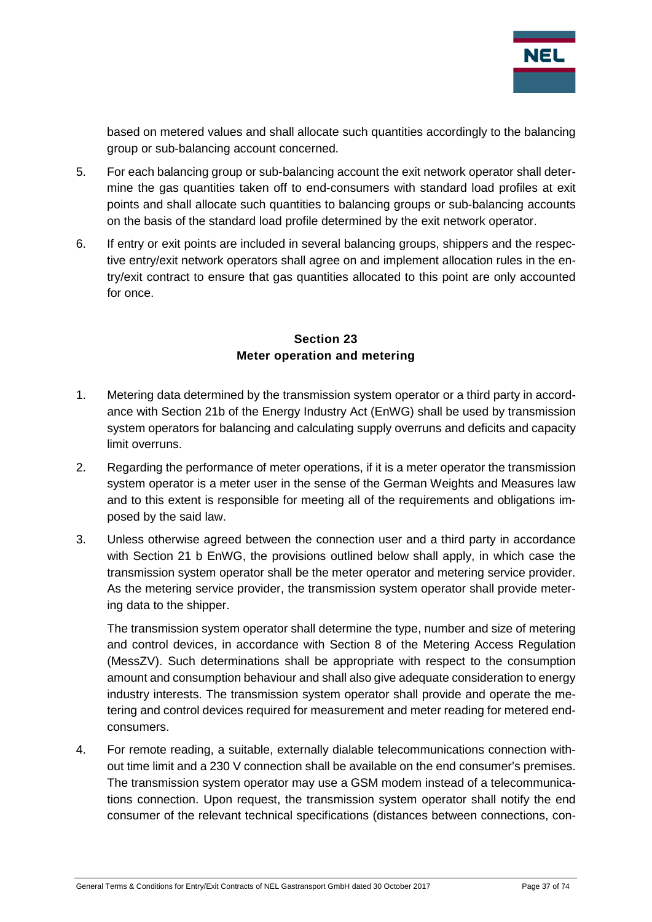based on metered values and shall allocate such quantities accordingly to the balancing group or sub-balancing account concerned.

5. For each balancing group or sub-balancing account the exit network operator shall determine the gas quantities taken off to end-consumers with standard load profiles at exit points and shall allocate such quantities to balancing groups or sub-balancing accounts on the basis of the standard load profile determined by the exit network operator.

6. If entry or exit points are included in several balancing groups, shippers and the respective entry/exit network operators shall agree on and implement allocation rules in the entry/exit contract to ensure that gas quantities allocated to this point are only accounted for once.

## Section 23
## Meter operation and metering

1. Metering data determined by the transmission system operator or a third party in accordance with Section 21b of the Energy Industry Act (EnWG) shall be used by transmission system operators for balancing and calculating supply overruns and deficits and capacity limit overruns.

2. Regarding the performance of meter operations, if it is a meter operator the transmission system operator is a meter user in the sense of the German Weights and Measures law and to this extent is responsible for meeting all of the requirements and obligations imposed by the said law.

3. Unless otherwise agreed between the connection user and a third party in accordance with Section 21 b EnWG, the provisions outlined below shall apply, in which case the transmission system operator shall be the meter operator and metering service provider. As the metering service provider, the transmission system operator shall provide metering data to the shipper.

   The transmission system operator shall determine the type, number and size of metering and control devices, in accordance with Section 8 of the Metering Access Regulation (MessZV). Such determinations shall be appropriate with respect to the consumption amount and consumption behaviour and shall also give adequate consideration to energy industry interests. The transmission system operator shall provide and operate the metering and control devices required for measurement and meter reading for metered end-consumers.

4. For remote reading, a suitable, externally dialable telecommunications connection without time limit and a 230 V connection shall be available on the end consumer's premises. The transmission system operator may use a GSM modem instead of a telecommunications connection. Upon request, the transmission system operator shall notify the end consumer of the relevant technical specifications (distances between connections, con-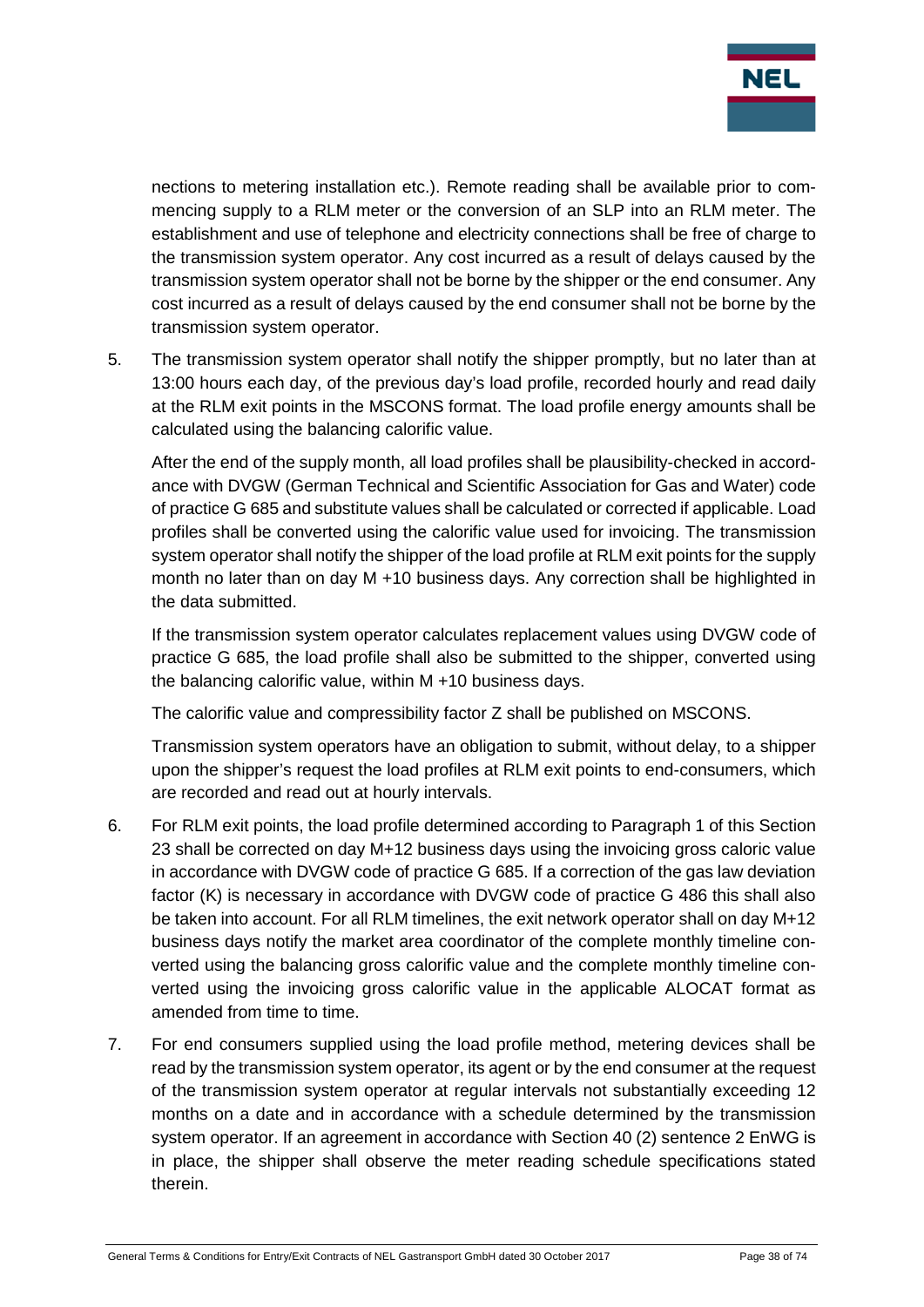nections to metering installation etc.). Remote reading shall be available prior to commencing supply to a RLM meter or the conversion of an SLP into an RLM meter. The establishment and use of telephone and electricity connections shall be free of charge to the transmission system operator. Any cost incurred as a result of delays caused by the transmission system operator shall not be borne by the shipper or the end consumer. Any cost incurred as a result of delays caused by the end consumer shall not be borne by the transmission system operator.

5. The transmission system operator shall notify the shipper promptly, but no later than at 13:00 hours each day, of the previous day's load profile, recorded hourly and read daily at the RLM exit points in the MSCONS format. The load profile energy amounts shall be calculated using the balancing calorific value.

   After the end of the supply month, all load profiles shall be plausibility-checked in accordance with DVGW (German Technical and Scientific Association for Gas and Water) code of practice G 685 and substitute values shall be calculated or corrected if applicable. Load profiles shall be converted using the calorific value used for invoicing. The transmission system operator shall notify the shipper of the load profile at RLM exit points for the supply month no later than on day M +10 business days. Any correction shall be highlighted in the data submitted.

   If the transmission system operator calculates replacement values using DVGW code of practice G 685, the load profile shall also be submitted to the shipper, converted using the balancing calorific value, within M +10 business days.

   The calorific value and compressibility factor Z shall be published on MSCONS.

   Transmission system operators have an obligation to submit, without delay, to a shipper upon the shipper's request the load profiles at RLM exit points to end-consumers, which are recorded and read out at hourly intervals.

6. For RLM exit points, the load profile determined according to Paragraph 1 of this Section 23 shall be corrected on day M+12 business days using the invoicing gross caloric value in accordance with DVGW code of practice G 685. If a correction of the gas law deviation factor (K) is necessary in accordance with DVGW code of practice G 486 this shall also be taken into account. For all RLM timelines, the exit network operator shall on day M+12 business days notify the market area coordinator of the complete monthly timeline converted using the balancing gross calorific value and the complete monthly timeline converted using the invoicing gross calorific value in the applicable ALOCAT format as amended from time to time.

7. For end consumers supplied using the load profile method, metering devices shall be read by the transmission system operator, its agent or by the end consumer at the request of the transmission system operator at regular intervals not substantially exceeding 12 months on a date and in accordance with a schedule determined by the transmission system operator. If an agreement in accordance with Section 40 (2) sentence 2 EnWG is in place, the shipper shall observe the meter reading schedule specifications stated therein.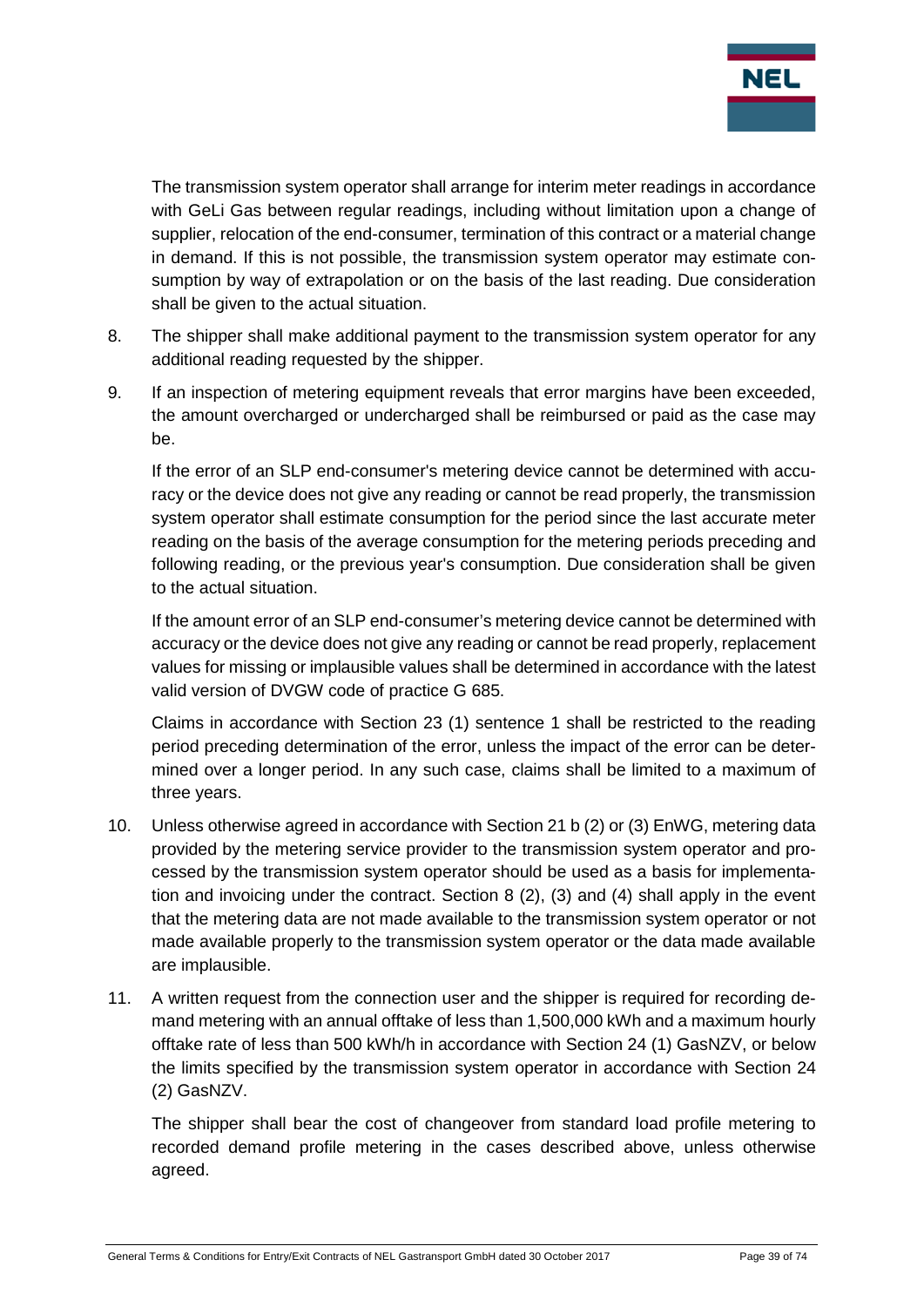The transmission system operator shall arrange for interim meter readings in accordance with GeLi Gas between regular readings, including without limitation upon a change of supplier, relocation of the end-consumer, termination of this contract or a material change in demand. If this is not possible, the transmission system operator may estimate consumption by way of extrapolation or on the basis of the last reading. Due consideration shall be given to the actual situation.

8. The shipper shall make additional payment to the transmission system operator for any additional reading requested by the shipper.

9. If an inspection of metering equipment reveals that error margins have been exceeded, the amount overcharged or undercharged shall be reimbursed or paid as the case may be.

   If the error of an SLP end-consumer's metering device cannot be determined with accuracy or the device does not give any reading or cannot be read properly, the transmission system operator shall estimate consumption for the period since the last accurate meter reading on the basis of the average consumption for the metering periods preceding and following reading, or the previous year's consumption. Due consideration shall be given to the actual situation.

   If the amount error of an SLP end-consumer's metering device cannot be determined with accuracy or the device does not give any reading or cannot be read properly, replacement values for missing or implausible values shall be determined in accordance with the latest valid version of DVGW code of practice G 685.

   Claims in accordance with Section 23 (1) sentence 1 shall be restricted to the reading period preceding determination of the error, unless the impact of the error can be determined over a longer period. In any such case, claims shall be limited to a maximum of three years.

10. Unless otherwise agreed in accordance with Section 21 b (2) or (3) EnWG, metering data provided by the metering service provider to the transmission system operator and processed by the transmission system operator should be used as a basis for implementation and invoicing under the contract. Section 8 (2), (3) and (4) shall apply in the event that the metering data are not made available to the transmission system operator or not made available properly to the transmission system operator or the data made available are implausible.

11. A written request from the connection user and the shipper is required for recording demand metering with an annual offtake of less than 1,500,000 kWh and a maximum hourly offtake rate of less than 500 kWh/h in accordance with Section 24 (1) GasNZV, or below the limits specified by the transmission system operator in accordance with Section 24 (2) GasNZV.

    The shipper shall bear the cost of changeover from standard load profile metering to recorded demand profile metering in the cases described above, unless otherwise agreed.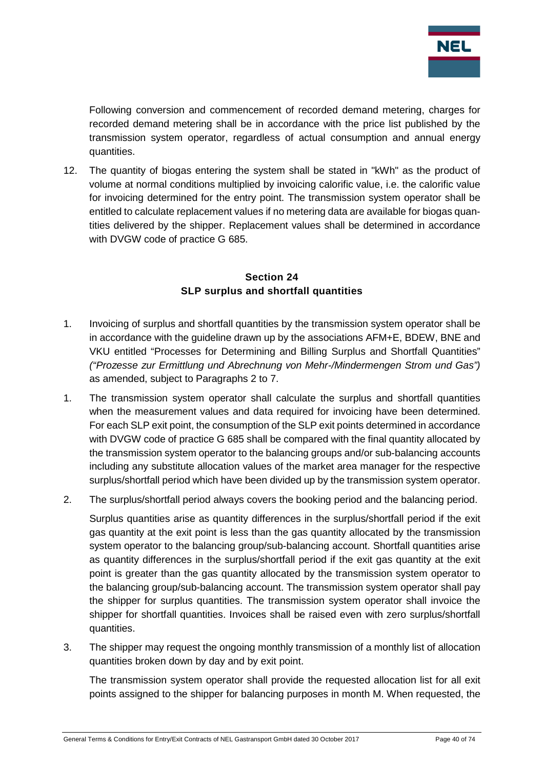Following conversion and commencement of recorded demand metering, charges for recorded demand metering shall be in accordance with the price list published by the transmission system operator, regardless of actual consumption and annual energy quantities.

12. The quantity of biogas entering the system shall be stated in "kWh" as the product of volume at normal conditions multiplied by invoicing calorific value, i.e. the calorific value for invoicing determined for the entry point. The transmission system operator shall be entitled to calculate replacement values if no metering data are available for biogas quantities delivered by the shipper. Replacement values shall be determined in accordance with DVGW code of practice G 685.

## Section 24
## SLP surplus and shortfall quantities

1. Invoicing of surplus and shortfall quantities by the transmission system operator shall be in accordance with the guideline drawn up by the associations AFM+E, BDEW, BNE and VKU entitled "Processes for Determining and Billing Surplus and Shortfall Quantities" *("Prozesse zur Ermittlung und Abrechnung von Mehr-/Mindermengen Strom und Gas")* as amended, subject to Paragraphs 2 to 7.

1. The transmission system operator shall calculate the surplus and shortfall quantities when the measurement values and data required for invoicing have been determined. For each SLP exit point, the consumption of the SLP exit points determined in accordance with DVGW code of practice G 685 shall be compared with the final quantity allocated by the transmission system operator to the balancing groups and/or sub-balancing accounts including any substitute allocation values of the market area manager for the respective surplus/shortfall period which have been divided up by the transmission system operator.

2. The surplus/shortfall period always covers the booking period and the balancing period.

   Surplus quantities arise as quantity differences in the surplus/shortfall period if the exit gas quantity at the exit point is less than the gas quantity allocated by the transmission system operator to the balancing group/sub-balancing account. Shortfall quantities arise as quantity differences in the surplus/shortfall period if the exit gas quantity at the exit point is greater than the gas quantity allocated by the transmission system operator to the balancing group/sub-balancing account. The transmission system operator shall pay the shipper for surplus quantities. The transmission system operator shall invoice the shipper for shortfall quantities. Invoices shall be raised even with zero surplus/shortfall quantities.

3. The shipper may request the ongoing monthly transmission of a monthly list of allocation quantities broken down by day and by exit point.

   The transmission system operator shall provide the requested allocation list for all exit points assigned to the shipper for balancing purposes in month M. When requested, the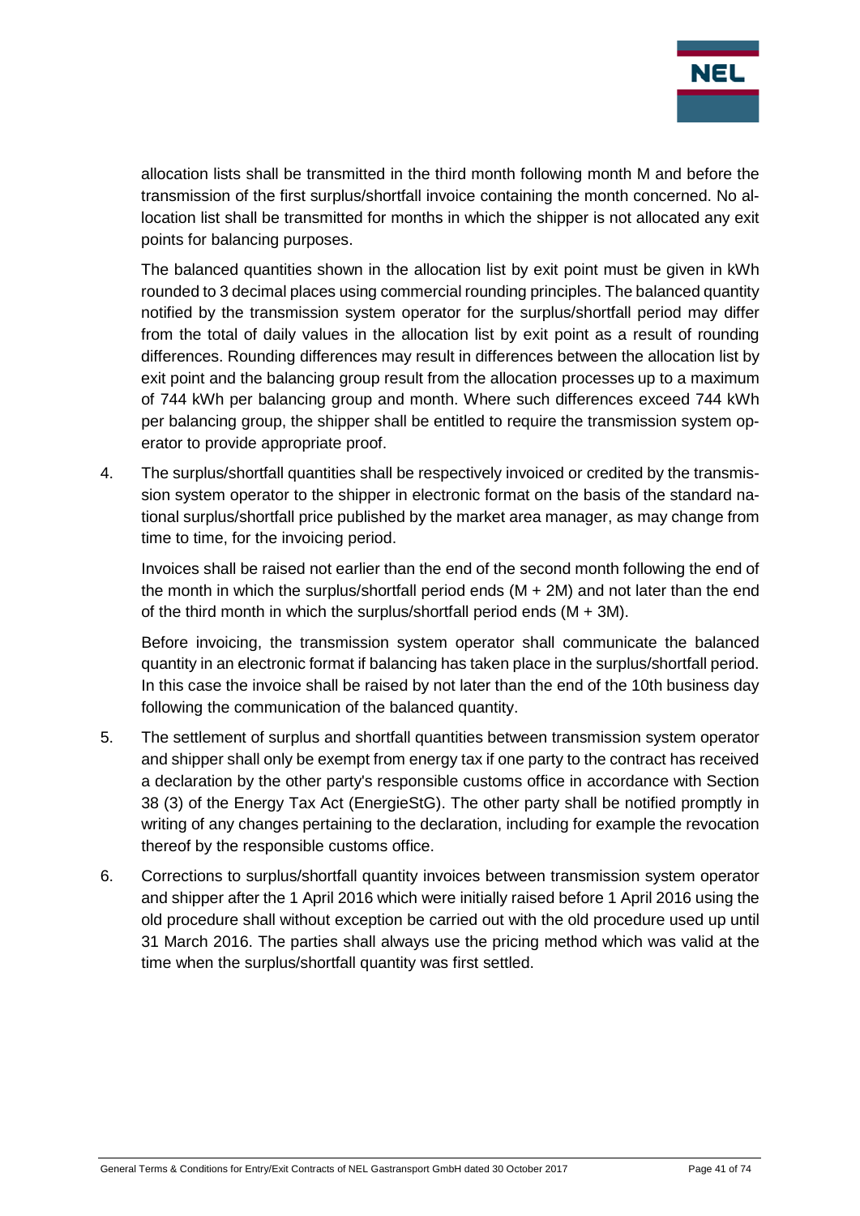allocation lists shall be transmitted in the third month following month M and before the transmission of the first surplus/shortfall invoice containing the month concerned. No allocation list shall be transmitted for months in which the shipper is not allocated any exit points for balancing purposes.

The balanced quantities shown in the allocation list by exit point must be given in kWh rounded to 3 decimal places using commercial rounding principles. The balanced quantity notified by the transmission system operator for the surplus/shortfall period may differ from the total of daily values in the allocation list by exit point as a result of rounding differences. Rounding differences may result in differences between the allocation list by exit point and the balancing group result from the allocation processes up to a maximum of 744 kWh per balancing group and month. Where such differences exceed 744 kWh per balancing group, the shipper shall be entitled to require the transmission system operator to provide appropriate proof.

4. The surplus/shortfall quantities shall be respectively invoiced or credited by the transmission system operator to the shipper in electronic format on the basis of the standard national surplus/shortfall price published by the market area manager, as may change from time to time, for the invoicing period.

   Invoices shall be raised not earlier than the end of the second month following the end of the month in which the surplus/shortfall period ends (M + 2M) and not later than the end of the third month in which the surplus/shortfall period ends (M + 3M).

   Before invoicing, the transmission system operator shall communicate the balanced quantity in an electronic format if balancing has taken place in the surplus/shortfall period. In this case the invoice shall be raised by not later than the end of the 10th business day following the communication of the balanced quantity.

5. The settlement of surplus and shortfall quantities between transmission system operator and shipper shall only be exempt from energy tax if one party to the contract has received a declaration by the other party's responsible customs office in accordance with Section 38 (3) of the Energy Tax Act (EnergieStG). The other party shall be notified promptly in writing of any changes pertaining to the declaration, including for example the revocation thereof by the responsible customs office.

6. Corrections to surplus/shortfall quantity invoices between transmission system operator and shipper after the 1 April 2016 which were initially raised before 1 April 2016 using the old procedure shall without exception be carried out with the old procedure used up until 31 March 2016. The parties shall always use the pricing method which was valid at the time when the surplus/shortfall quantity was first settled.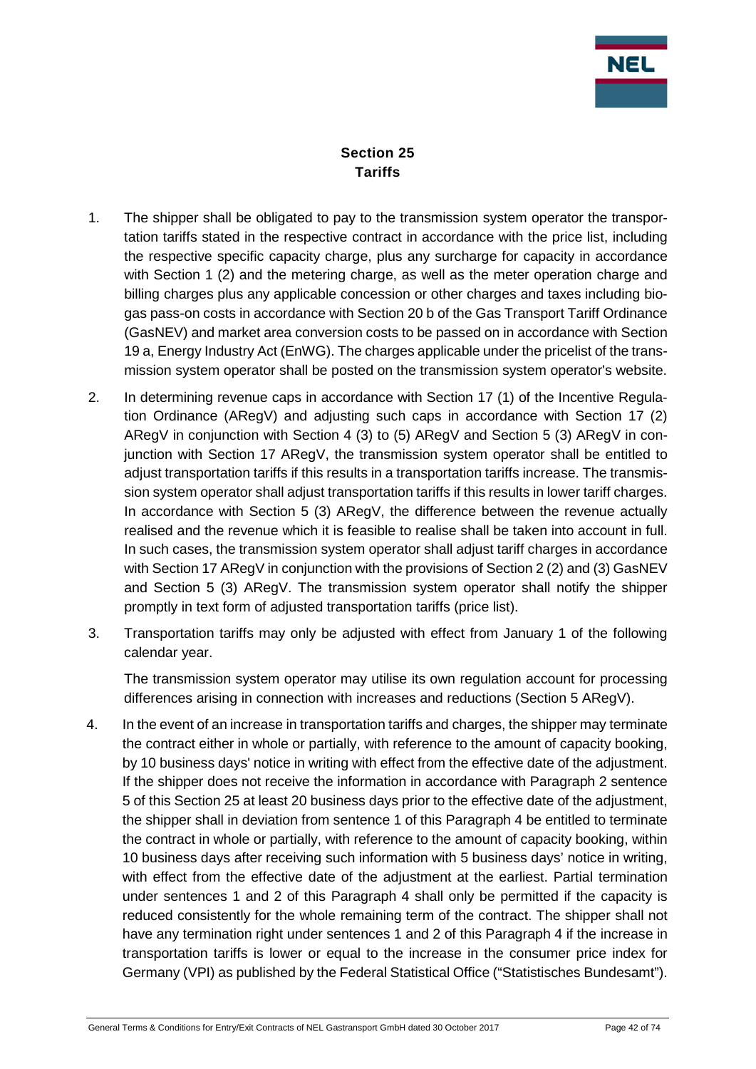## Section 25
## Tariffs

1. The shipper shall be obligated to pay to the transmission system operator the transportation tariffs stated in the respective contract in accordance with the price list, including the respective specific capacity charge, plus any surcharge for capacity in accordance with Section 1 (2) and the metering charge, as well as the meter operation charge and billing charges plus any applicable concession or other charges and taxes including biogas pass-on costs in accordance with Section 20 b of the Gas Transport Tariff Ordinance (GasNEV) and market area conversion costs to be passed on in accordance with Section 19 a, Energy Industry Act (EnWG). The charges applicable under the pricelist of the transmission system operator shall be posted on the transmission system operator's website.

2. In determining revenue caps in accordance with Section 17 (1) of the Incentive Regulation Ordinance (ARegV) and adjusting such caps in accordance with Section 17 (2) ARegV in conjunction with Section 4 (3) to (5) ARegV and Section 5 (3) ARegV in conjunction with Section 17 ARegV, the transmission system operator shall be entitled to adjust transportation tariffs if this results in a transportation tariffs increase. The transmission system operator shall adjust transportation tariffs if this results in lower tariff charges. In accordance with Section 5 (3) ARegV, the difference between the revenue actually realised and the revenue which it is feasible to realise shall be taken into account in full. In such cases, the transmission system operator shall adjust tariff charges in accordance with Section 17 ARegV in conjunction with the provisions of Section 2 (2) and (3) GasNEV and Section 5 (3) ARegV. The transmission system operator shall notify the shipper promptly in text form of adjusted transportation tariffs (price list).

3. Transportation tariffs may only be adjusted with effect from January 1 of the following calendar year.

   The transmission system operator may utilise its own regulation account for processing differences arising in connection with increases and reductions (Section 5 ARegV).

4. In the event of an increase in transportation tariffs and charges, the shipper may terminate the contract either in whole or partially, with reference to the amount of capacity booking, by 10 business days' notice in writing with effect from the effective date of the adjustment. If the shipper does not receive the information in accordance with Paragraph 2 sentence 5 of this Section 25 at least 20 business days prior to the effective date of the adjustment, the shipper shall in deviation from sentence 1 of this Paragraph 4 be entitled to terminate the contract in whole or partially, with reference to the amount of capacity booking, within 10 business days after receiving such information with 5 business days' notice in writing, with effect from the effective date of the adjustment at the earliest. Partial termination under sentences 1 and 2 of this Paragraph 4 shall only be permitted if the capacity is reduced consistently for the whole remaining term of the contract. The shipper shall not have any termination right under sentences 1 and 2 of this Paragraph 4 if the increase in transportation tariffs is lower or equal to the increase in the consumer price index for Germany (VPI) as published by the Federal Statistical Office ("Statistisches Bundesamt").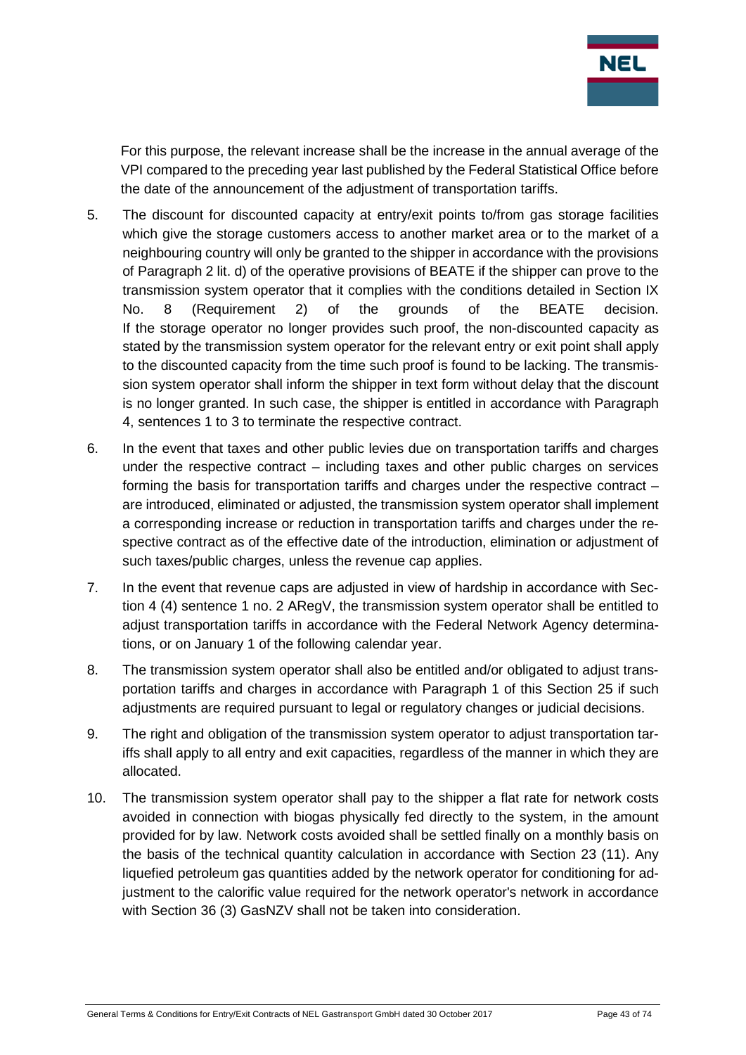For this purpose, the relevant increase shall be the increase in the annual average of the VPI compared to the preceding year last published by the Federal Statistical Office before the date of the announcement of the adjustment of transportation tariffs.

5. The discount for discounted capacity at entry/exit points to/from gas storage facilities which give the storage customers access to another market area or to the market of a neighbouring country will only be granted to the shipper in accordance with the provisions of Paragraph 2 lit. d) of the operative provisions of BEATE if the shipper can prove to the transmission system operator that it complies with the conditions detailed in Section IX No. 8 (Requirement 2) of the grounds of the BEATE decision. If the storage operator no longer provides such proof, the non-discounted capacity as stated by the transmission system operator for the relevant entry or exit point shall apply to the discounted capacity from the time such proof is found to be lacking. The transmission system operator shall inform the shipper in text form without delay that the discount is no longer granted. In such case, the shipper is entitled in accordance with Paragraph 4, sentences 1 to 3 to terminate the respective contract.

6. In the event that taxes and other public levies due on transportation tariffs and charges under the respective contract – including taxes and other public charges on services forming the basis for transportation tariffs and charges under the respective contract – are introduced, eliminated or adjusted, the transmission system operator shall implement a corresponding increase or reduction in transportation tariffs and charges under the respective contract as of the effective date of the introduction, elimination or adjustment of such taxes/public charges, unless the revenue cap applies.

7. In the event that revenue caps are adjusted in view of hardship in accordance with Section 4 (4) sentence 1 no. 2 ARegV, the transmission system operator shall be entitled to adjust transportation tariffs in accordance with the Federal Network Agency determinations, or on January 1 of the following calendar year.

8. The transmission system operator shall also be entitled and/or obligated to adjust transportation tariffs and charges in accordance with Paragraph 1 of this Section 25 if such adjustments are required pursuant to legal or regulatory changes or judicial decisions.

9. The right and obligation of the transmission system operator to adjust transportation tariffs shall apply to all entry and exit capacities, regardless of the manner in which they are allocated.

10. The transmission system operator shall pay to the shipper a flat rate for network costs avoided in connection with biogas physically fed directly to the system, in the amount provided for by law. Network costs avoided shall be settled finally on a monthly basis on the basis of the technical quantity calculation in accordance with Section 23 (11). Any liquefied petroleum gas quantities added by the network operator for conditioning for adjustment to the calorific value required for the network operator's network in accordance with Section 36 (3) GasNZV shall not be taken into consideration.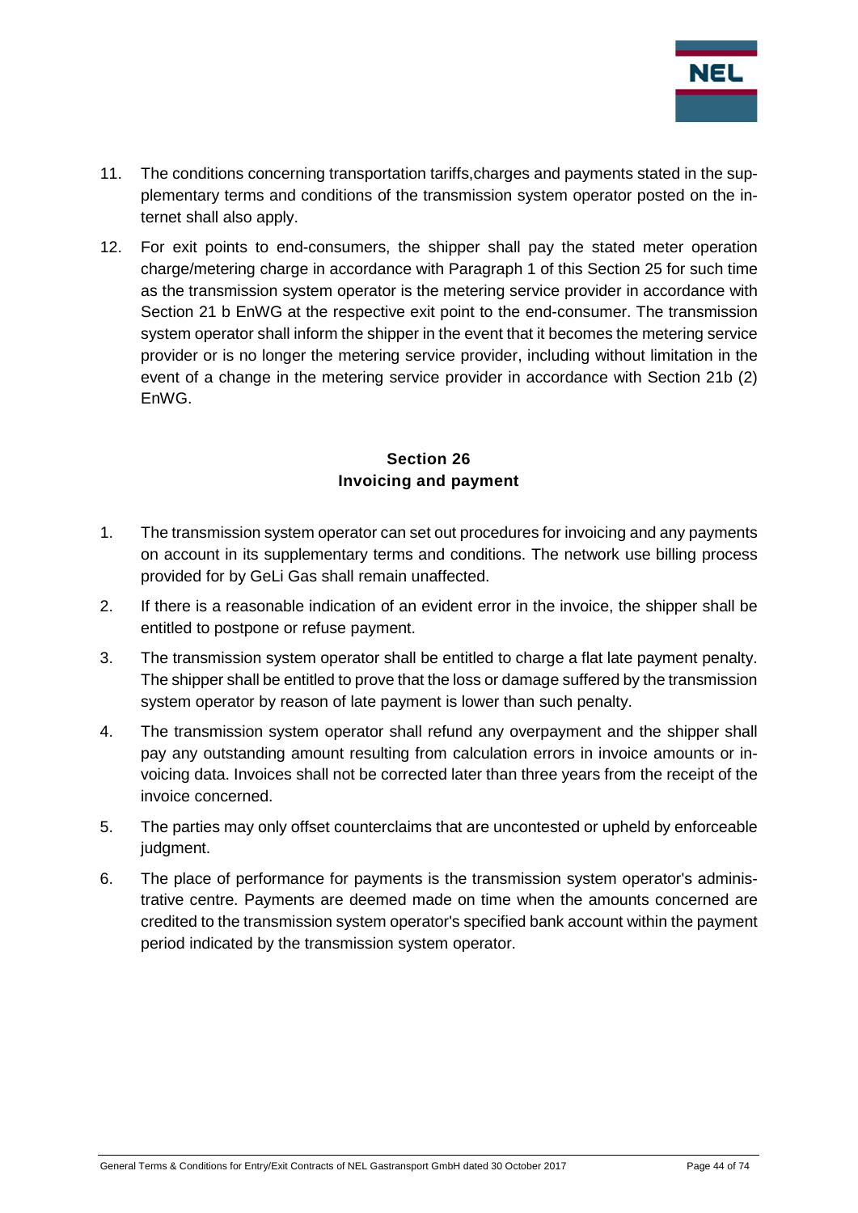11. The conditions concerning transportation tariffs,charges and payments stated in the supplementary terms and conditions of the transmission system operator posted on the internet shall also apply.

12. For exit points to end-consumers, the shipper shall pay the stated meter operation charge/metering charge in accordance with Paragraph 1 of this Section 25 for such time as the transmission system operator is the metering service provider in accordance with Section 21 b EnWG at the respective exit point to the end-consumer. The transmission system operator shall inform the shipper in the event that it becomes the metering service provider or is no longer the metering service provider, including without limitation in the event of a change in the metering service provider in accordance with Section 21b (2) EnWG.

## Section 26
## Invoicing and payment

1. The transmission system operator can set out procedures for invoicing and any payments on account in its supplementary terms and conditions. The network use billing process provided for by GeLi Gas shall remain unaffected.

2. If there is a reasonable indication of an evident error in the invoice, the shipper shall be entitled to postpone or refuse payment.

3. The transmission system operator shall be entitled to charge a flat late payment penalty. The shipper shall be entitled to prove that the loss or damage suffered by the transmission system operator by reason of late payment is lower than such penalty.

4. The transmission system operator shall refund any overpayment and the shipper shall pay any outstanding amount resulting from calculation errors in invoice amounts or invoicing data. Invoices shall not be corrected later than three years from the receipt of the invoice concerned.

5. The parties may only offset counterclaims that are uncontested or upheld by enforceable judgment.

6. The place of performance for payments is the transmission system operator's administrative centre. Payments are deemed made on time when the amounts concerned are credited to the transmission system operator's specified bank account within the payment period indicated by the transmission system operator.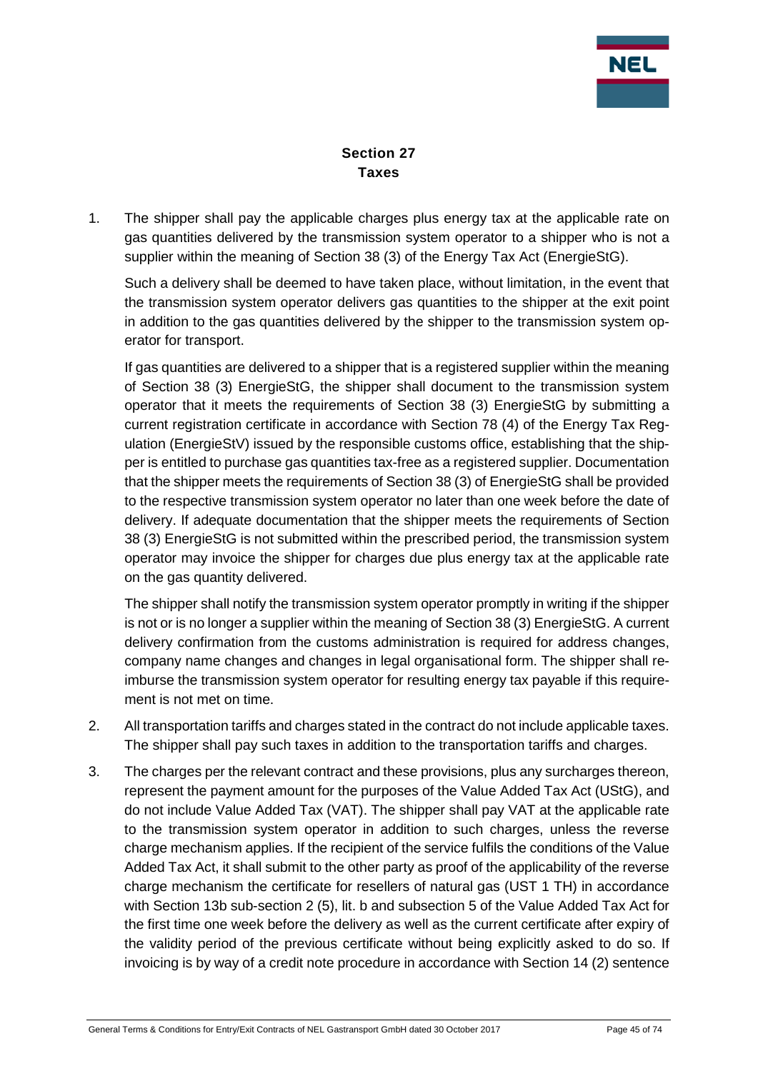## Section 27
## Taxes

1. The shipper shall pay the applicable charges plus energy tax at the applicable rate on gas quantities delivered by the transmission system operator to a shipper who is not a supplier within the meaning of Section 38 (3) of the Energy Tax Act (EnergieStG).

   Such a delivery shall be deemed to have taken place, without limitation, in the event that the transmission system operator delivers gas quantities to the shipper at the exit point in addition to the gas quantities delivered by the shipper to the transmission system operator for transport.

   If gas quantities are delivered to a shipper that is a registered supplier within the meaning of Section 38 (3) EnergieStG, the shipper shall document to the transmission system operator that it meets the requirements of Section 38 (3) EnergieStG by submitting a current registration certificate in accordance with Section 78 (4) of the Energy Tax Regulation (EnergieStV) issued by the responsible customs office, establishing that the shipper is entitled to purchase gas quantities tax-free as a registered supplier. Documentation that the shipper meets the requirements of Section 38 (3) of EnergieStG shall be provided to the respective transmission system operator no later than one week before the date of delivery. If adequate documentation that the shipper meets the requirements of Section 38 (3) EnergieStG is not submitted within the prescribed period, the transmission system operator may invoice the shipper for charges due plus energy tax at the applicable rate on the gas quantity delivered.

   The shipper shall notify the transmission system operator promptly in writing if the shipper is not or is no longer a supplier within the meaning of Section 38 (3) EnergieStG. A current delivery confirmation from the customs administration is required for address changes, company name changes and changes in legal organisational form. The shipper shall reimburse the transmission system operator for resulting energy tax payable if this requirement is not met on time.

2. All transportation tariffs and charges stated in the contract do not include applicable taxes. The shipper shall pay such taxes in addition to the transportation tariffs and charges.

3. The charges per the relevant contract and these provisions, plus any surcharges thereon, represent the payment amount for the purposes of the Value Added Tax Act (UStG), and do not include Value Added Tax (VAT). The shipper shall pay VAT at the applicable rate to the transmission system operator in addition to such charges, unless the reverse charge mechanism applies. If the recipient of the service fulfils the conditions of the Value Added Tax Act, it shall submit to the other party as proof of the applicability of the reverse charge mechanism the certificate for resellers of natural gas (UST 1 TH) in accordance with Section 13b sub-section 2 (5), lit. b and subsection 5 of the Value Added Tax Act for the first time one week before the delivery as well as the current certificate after expiry of the validity period of the previous certificate without being explicitly asked to do so. If invoicing is by way of a credit note procedure in accordance with Section 14 (2) sentence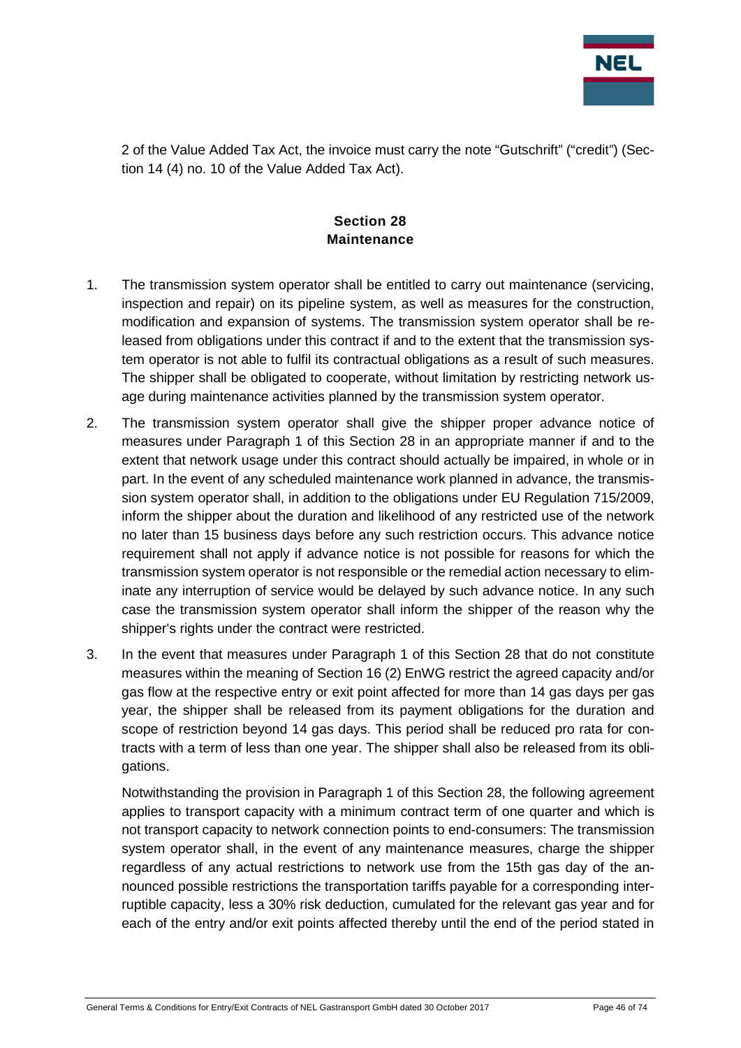2 of the Value Added Tax Act, the invoice must carry the note "Gutschrift" ("credit") (Section 14 (4) no. 10 of the Value Added Tax Act).

## Section 28
## Maintenance

1. The transmission system operator shall be entitled to carry out maintenance (servicing, inspection and repair) on its pipeline system, as well as measures for the construction, modification and expansion of systems. The transmission system operator shall be released from obligations under this contract if and to the extent that the transmission system operator is not able to fulfil its contractual obligations as a result of such measures. The shipper shall be obligated to cooperate, without limitation by restricting network usage during maintenance activities planned by the transmission system operator.

2. The transmission system operator shall give the shipper proper advance notice of measures under Paragraph 1 of this Section 28 in an appropriate manner if and to the extent that network usage under this contract should actually be impaired, in whole or in part. In the event of any scheduled maintenance work planned in advance, the transmission system operator shall, in addition to the obligations under EU Regulation 715/2009, inform the shipper about the duration and likelihood of any restricted use of the network no later than 15 business days before any such restriction occurs. This advance notice requirement shall not apply if advance notice is not possible for reasons for which the transmission system operator is not responsible or the remedial action necessary to eliminate any interruption of service would be delayed by such advance notice. In any such case the transmission system operator shall inform the shipper of the reason why the shipper's rights under the contract were restricted.

3. In the event that measures under Paragraph 1 of this Section 28 that do not constitute measures within the meaning of Section 16 (2) EnWG restrict the agreed capacity and/or gas flow at the respective entry or exit point affected for more than 14 gas days per gas year, the shipper shall be released from its payment obligations for the duration and scope of restriction beyond 14 gas days. This period shall be reduced pro rata for contracts with a term of less than one year. The shipper shall also be released from its obligations.

   Notwithstanding the provision in Paragraph 1 of this Section 28, the following agreement applies to transport capacity with a minimum contract term of one quarter and which is not transport capacity to network connection points to end-consumers: The transmission system operator shall, in the event of any maintenance measures, charge the shipper regardless of any actual restrictions to network use from the 15th gas day of the announced possible restrictions the transportation tariffs payable for a corresponding interruptible capacity, less a 30% risk deduction, cumulated for the relevant gas year and for each of the entry and/or exit points affected thereby until the end of the period stated in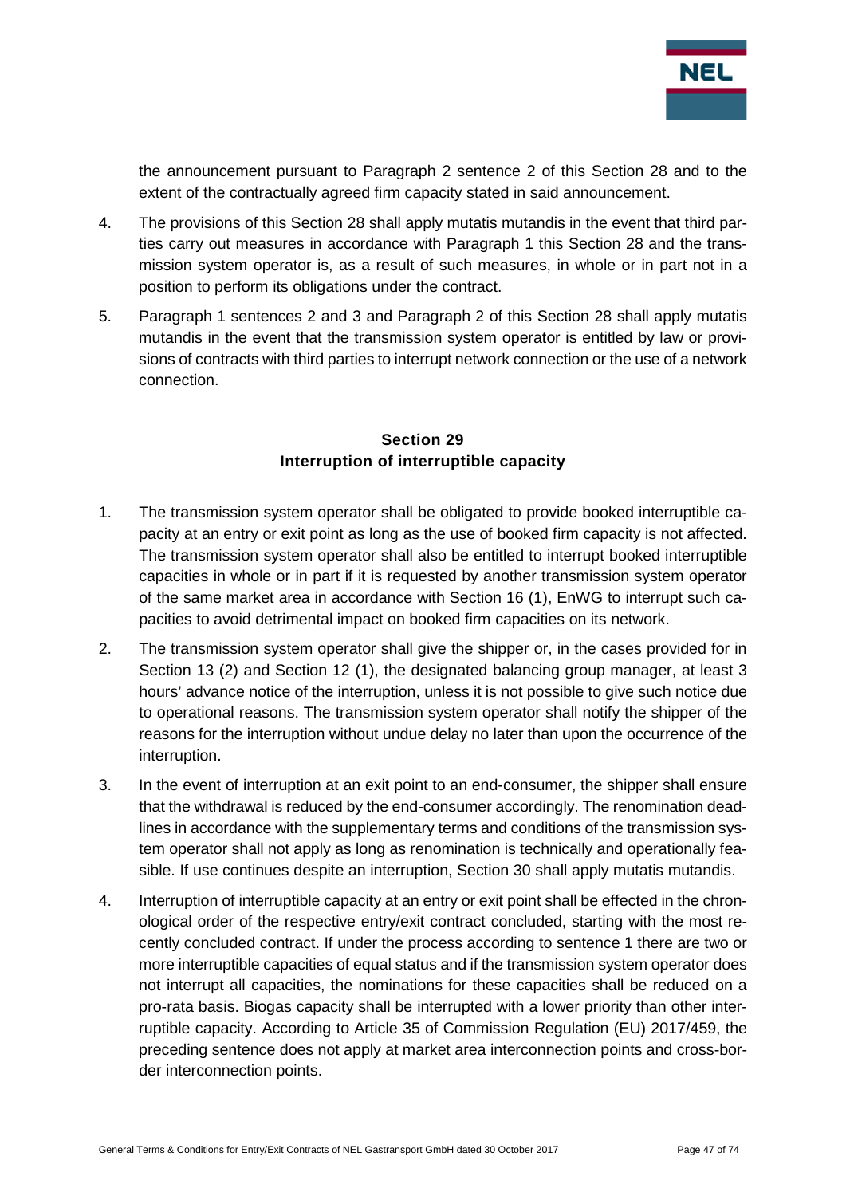the announcement pursuant to Paragraph 2 sentence 2 of this Section 28 and to the extent of the contractually agreed firm capacity stated in said announcement.

4. The provisions of this Section 28 shall apply mutatis mutandis in the event that third parties carry out measures in accordance with Paragraph 1 this Section 28 and the transmission system operator is, as a result of such measures, in whole or in part not in a position to perform its obligations under the contract.

5. Paragraph 1 sentences 2 and 3 and Paragraph 2 of this Section 28 shall apply mutatis mutandis in the event that the transmission system operator is entitled by law or provisions of contracts with third parties to interrupt network connection or the use of a network connection.

## Section 29
## Interruption of interruptible capacity

1. The transmission system operator shall be obligated to provide booked interruptible capacity at an entry or exit point as long as the use of booked firm capacity is not affected. The transmission system operator shall also be entitled to interrupt booked interruptible capacities in whole or in part if it is requested by another transmission system operator of the same market area in accordance with Section 16 (1), EnWG to interrupt such capacities to avoid detrimental impact on booked firm capacities on its network.

2. The transmission system operator shall give the shipper or, in the cases provided for in Section 13 (2) and Section 12 (1), the designated balancing group manager, at least 3 hours' advance notice of the interruption, unless it is not possible to give such notice due to operational reasons. The transmission system operator shall notify the shipper of the reasons for the interruption without undue delay no later than upon the occurrence of the interruption.

3. In the event of interruption at an exit point to an end-consumer, the shipper shall ensure that the withdrawal is reduced by the end-consumer accordingly. The renomination deadlines in accordance with the supplementary terms and conditions of the transmission system operator shall not apply as long as renomination is technically and operationally feasible. If use continues despite an interruption, Section 30 shall apply mutatis mutandis.

4. Interruption of interruptible capacity at an entry or exit point shall be effected in the chronological order of the respective entry/exit contract concluded, starting with the most recently concluded contract. If under the process according to sentence 1 there are two or more interruptible capacities of equal status and if the transmission system operator does not interrupt all capacities, the nominations for these capacities shall be reduced on a pro-rata basis. Biogas capacity shall be interrupted with a lower priority than other interruptible capacity. According to Article 35 of Commission Regulation (EU) 2017/459, the preceding sentence does not apply at market area interconnection points and cross-border interconnection points.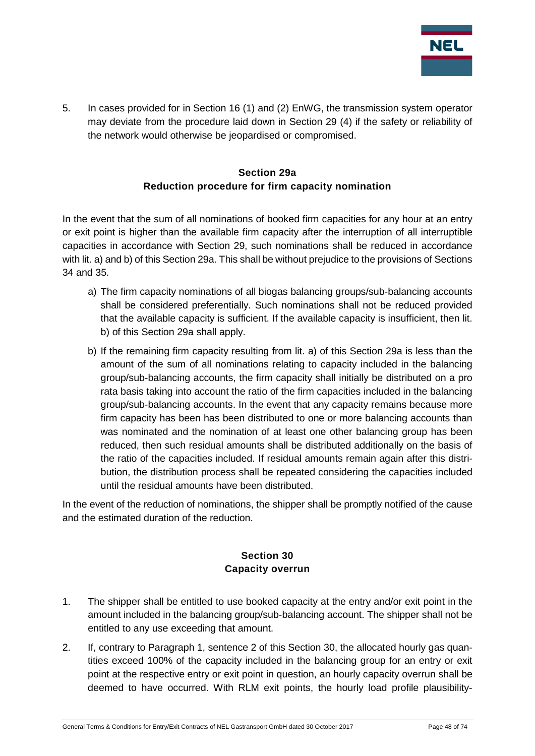5. In cases provided for in Section 16 (1) and (2) EnWG, the transmission system operator may deviate from the procedure laid down in Section 29 (4) if the safety or reliability of the network would otherwise be jeopardised or compromised.

## Section 29a
## Reduction procedure for firm capacity nomination

In the event that the sum of all nominations of booked firm capacities for any hour at an entry or exit point is higher than the available firm capacity after the interruption of all interruptible capacities in accordance with Section 29, such nominations shall be reduced in accordance with lit. a) and b) of this Section 29a. This shall be without prejudice to the provisions of Sections 34 and 35.

a) The firm capacity nominations of all biogas balancing groups/sub-balancing accounts shall be considered preferentially. Such nominations shall not be reduced provided that the available capacity is sufficient. If the available capacity is insufficient, then lit. b) of this Section 29a shall apply.

b) If the remaining firm capacity resulting from lit. a) of this Section 29a is less than the amount of the sum of all nominations relating to capacity included in the balancing group/sub-balancing accounts, the firm capacity shall initially be distributed on a pro rata basis taking into account the ratio of the firm capacities included in the balancing group/sub-balancing accounts. In the event that any capacity remains because more firm capacity has been has been distributed to one or more balancing accounts than was nominated and the nomination of at least one other balancing group has been reduced, then such residual amounts shall be distributed additionally on the basis of the ratio of the capacities included. If residual amounts remain again after this distribution, the distribution process shall be repeated considering the capacities included until the residual amounts have been distributed.

In the event of the reduction of nominations, the shipper shall be promptly notified of the cause and the estimated duration of the reduction.

## Section 30
## Capacity overrun

1. The shipper shall be entitled to use booked capacity at the entry and/or exit point in the amount included in the balancing group/sub-balancing account. The shipper shall not be entitled to any use exceeding that amount.

2. If, contrary to Paragraph 1, sentence 2 of this Section 30, the allocated hourly gas quantities exceed 100% of the capacity included in the balancing group for an entry or exit point at the respective entry or exit point in question, an hourly capacity overrun shall be deemed to have occurred. With RLM exit points, the hourly load profile plausibility-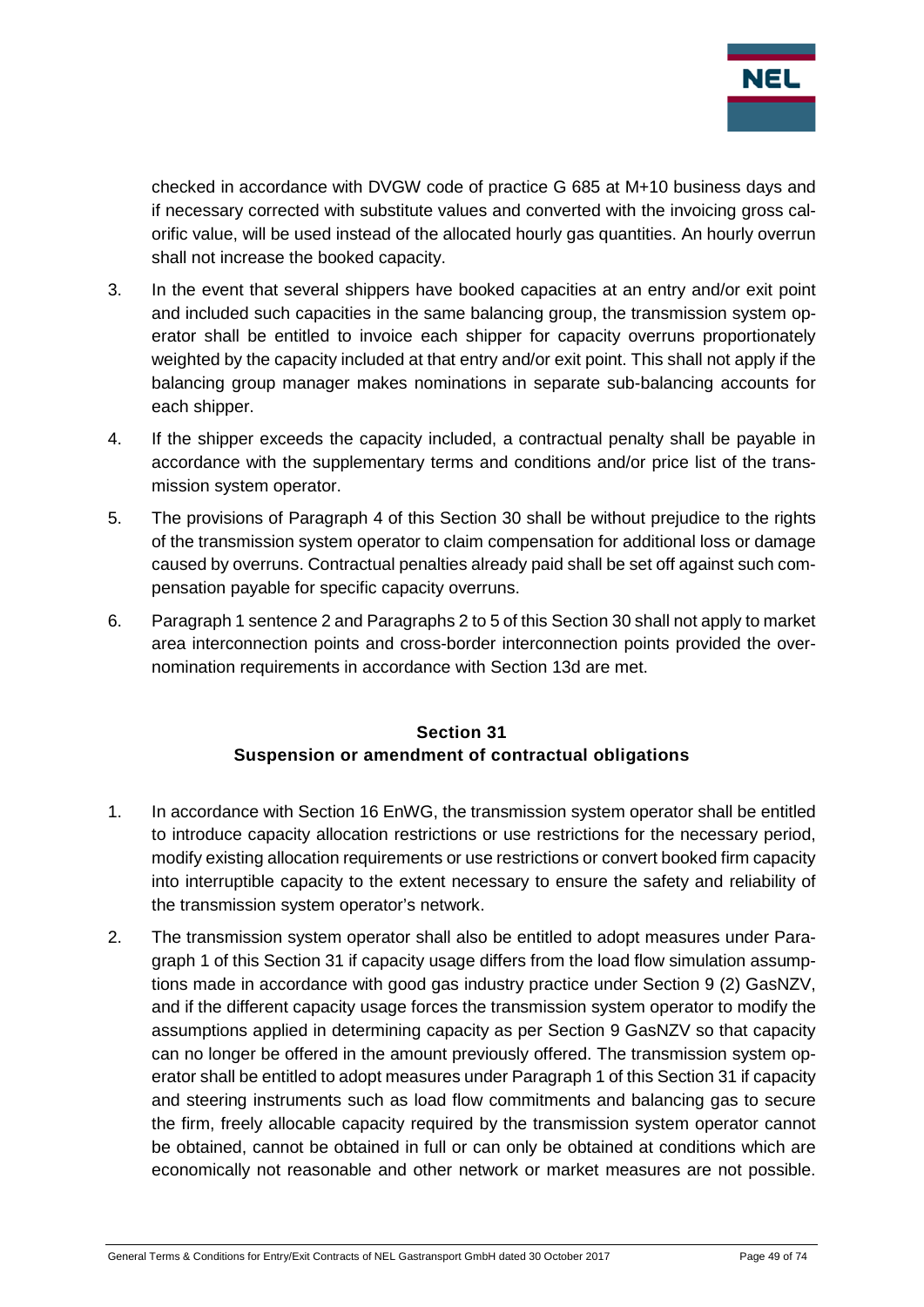checked in accordance with DVGW code of practice G 685 at M+10 business days and if necessary corrected with substitute values and converted with the invoicing gross calorific value, will be used instead of the allocated hourly gas quantities. An hourly overrun shall not increase the booked capacity.

3. In the event that several shippers have booked capacities at an entry and/or exit point and included such capacities in the same balancing group, the transmission system operator shall be entitled to invoice each shipper for capacity overruns proportionately weighted by the capacity included at that entry and/or exit point. This shall not apply if the balancing group manager makes nominations in separate sub-balancing accounts for each shipper.

4. If the shipper exceeds the capacity included, a contractual penalty shall be payable in accordance with the supplementary terms and conditions and/or price list of the transmission system operator.

5. The provisions of Paragraph 4 of this Section 30 shall be without prejudice to the rights of the transmission system operator to claim compensation for additional loss or damage caused by overruns. Contractual penalties already paid shall be set off against such compensation payable for specific capacity overruns.

6. Paragraph 1 sentence 2 and Paragraphs 2 to 5 of this Section 30 shall not apply to market area interconnection points and cross-border interconnection points provided the over-nomination requirements in accordance with Section 13d are met.

## Section 31
## Suspension or amendment of contractual obligations

1. In accordance with Section 16 EnWG, the transmission system operator shall be entitled to introduce capacity allocation restrictions or use restrictions for the necessary period, modify existing allocation requirements or use restrictions or convert booked firm capacity into interruptible capacity to the extent necessary to ensure the safety and reliability of the transmission system operator's network.

2. The transmission system operator shall also be entitled to adopt measures under Paragraph 1 of this Section 31 if capacity usage differs from the load flow simulation assumptions made in accordance with good gas industry practice under Section 9 (2) GasNZV, and if the different capacity usage forces the transmission system operator to modify the assumptions applied in determining capacity as per Section 9 GasNZV so that capacity can no longer be offered in the amount previously offered. The transmission system operator shall be entitled to adopt measures under Paragraph 1 of this Section 31 if capacity and steering instruments such as load flow commitments and balancing gas to secure the firm, freely allocable capacity required by the transmission system operator cannot be obtained, cannot be obtained in full or can only be obtained at conditions which are economically not reasonable and other network or market measures are not possible.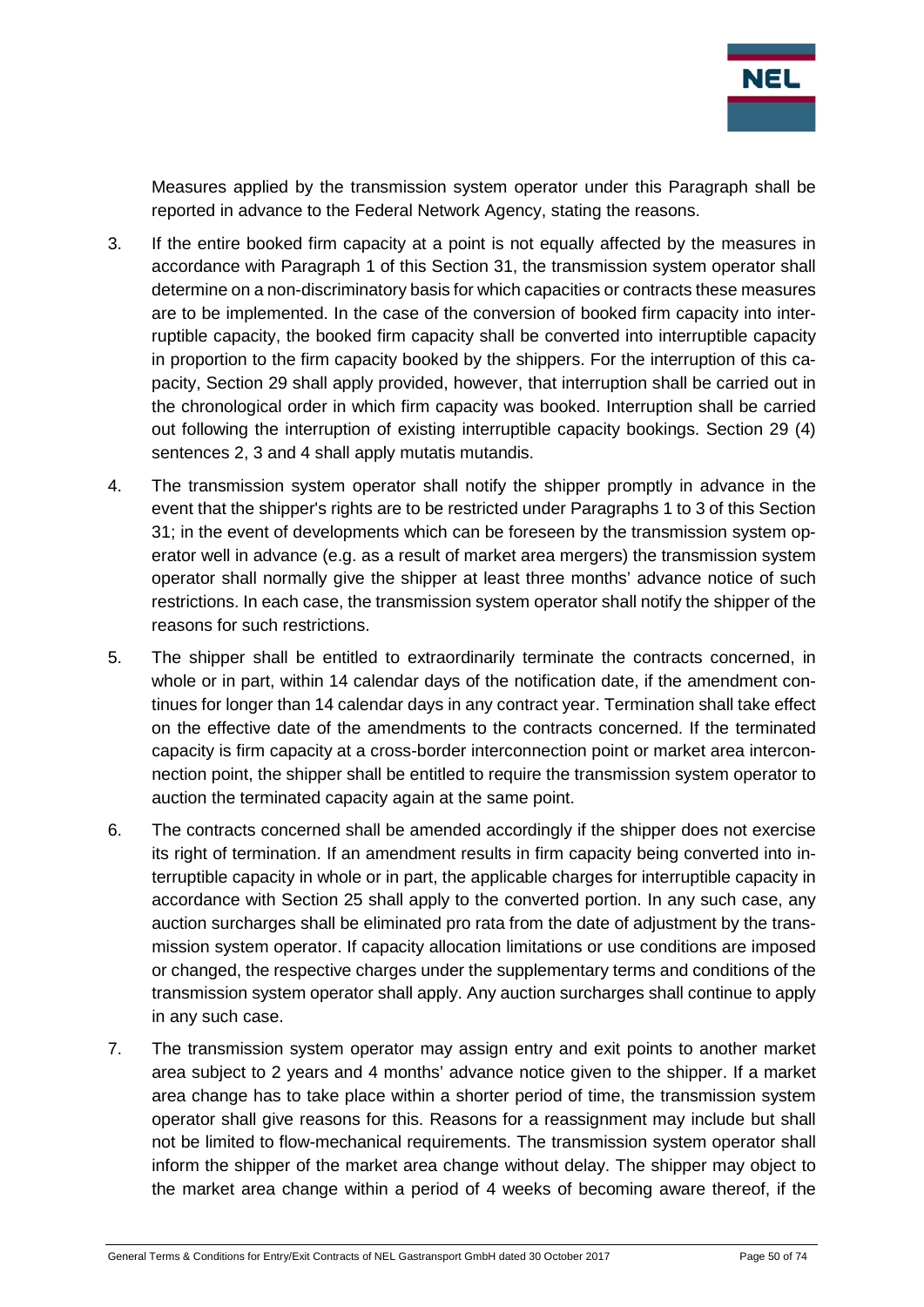Measures applied by the transmission system operator under this Paragraph shall be reported in advance to the Federal Network Agency, stating the reasons.

3. If the entire booked firm capacity at a point is not equally affected by the measures in accordance with Paragraph 1 of this Section 31, the transmission system operator shall determine on a non-discriminatory basis for which capacities or contracts these measures are to be implemented. In the case of the conversion of booked firm capacity into interruptible capacity, the booked firm capacity shall be converted into interruptible capacity in proportion to the firm capacity booked by the shippers. For the interruption of this capacity, Section 29 shall apply provided, however, that interruption shall be carried out in the chronological order in which firm capacity was booked. Interruption shall be carried out following the interruption of existing interruptible capacity bookings. Section 29 (4) sentences 2, 3 and 4 shall apply mutatis mutandis.
4. The transmission system operator shall notify the shipper promptly in advance in the event that the shipper's rights are to be restricted under Paragraphs 1 to 3 of this Section 31; in the event of developments which can be foreseen by the transmission system operator well in advance (e.g. as a result of market area mergers) the transmission system operator shall normally give the shipper at least three months' advance notice of such restrictions. In each case, the transmission system operator shall notify the shipper of the reasons for such restrictions.
5. The shipper shall be entitled to extraordinarily terminate the contracts concerned, in whole or in part, within 14 calendar days of the notification date, if the amendment continues for longer than 14 calendar days in any contract year. Termination shall take effect on the effective date of the amendments to the contracts concerned. If the terminated capacity is firm capacity at a cross-border interconnection point or market area interconnection point, the shipper shall be entitled to require the transmission system operator to auction the terminated capacity again at the same point.
6. The contracts concerned shall be amended accordingly if the shipper does not exercise its right of termination. If an amendment results in firm capacity being converted into interruptible capacity in whole or in part, the applicable charges for interruptible capacity in accordance with Section 25 shall apply to the converted portion. In any such case, any auction surcharges shall be eliminated pro rata from the date of adjustment by the transmission system operator. If capacity allocation limitations or use conditions are imposed or changed, the respective charges under the supplementary terms and conditions of the transmission system operator shall apply. Any auction surcharges shall continue to apply in any such case.
7. The transmission system operator may assign entry and exit points to another market area subject to 2 years and 4 months' advance notice given to the shipper. If a market area change has to take place within a shorter period of time, the transmission system operator shall give reasons for this. Reasons for a reassignment may include but shall not be limited to flow-mechanical requirements. The transmission system operator shall inform the shipper of the market area change without delay. The shipper may object to the market area change within a period of 4 weeks of becoming aware thereof, if the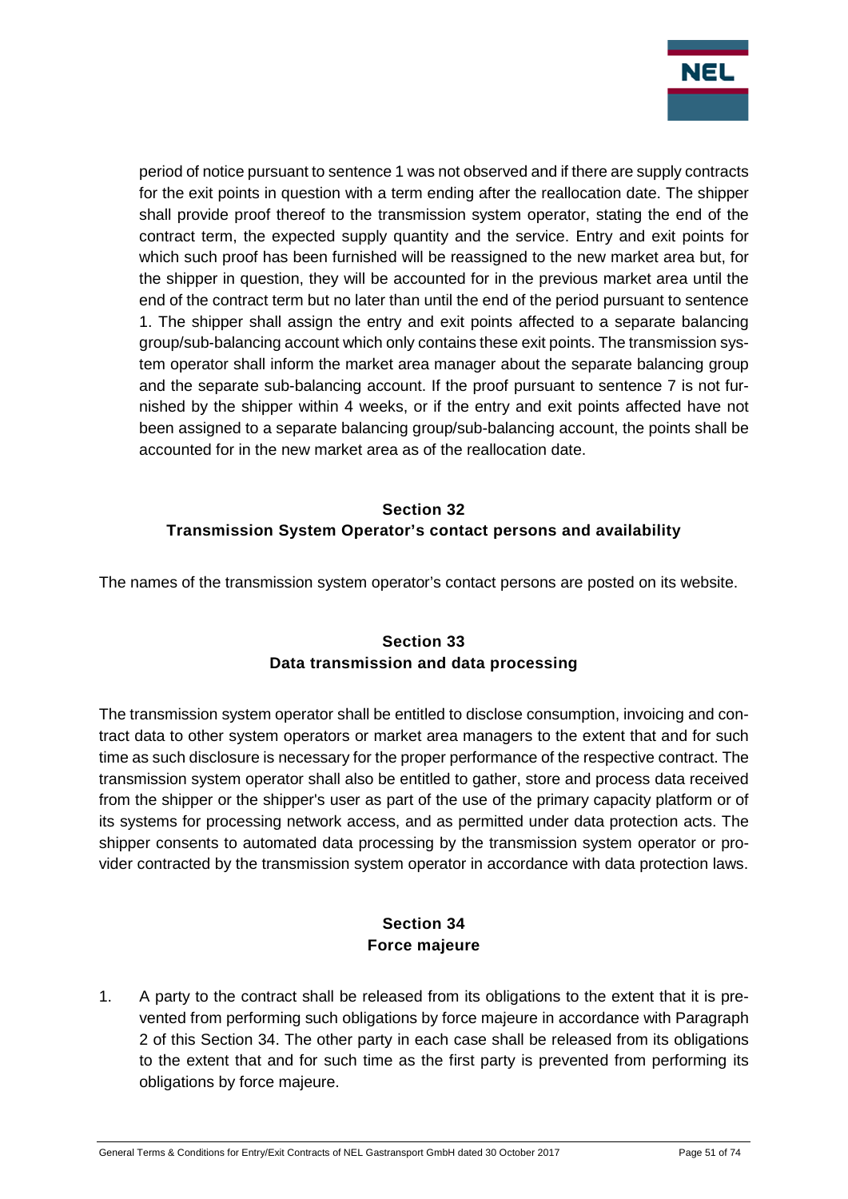period of notice pursuant to sentence 1 was not observed and if there are supply contracts for the exit points in question with a term ending after the reallocation date. The shipper shall provide proof thereof to the transmission system operator, stating the end of the contract term, the expected supply quantity and the service. Entry and exit points for which such proof has been furnished will be reassigned to the new market area but, for the shipper in question, they will be accounted for in the previous market area until the end of the contract term but no later than until the end of the period pursuant to sentence 1. The shipper shall assign the entry and exit points affected to a separate balancing group/sub-balancing account which only contains these exit points. The transmission system operator shall inform the market area manager about the separate balancing group and the separate sub-balancing account. If the proof pursuant to sentence 7 is not furnished by the shipper within 4 weeks, or if the entry and exit points affected have not been assigned to a separate balancing group/sub-balancing account, the points shall be accounted for in the new market area as of the reallocation date.

## Section 32
## Transmission System Operator's contact persons and availability

The names of the transmission system operator's contact persons are posted on its website.

## Section 33
## Data transmission and data processing

The transmission system operator shall be entitled to disclose consumption, invoicing and contract data to other system operators or market area managers to the extent that and for such time as such disclosure is necessary for the proper performance of the respective contract. The transmission system operator shall also be entitled to gather, store and process data received from the shipper or the shipper's user as part of the use of the primary capacity platform or of its systems for processing network access, and as permitted under data protection acts. The shipper consents to automated data processing by the transmission system operator or provider contracted by the transmission system operator in accordance with data protection laws.

## Section 34
## Force majeure

1. A party to the contract shall be released from its obligations to the extent that it is prevented from performing such obligations by force majeure in accordance with Paragraph 2 of this Section 34. The other party in each case shall be released from its obligations to the extent that and for such time as the first party is prevented from performing its obligations by force majeure.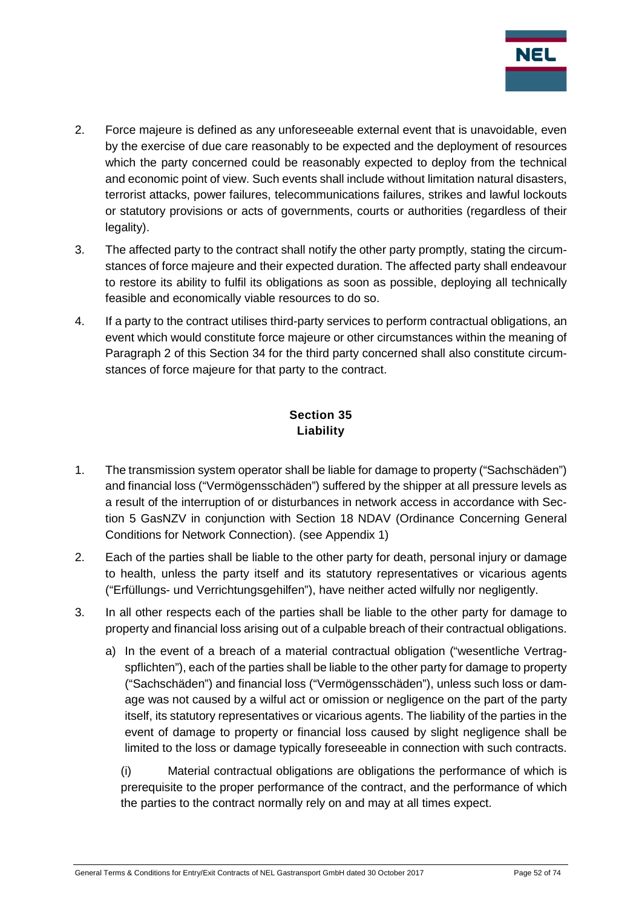2. Force majeure is defined as any unforeseeable external event that is unavoidable, even by the exercise of due care reasonably to be expected and the deployment of resources which the party concerned could be reasonably expected to deploy from the technical and economic point of view. Such events shall include without limitation natural disasters, terrorist attacks, power failures, telecommunications failures, strikes and lawful lockouts or statutory provisions or acts of governments, courts or authorities (regardless of their legality).

3. The affected party to the contract shall notify the other party promptly, stating the circumstances of force majeure and their expected duration. The affected party shall endeavour to restore its ability to fulfil its obligations as soon as possible, deploying all technically feasible and economically viable resources to do so.

4. If a party to the contract utilises third-party services to perform contractual obligations, an event which would constitute force majeure or other circumstances within the meaning of Paragraph 2 of this Section 34 for the third party concerned shall also constitute circumstances of force majeure for that party to the contract.

## Section 35
## Liability

1. The transmission system operator shall be liable for damage to property ("Sachschäden") and financial loss ("Vermögensschäden") suffered by the shipper at all pressure levels as a result of the interruption of or disturbances in network access in accordance with Section 5 GasNZV in conjunction with Section 18 NDAV (Ordinance Concerning General Conditions for Network Connection). (see Appendix 1)

2. Each of the parties shall be liable to the other party for death, personal injury or damage to health, unless the party itself and its statutory representatives or vicarious agents ("Erfüllungs- und Verrichtungsgehilfen"), have neither acted wilfully nor negligently.

3. In all other respects each of the parties shall be liable to the other party for damage to property and financial loss arising out of a culpable breach of their contractual obligations.

   a) In the event of a breach of a material contractual obligation ("wesentliche Vertragspflichten"), each of the parties shall be liable to the other party for damage to property ("Sachschäden") and financial loss ("Vermögensschäden"), unless such loss or damage was not caused by a wilful act or omission or negligence on the part of the party itself, its statutory representatives or vicarious agents. The liability of the parties in the event of damage to property or financial loss caused by slight negligence shall be limited to the loss or damage typically foreseeable in connection with such contracts.

      (i) Material contractual obligations are obligations the performance of which is prerequisite to the proper performance of the contract, and the performance of which the parties to the contract normally rely on and may at all times expect.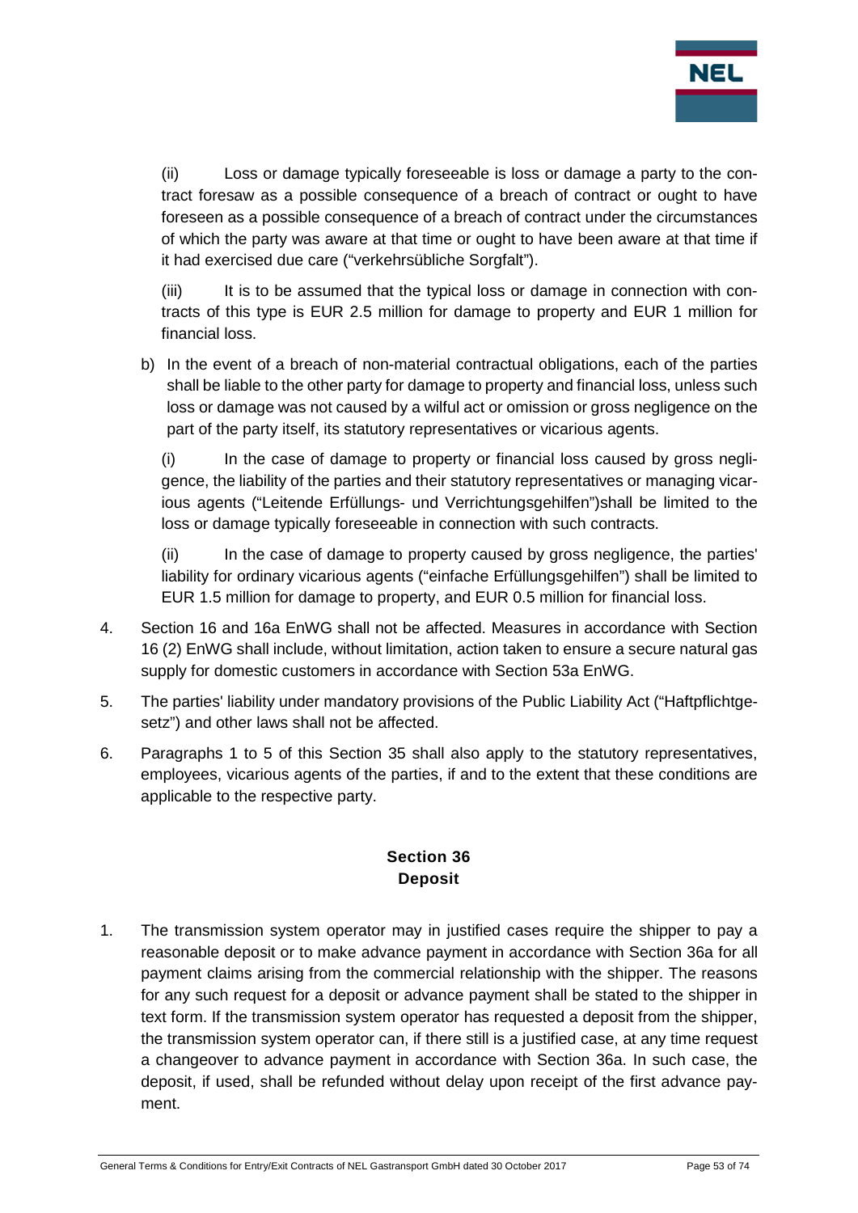(ii) Loss or damage typically foreseeable is loss or damage a party to the contract foresaw as a possible consequence of a breach of contract or ought to have foreseen as a possible consequence of a breach of contract under the circumstances of which the party was aware at that time or ought to have been aware at that time if it had exercised due care ("verkehrsübliche Sorgfalt").

(iii) It is to be assumed that the typical loss or damage in connection with contracts of this type is EUR 2.5 million for damage to property and EUR 1 million for financial loss.

b) In the event of a breach of non-material contractual obligations, each of the parties shall be liable to the other party for damage to property and financial loss, unless such loss or damage was not caused by a wilful act or omission or gross negligence on the part of the party itself, its statutory representatives or vicarious agents.

(i) In the case of damage to property or financial loss caused by gross negligence, the liability of the parties and their statutory representatives or managing vicarious agents ("Leitende Erfüllungs- und Verrichtungsgehilfen")shall be limited to the loss or damage typically foreseeable in connection with such contracts.

(ii) In the case of damage to property caused by gross negligence, the parties' liability for ordinary vicarious agents ("einfache Erfüllungsgehilfen") shall be limited to EUR 1.5 million for damage to property, and EUR 0.5 million for financial loss.

4. Section 16 and 16a EnWG shall not be affected. Measures in accordance with Section 16 (2) EnWG shall include, without limitation, action taken to ensure a secure natural gas supply for domestic customers in accordance with Section 53a EnWG.

5. The parties' liability under mandatory provisions of the Public Liability Act ("Haftpflichtgesetz") and other laws shall not be affected.

6. Paragraphs 1 to 5 of this Section 35 shall also apply to the statutory representatives, employees, vicarious agents of the parties, if and to the extent that these conditions are applicable to the respective party.

## Section 36
## Deposit

1. The transmission system operator may in justified cases require the shipper to pay a reasonable deposit or to make advance payment in accordance with Section 36a for all payment claims arising from the commercial relationship with the shipper. The reasons for any such request for a deposit or advance payment shall be stated to the shipper in text form. If the transmission system operator has requested a deposit from the shipper, the transmission system operator can, if there still is a justified case, at any time request a changeover to advance payment in accordance with Section 36a. In such case, the deposit, if used, shall be refunded without delay upon receipt of the first advance payment.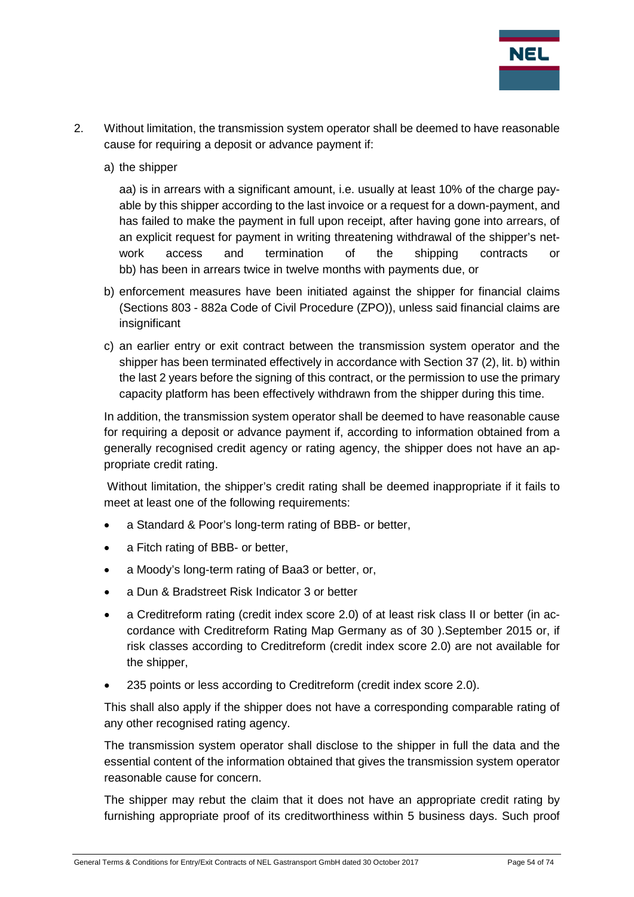2. Without limitation, the transmission system operator shall be deemed to have reasonable cause for requiring a deposit or advance payment if:

   a) the shipper

      aa) is in arrears with a significant amount, i.e. usually at least 10% of the charge payable by this shipper according to the last invoice or a request for a down-payment, and has failed to make the payment in full upon receipt, after having gone into arrears, of an explicit request for payment in writing threatening withdrawal of the shipper's network access and termination of the shipping contracts or bb) has been in arrears twice in twelve months with payments due, or

   b) enforcement measures have been initiated against the shipper for financial claims (Sections 803 - 882a Code of Civil Procedure (ZPO)), unless said financial claims are insignificant

   c) an earlier entry or exit contract between the transmission system operator and the shipper has been terminated effectively in accordance with Section 37 (2), lit. b) within the last 2 years before the signing of this contract, or the permission to use the primary capacity platform has been effectively withdrawn from the shipper during this time.

   In addition, the transmission system operator shall be deemed to have reasonable cause for requiring a deposit or advance payment if, according to information obtained from a generally recognised credit agency or rating agency, the shipper does not have an appropriate credit rating.

   Without limitation, the shipper's credit rating shall be deemed inappropriate if it fails to meet at least one of the following requirements:

   - a Standard & Poor's long-term rating of BBB- or better,
   - a Fitch rating of BBB- or better,
   - a Moody's long-term rating of Baa3 or better, or,
   - a Dun & Bradstreet Risk Indicator 3 or better
   - a Creditreform rating (credit index score 2.0) of at least risk class II or better (in accordance with Creditreform Rating Map Germany as of 30 ).September 2015 or, if risk classes according to Creditreform (credit index score 2.0) are not available for the shipper,
   - 235 points or less according to Creditreform (credit index score 2.0).

   This shall also apply if the shipper does not have a corresponding comparable rating of any other recognised rating agency.

   The transmission system operator shall disclose to the shipper in full the data and the essential content of the information obtained that gives the transmission system operator reasonable cause for concern.

   The shipper may rebut the claim that it does not have an appropriate credit rating by furnishing appropriate proof of its creditworthiness within 5 business days. Such proof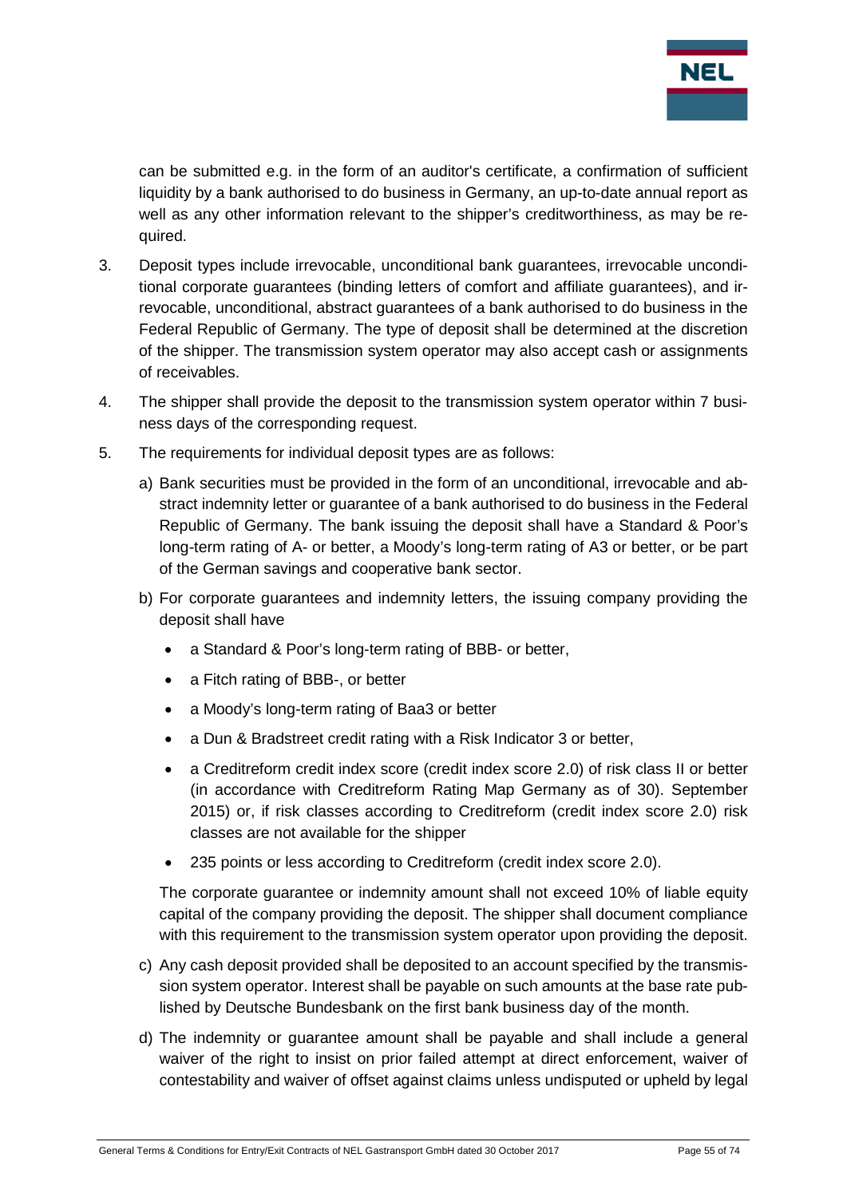can be submitted e.g. in the form of an auditor's certificate, a confirmation of sufficient liquidity by a bank authorised to do business in Germany, an up-to-date annual report as well as any other information relevant to the shipper's creditworthiness, as may be required.

3. Deposit types include irrevocable, unconditional bank guarantees, irrevocable unconditional corporate guarantees (binding letters of comfort and affiliate guarantees), and irrevocable, unconditional, abstract guarantees of a bank authorised to do business in the Federal Republic of Germany. The type of deposit shall be determined at the discretion of the shipper. The transmission system operator may also accept cash or assignments of receivables.

4. The shipper shall provide the deposit to the transmission system operator within 7 business days of the corresponding request.

5. The requirements for individual deposit types are as follows:

   a) Bank securities must be provided in the form of an unconditional, irrevocable and abstract indemnity letter or guarantee of a bank authorised to do business in the Federal Republic of Germany. The bank issuing the deposit shall have a Standard & Poor's long-term rating of A- or better, a Moody's long-term rating of A3 or better, or be part of the German savings and cooperative bank sector.

   b) For corporate guarantees and indemnity letters, the issuing company providing the deposit shall have

      - a Standard & Poor's long-term rating of BBB- or better,
      - a Fitch rating of BBB-, or better
      - a Moody's long-term rating of Baa3 or better
      - a Dun & Bradstreet credit rating with a Risk Indicator 3 or better,
      - a Creditreform credit index score (credit index score 2.0) of risk class II or better (in accordance with Creditreform Rating Map Germany as of 30). September 2015) or, if risk classes according to Creditreform (credit index score 2.0) risk classes are not available for the shipper
      - 235 points or less according to Creditreform (credit index score 2.0).

      The corporate guarantee or indemnity amount shall not exceed 10% of liable equity capital of the company providing the deposit. The shipper shall document compliance with this requirement to the transmission system operator upon providing the deposit.

   c) Any cash deposit provided shall be deposited to an account specified by the transmission system operator. Interest shall be payable on such amounts at the base rate published by Deutsche Bundesbank on the first bank business day of the month.

   d) The indemnity or guarantee amount shall be payable and shall include a general waiver of the right to insist on prior failed attempt at direct enforcement, waiver of contestability and waiver of offset against claims unless undisputed or upheld by legal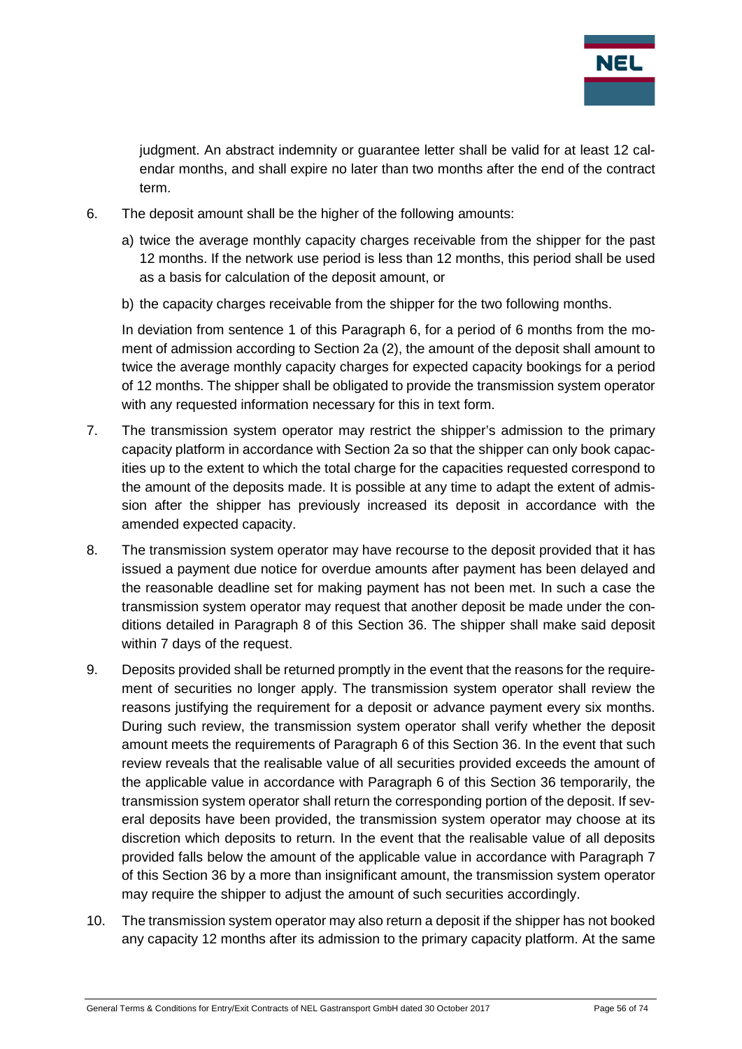judgment. An abstract indemnity or guarantee letter shall be valid for at least 12 calendar months, and shall expire no later than two months after the end of the contract term.

6. The deposit amount shall be the higher of the following amounts:

   a) twice the average monthly capacity charges receivable from the shipper for the past 12 months. If the network use period is less than 12 months, this period shall be used as a basis for calculation of the deposit amount, or

   b) the capacity charges receivable from the shipper for the two following months.

   In deviation from sentence 1 of this Paragraph 6, for a period of 6 months from the moment of admission according to Section 2a (2), the amount of the deposit shall amount to twice the average monthly capacity charges for expected capacity bookings for a period of 12 months. The shipper shall be obligated to provide the transmission system operator with any requested information necessary for this in text form.

7. The transmission system operator may restrict the shipper's admission to the primary capacity platform in accordance with Section 2a so that the shipper can only book capacities up to the extent to which the total charge for the capacities requested correspond to the amount of the deposits made. It is possible at any time to adapt the extent of admission after the shipper has previously increased its deposit in accordance with the amended expected capacity.

8. The transmission system operator may have recourse to the deposit provided that it has issued a payment due notice for overdue amounts after payment has been delayed and the reasonable deadline set for making payment has not been met. In such a case the transmission system operator may request that another deposit be made under the conditions detailed in Paragraph 8 of this Section 36. The shipper shall make said deposit within 7 days of the request.

9. Deposits provided shall be returned promptly in the event that the reasons for the requirement of securities no longer apply. The transmission system operator shall review the reasons justifying the requirement for a deposit or advance payment every six months. During such review, the transmission system operator shall verify whether the deposit amount meets the requirements of Paragraph 6 of this Section 36. In the event that such review reveals that the realisable value of all securities provided exceeds the amount of the applicable value in accordance with Paragraph 6 of this Section 36 temporarily, the transmission system operator shall return the corresponding portion of the deposit. If several deposits have been provided, the transmission system operator may choose at its discretion which deposits to return. In the event that the realisable value of all deposits provided falls below the amount of the applicable value in accordance with Paragraph 7 of this Section 36 by a more than insignificant amount, the transmission system operator may require the shipper to adjust the amount of such securities accordingly.

10. The transmission system operator may also return a deposit if the shipper has not booked any capacity 12 months after its admission to the primary capacity platform. At the same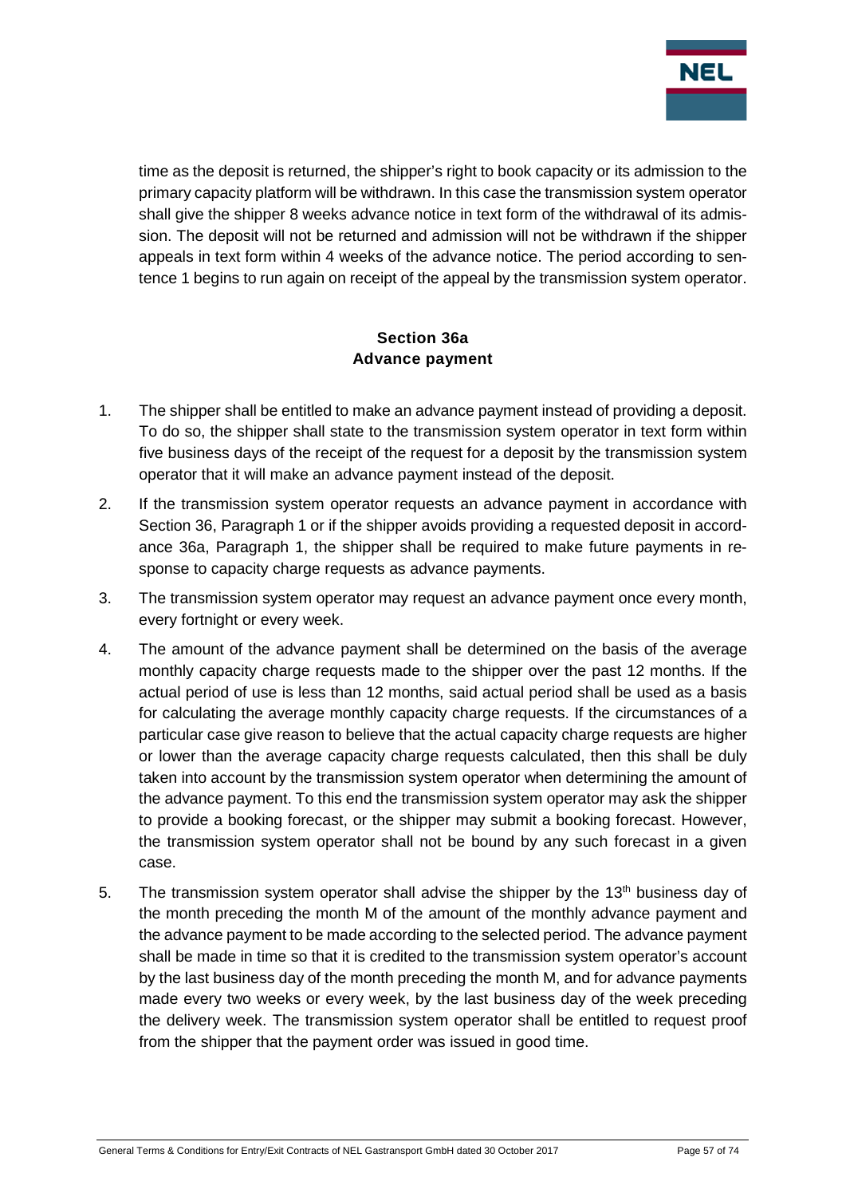time as the deposit is returned, the shipper's right to book capacity or its admission to the primary capacity platform will be withdrawn. In this case the transmission system operator shall give the shipper 8 weeks advance notice in text form of the withdrawal of its admission. The deposit will not be returned and admission will not be withdrawn if the shipper appeals in text form within 4 weeks of the advance notice. The period according to sentence 1 begins to run again on receipt of the appeal by the transmission system operator.

## Section 36a
## Advance payment

1. The shipper shall be entitled to make an advance payment instead of providing a deposit. To do so, the shipper shall state to the transmission system operator in text form within five business days of the receipt of the request for a deposit by the transmission system operator that it will make an advance payment instead of the deposit.
2. If the transmission system operator requests an advance payment in accordance with Section 36, Paragraph 1 or if the shipper avoids providing a requested deposit in accordance 36a, Paragraph 1, the shipper shall be required to make future payments in response to capacity charge requests as advance payments.
3. The transmission system operator may request an advance payment once every month, every fortnight or every week.
4. The amount of the advance payment shall be determined on the basis of the average monthly capacity charge requests made to the shipper over the past 12 months. If the actual period of use is less than 12 months, said actual period shall be used as a basis for calculating the average monthly capacity charge requests. If the circumstances of a particular case give reason to believe that the actual capacity charge requests are higher or lower than the average capacity charge requests calculated, then this shall be duly taken into account by the transmission system operator when determining the amount of the advance payment. To this end the transmission system operator may ask the shipper to provide a booking forecast, or the shipper may submit a booking forecast. However, the transmission system operator shall not be bound by any such forecast in a given case.
5. The transmission system operator shall advise the shipper by the 13th business day of the month preceding the month M of the amount of the monthly advance payment and the advance payment to be made according to the selected period. The advance payment shall be made in time so that it is credited to the transmission system operator's account by the last business day of the month preceding the month M, and for advance payments made every two weeks or every week, by the last business day of the week preceding the delivery week. The transmission system operator shall be entitled to request proof from the shipper that the payment order was issued in good time.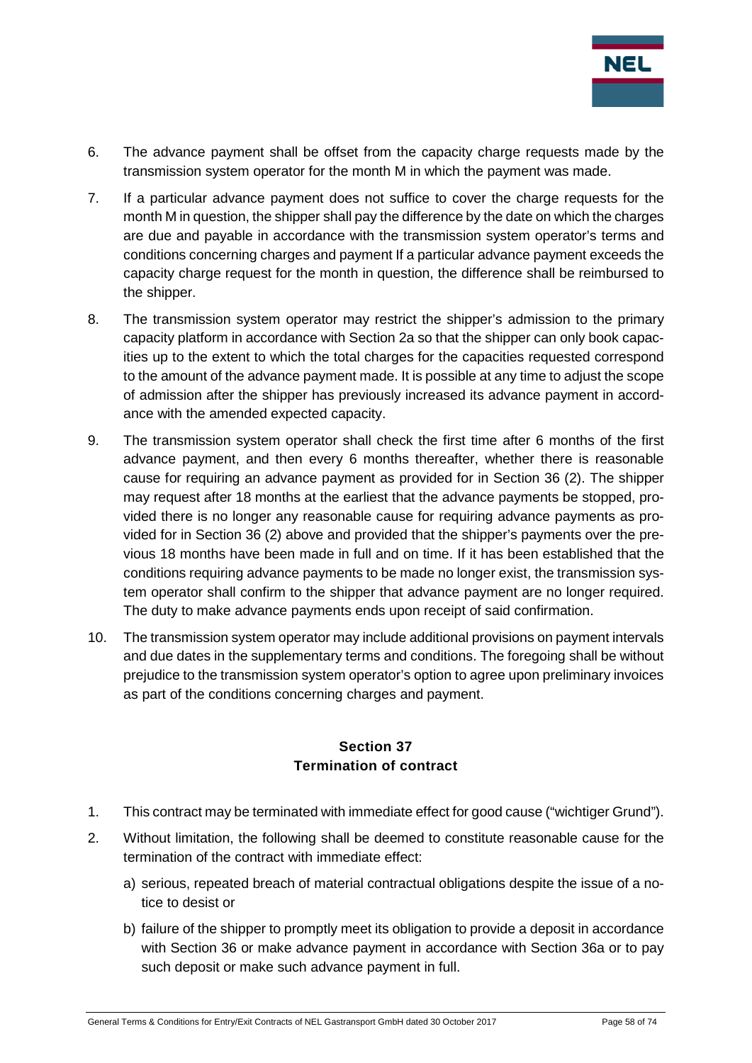6. The advance payment shall be offset from the capacity charge requests made by the transmission system operator for the month M in which the payment was made.

7. If a particular advance payment does not suffice to cover the charge requests for the month M in question, the shipper shall pay the difference by the date on which the charges are due and payable in accordance with the transmission system operator's terms and conditions concerning charges and payment If a particular advance payment exceeds the capacity charge request for the month in question, the difference shall be reimbursed to the shipper.

8. The transmission system operator may restrict the shipper's admission to the primary capacity platform in accordance with Section 2a so that the shipper can only book capacities up to the extent to which the total charges for the capacities requested correspond to the amount of the advance payment made. It is possible at any time to adjust the scope of admission after the shipper has previously increased its advance payment in accordance with the amended expected capacity.

9. The transmission system operator shall check the first time after 6 months of the first advance payment, and then every 6 months thereafter, whether there is reasonable cause for requiring an advance payment as provided for in Section 36 (2). The shipper may request after 18 months at the earliest that the advance payments be stopped, provided there is no longer any reasonable cause for requiring advance payments as provided for in Section 36 (2) above and provided that the shipper's payments over the previous 18 months have been made in full and on time. If it has been established that the conditions requiring advance payments to be made no longer exist, the transmission system operator shall confirm to the shipper that advance payment are no longer required. The duty to make advance payments ends upon receipt of said confirmation.

10. The transmission system operator may include additional provisions on payment intervals and due dates in the supplementary terms and conditions. The foregoing shall be without prejudice to the transmission system operator's option to agree upon preliminary invoices as part of the conditions concerning charges and payment.

## Section 37
## Termination of contract

1. This contract may be terminated with immediate effect for good cause ("wichtiger Grund").

2. Without limitation, the following shall be deemed to constitute reasonable cause for the termination of the contract with immediate effect:

   a) serious, repeated breach of material contractual obligations despite the issue of a notice to desist or

   b) failure of the shipper to promptly meet its obligation to provide a deposit in accordance with Section 36 or make advance payment in accordance with Section 36a or to pay such deposit or make such advance payment in full.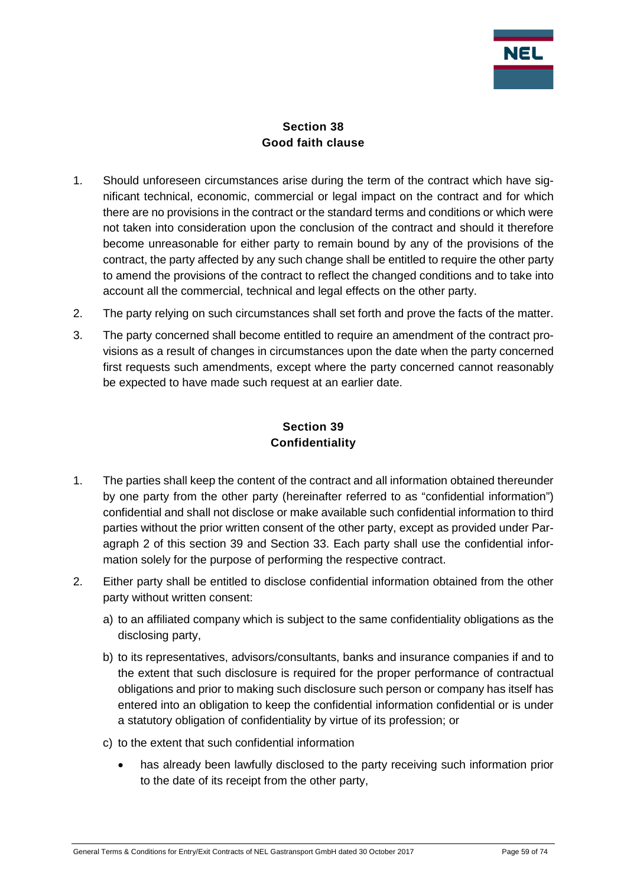## Section 38
## Good faith clause

1. Should unforeseen circumstances arise during the term of the contract which have significant technical, economic, commercial or legal impact on the contract and for which there are no provisions in the contract or the standard terms and conditions or which were not taken into consideration upon the conclusion of the contract and should it therefore become unreasonable for either party to remain bound by any of the provisions of the contract, the party affected by any such change shall be entitled to require the other party to amend the provisions of the contract to reflect the changed conditions and to take into account all the commercial, technical and legal effects on the other party.
2. The party relying on such circumstances shall set forth and prove the facts of the matter.
3. The party concerned shall become entitled to require an amendment of the contract provisions as a result of changes in circumstances upon the date when the party concerned first requests such amendments, except where the party concerned cannot reasonably be expected to have made such request at an earlier date.

## Section 39
## Confidentiality

1. The parties shall keep the content of the contract and all information obtained thereunder by one party from the other party (hereinafter referred to as "confidential information") confidential and shall not disclose or make available such confidential information to third parties without the prior written consent of the other party, except as provided under Paragraph 2 of this section 39 and Section 33. Each party shall use the confidential information solely for the purpose of performing the respective contract.
2. Either party shall be entitled to disclose confidential information obtained from the other party without written consent:
   a) to an affiliated company which is subject to the same confidentiality obligations as the disclosing party,
   b) to its representatives, advisors/consultants, banks and insurance companies if and to the extent that such disclosure is required for the proper performance of contractual obligations and prior to making such disclosure such person or company has itself has entered into an obligation to keep the confidential information confidential or is under a statutory obligation of confidentiality by virtue of its profession; or
   c) to the extent that such confidential information
      - has already been lawfully disclosed to the party receiving such information prior to the date of its receipt from the other party,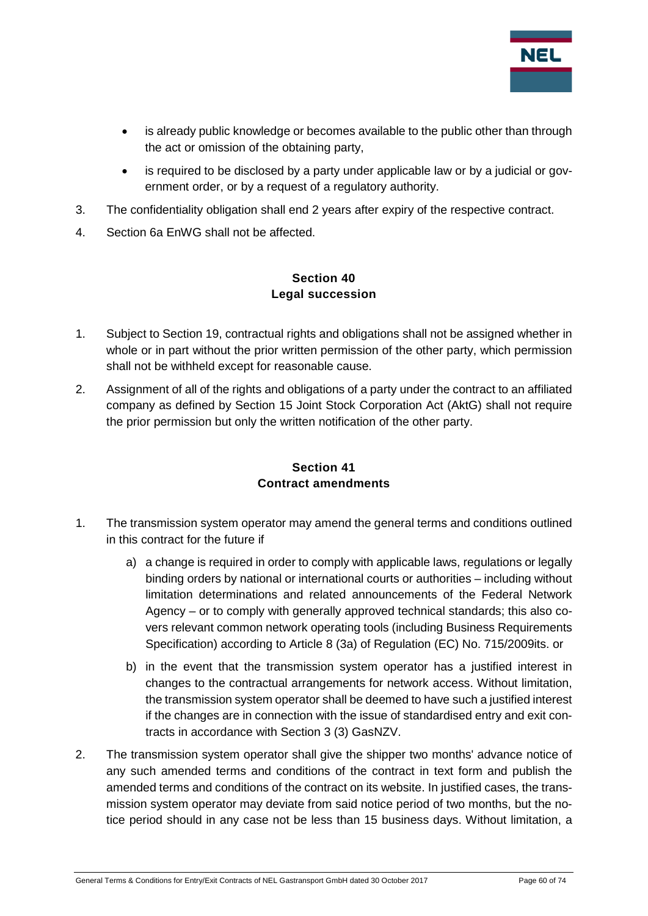- is already public knowledge or becomes available to the public other than through the act or omission of the obtaining party,
- is required to be disclosed by a party under applicable law or by a judicial or government order, or by a request of a regulatory authority.

3. The confidentiality obligation shall end 2 years after expiry of the respective contract.
4. Section 6a EnWG shall not be affected.

## Section 40
## Legal succession

1. Subject to Section 19, contractual rights and obligations shall not be assigned whether in whole or in part without the prior written permission of the other party, which permission shall not be withheld except for reasonable cause.
2. Assignment of all of the rights and obligations of a party under the contract to an affiliated company as defined by Section 15 Joint Stock Corporation Act (AktG) shall not require the prior permission but only the written notification of the other party.

## Section 41
## Contract amendments

1. The transmission system operator may amend the general terms and conditions outlined in this contract for the future if
   a) a change is required in order to comply with applicable laws, regulations or legally binding orders by national or international courts or authorities – including without limitation determinations and related announcements of the Federal Network Agency – or to comply with generally approved technical standards; this also covers relevant common network operating tools (including Business Requirements Specification) according to Article 8 (3a) of Regulation (EC) No. 715/2009its. or
   b) in the event that the transmission system operator has a justified interest in changes to the contractual arrangements for network access. Without limitation, the transmission system operator shall be deemed to have such a justified interest if the changes are in connection with the issue of standardised entry and exit contracts in accordance with Section 3 (3) GasNZV.
2. The transmission system operator shall give the shipper two months' advance notice of any such amended terms and conditions of the contract in text form and publish the amended terms and conditions of the contract on its website. In justified cases, the transmission system operator may deviate from said notice period of two months, but the notice period should in any case not be less than 15 business days. Without limitation, a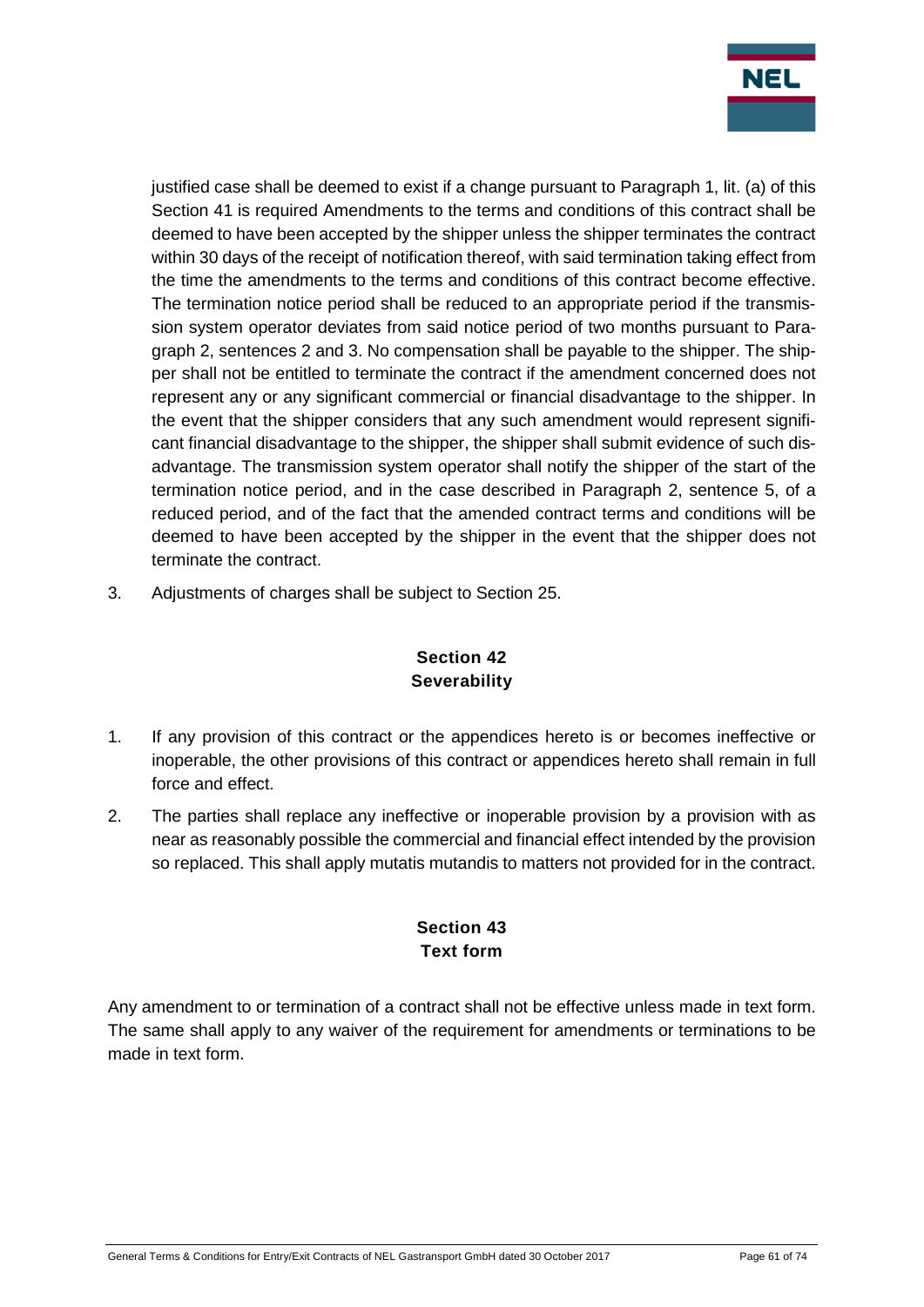justified case shall be deemed to exist if a change pursuant to Paragraph 1, lit. (a) of this Section 41 is required Amendments to the terms and conditions of this contract shall be deemed to have been accepted by the shipper unless the shipper terminates the contract within 30 days of the receipt of notification thereof, with said termination taking effect from the time the amendments to the terms and conditions of this contract become effective. The termination notice period shall be reduced to an appropriate period if the transmission system operator deviates from said notice period of two months pursuant to Paragraph 2, sentences 2 and 3. No compensation shall be payable to the shipper. The shipper shall not be entitled to terminate the contract if the amendment concerned does not represent any or any significant commercial or financial disadvantage to the shipper. In the event that the shipper considers that any such amendment would represent significant financial disadvantage to the shipper, the shipper shall submit evidence of such disadvantage. The transmission system operator shall notify the shipper of the start of the termination notice period, and in the case described in Paragraph 2, sentence 5, of a reduced period, and of the fact that the amended contract terms and conditions will be deemed to have been accepted by the shipper in the event that the shipper does not terminate the contract.

3. Adjustments of charges shall be subject to Section 25.

## Section 42
## Severability

1. If any provision of this contract or the appendices hereto is or becomes ineffective or inoperable, the other provisions of this contract or appendices hereto shall remain in full force and effect.
2. The parties shall replace any ineffective or inoperable provision by a provision with as near as reasonably possible the commercial and financial effect intended by the provision so replaced. This shall apply mutatis mutandis to matters not provided for in the contract.

## Section 43
## Text form

Any amendment to or termination of a contract shall not be effective unless made in text form. The same shall apply to any waiver of the requirement for amendments or terminations to be made in text form.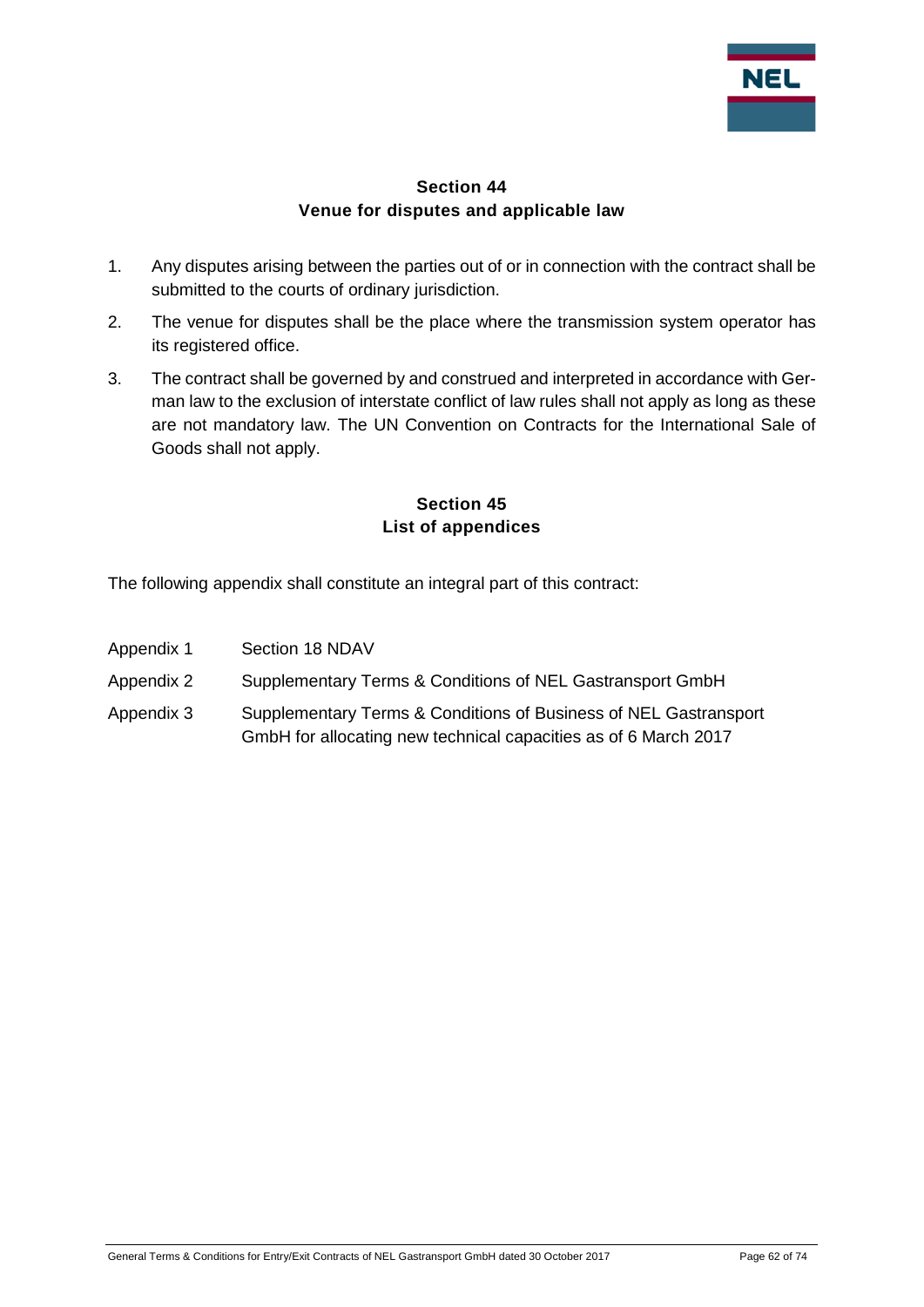## Section 44
## Venue for disputes and applicable law

1. Any disputes arising between the parties out of or in connection with the contract shall be submitted to the courts of ordinary jurisdiction.
2. The venue for disputes shall be the place where the transmission system operator has its registered office.
3. The contract shall be governed by and construed and interpreted in accordance with German law to the exclusion of interstate conflict of law rules shall not apply as long as these are not mandatory law. The UN Convention on Contracts for the International Sale of Goods shall not apply.

## Section 45
## List of appendices

The following appendix shall constitute an integral part of this contract:

| | |
|---|---|
| Appendix 1 | Section 18 NDAV |
| Appendix 2 | Supplementary Terms & Conditions of NEL Gastransport GmbH |
| Appendix 3 | Supplementary Terms & Conditions of Business of NEL Gastransport GmbH for allocating new technical capacities as of 6 March 2017 |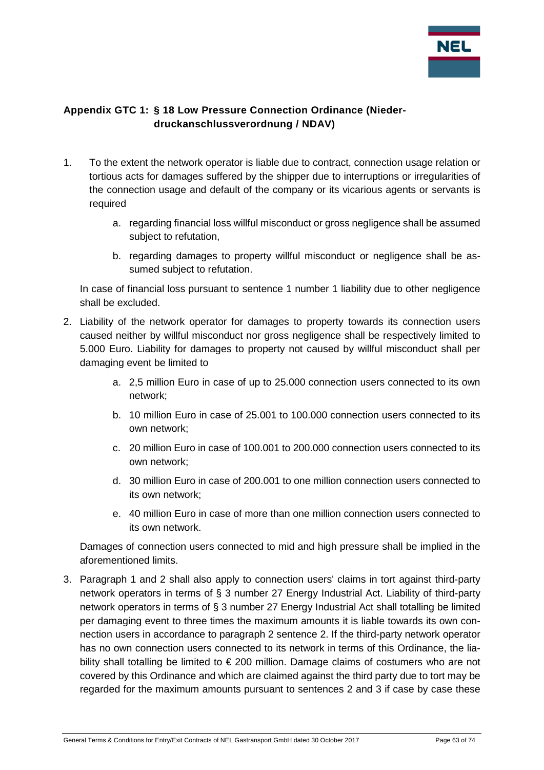## Appendix GTC 1: § 18 Low Pressure Connection Ordinance (Niederdruckanschlussverordnung / NDAV)

1. To the extent the network operator is liable due to contract, connection usage relation or tortious acts for damages suffered by the shipper due to interruptions or irregularities of the connection usage and default of the company or its vicarious agents or servants is required

   a. regarding financial loss willful misconduct or gross negligence shall be assumed subject to refutation,

   b. regarding damages to property willful misconduct or negligence shall be assumed subject to refutation.

   In case of financial loss pursuant to sentence 1 number 1 liability due to other negligence shall be excluded.

2. Liability of the network operator for damages to property towards its connection users caused neither by willful misconduct nor gross negligence shall be respectively limited to 5.000 Euro. Liability for damages to property not caused by willful misconduct shall per damaging event be limited to

   a. 2,5 million Euro in case of up to 25.000 connection users connected to its own network;

   b. 10 million Euro in case of 25.001 to 100.000 connection users connected to its own network;

   c. 20 million Euro in case of 100.001 to 200.000 connection users connected to its own network;

   d. 30 million Euro in case of 200.001 to one million connection users connected to its own network;

   e. 40 million Euro in case of more than one million connection users connected to its own network.

   Damages of connection users connected to mid and high pressure shall be implied in the aforementioned limits.

3. Paragraph 1 and 2 shall also apply to connection users' claims in tort against third-party network operators in terms of § 3 number 27 Energy Industrial Act. Liability of third-party network operators in terms of § 3 number 27 Energy Industrial Act shall totalling be limited per damaging event to three times the maximum amounts it is liable towards its own connection users in accordance to paragraph 2 sentence 2. If the third-party network operator has no own connection users connected to its network in terms of this Ordinance, the liability shall totalling be limited to € 200 million. Damage claims of costumers who are not covered by this Ordinance and which are claimed against the third party due to tort may be regarded for the maximum amounts pursuant to sentences 2 and 3 if case by case these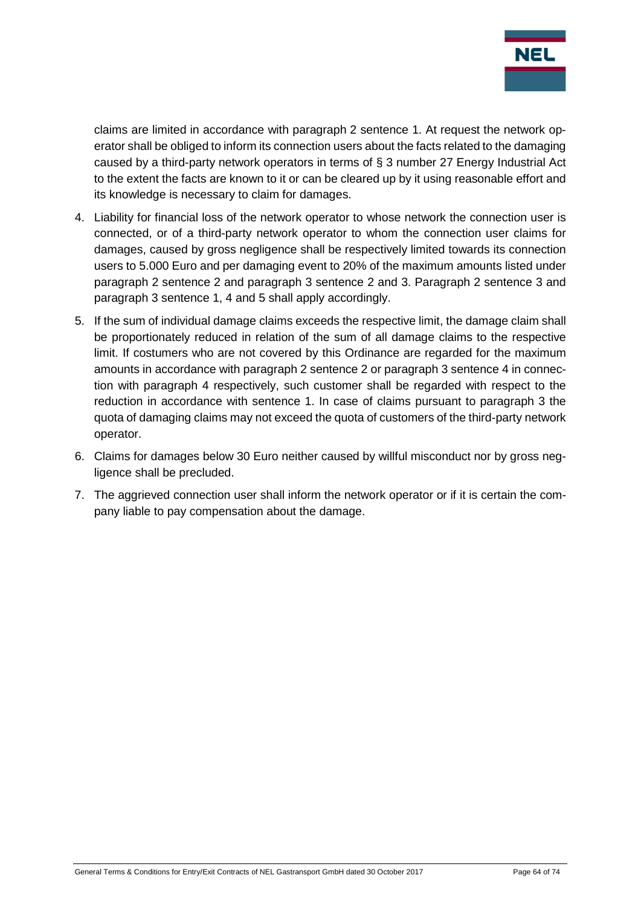claims are limited in accordance with paragraph 2 sentence 1. At request the network operator shall be obliged to inform its connection users about the facts related to the damaging caused by a third-party network operators in terms of § 3 number 27 Energy Industrial Act to the extent the facts are known to it or can be cleared up by it using reasonable effort and its knowledge is necessary to claim for damages.

4. Liability for financial loss of the network operator to whose network the connection user is connected, or of a third-party network operator to whom the connection user claims for damages, caused by gross negligence shall be respectively limited towards its connection users to 5.000 Euro and per damaging event to 20% of the maximum amounts listed under paragraph 2 sentence 2 and paragraph 3 sentence 2 and 3. Paragraph 2 sentence 3 and paragraph 3 sentence 1, 4 and 5 shall apply accordingly.
5. If the sum of individual damage claims exceeds the respective limit, the damage claim shall be proportionately reduced in relation of the sum of all damage claims to the respective limit. If costumers who are not covered by this Ordinance are regarded for the maximum amounts in accordance with paragraph 2 sentence 2 or paragraph 3 sentence 4 in connection with paragraph 4 respectively, such customer shall be regarded with respect to the reduction in accordance with sentence 1. In case of claims pursuant to paragraph 3 the quota of damaging claims may not exceed the quota of customers of the third-party network operator.
6. Claims for damages below 30 Euro neither caused by willful misconduct nor by gross negligence shall be precluded.
7. The aggrieved connection user shall inform the network operator or if it is certain the company liable to pay compensation about the damage.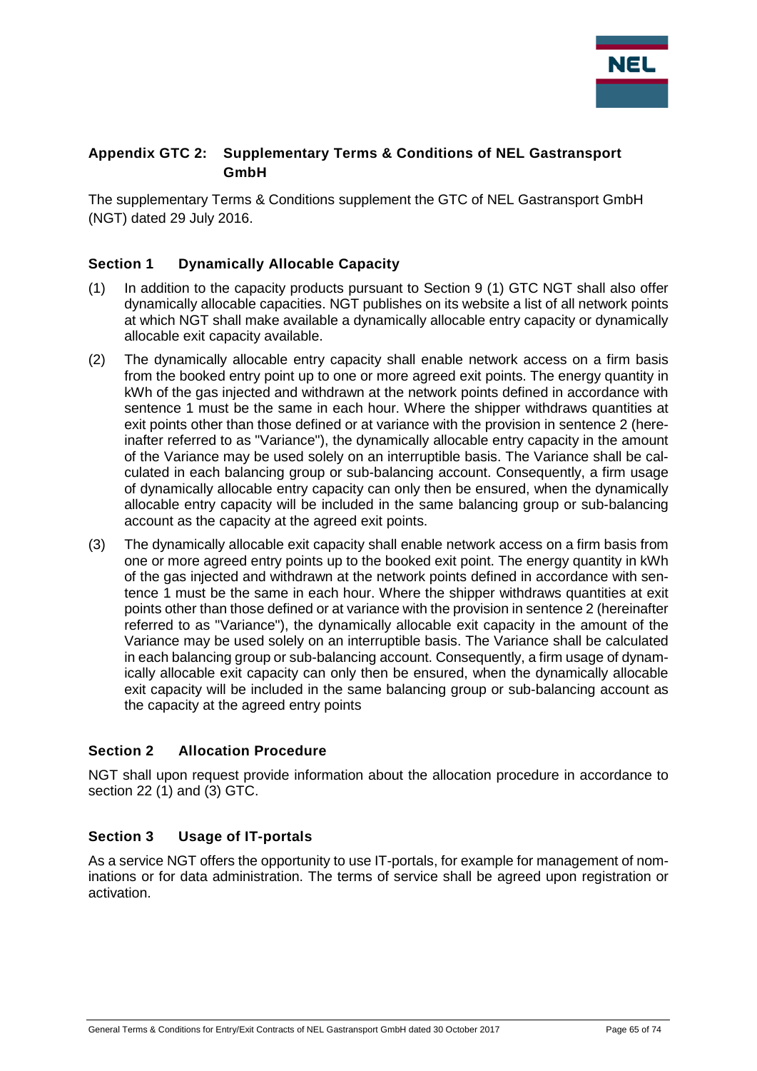## Appendix GTC 2: Supplementary Terms & Conditions of NEL Gastransport GmbH

The supplementary Terms & Conditions supplement the GTC of NEL Gastransport GmbH (NGT) dated 29 July 2016.

### Section 1 Dynamically Allocable Capacity

(1) In addition to the capacity products pursuant to Section 9 (1) GTC NGT shall also offer dynamically allocable capacities. NGT publishes on its website a list of all network points at which NGT shall make available a dynamically allocable entry capacity or dynamically allocable exit capacity available.

(2) The dynamically allocable entry capacity shall enable network access on a firm basis from the booked entry point up to one or more agreed exit points. The energy quantity in kWh of the gas injected and withdrawn at the network points defined in accordance with sentence 1 must be the same in each hour. Where the shipper withdraws quantities at exit points other than those defined or at variance with the provision in sentence 2 (hereinafter referred to as "Variance"), the dynamically allocable entry capacity in the amount of the Variance may be used solely on an interruptible basis. The Variance shall be calculated in each balancing group or sub-balancing account. Consequently, a firm usage of dynamically allocable entry capacity can only then be ensured, when the dynamically allocable entry capacity will be included in the same balancing group or sub-balancing account as the capacity at the agreed exit points.

(3) The dynamically allocable exit capacity shall enable network access on a firm basis from one or more agreed entry points up to the booked exit point. The energy quantity in kWh of the gas injected and withdrawn at the network points defined in accordance with sentence 1 must be the same in each hour. Where the shipper withdraws quantities at exit points other than those defined or at variance with the provision in sentence 2 (hereinafter referred to as "Variance"), the dynamically allocable exit capacity in the amount of the Variance may be used solely on an interruptible basis. The Variance shall be calculated in each balancing group or sub-balancing account. Consequently, a firm usage of dynamically allocable exit capacity can only then be ensured, when the dynamically allocable exit capacity will be included in the same balancing group or sub-balancing account as the capacity at the agreed entry points

### Section 2 Allocation Procedure

NGT shall upon request provide information about the allocation procedure in accordance to section 22 (1) and (3) GTC.

### Section 3 Usage of IT-portals

As a service NGT offers the opportunity to use IT-portals, for example for management of nominations or for data administration. The terms of service shall be agreed upon registration or activation.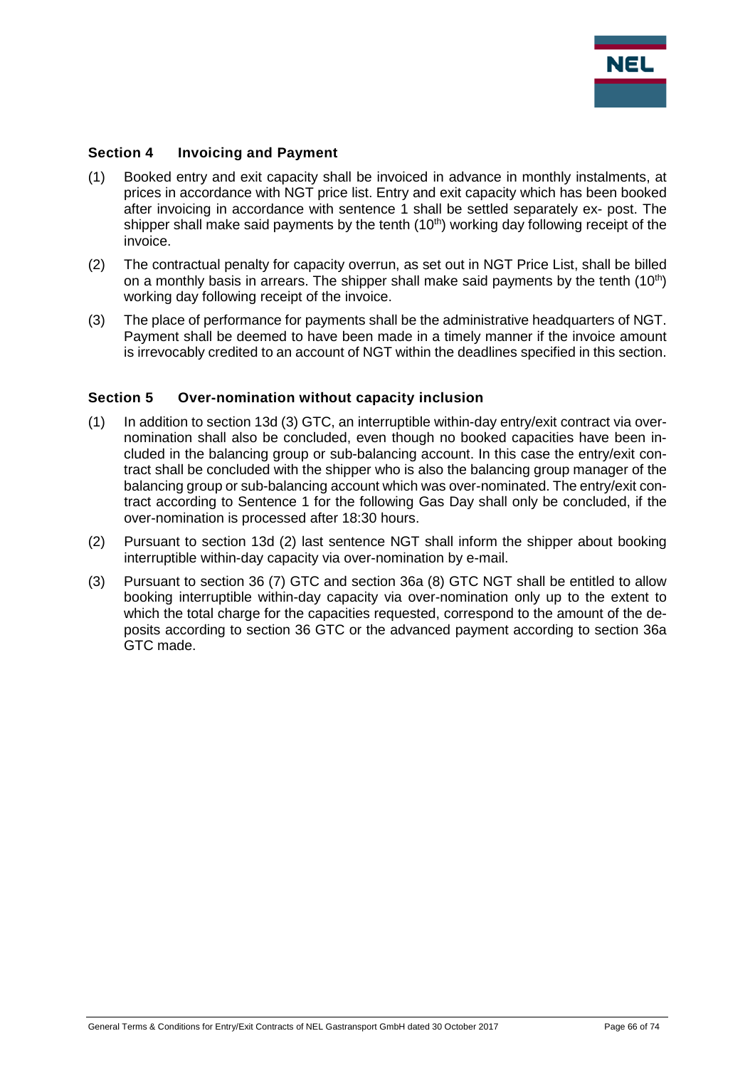## Section 4 Invoicing and Payment

(1) Booked entry and exit capacity shall be invoiced in advance in monthly instalments, at prices in accordance with NGT price list. Entry and exit capacity which has been booked after invoicing in accordance with sentence 1 shall be settled separately ex- post. The shipper shall make said payments by the tenth (10th) working day following receipt of the invoice.

(2) The contractual penalty for capacity overrun, as set out in NGT Price List, shall be billed on a monthly basis in arrears. The shipper shall make said payments by the tenth (10th) working day following receipt of the invoice.

(3) The place of performance for payments shall be the administrative headquarters of NGT. Payment shall be deemed to have been made in a timely manner if the invoice amount is irrevocably credited to an account of NGT within the deadlines specified in this section.

## Section 5 Over-nomination without capacity inclusion

(1) In addition to section 13d (3) GTC, an interruptible within-day entry/exit contract via over-nomination shall also be concluded, even though no booked capacities have been included in the balancing group or sub-balancing account. In this case the entry/exit contract shall be concluded with the shipper who is also the balancing group manager of the balancing group or sub-balancing account which was over-nominated. The entry/exit contract according to Sentence 1 for the following Gas Day shall only be concluded, if the over-nomination is processed after 18:30 hours.

(2) Pursuant to section 13d (2) last sentence NGT shall inform the shipper about booking interruptible within-day capacity via over-nomination by e-mail.

(3) Pursuant to section 36 (7) GTC and section 36a (8) GTC NGT shall be entitled to allow booking interruptible within-day capacity via over-nomination only up to the extent to which the total charge for the capacities requested, correspond to the amount of the deposits according to section 36 GTC or the advanced payment according to section 36a GTC made.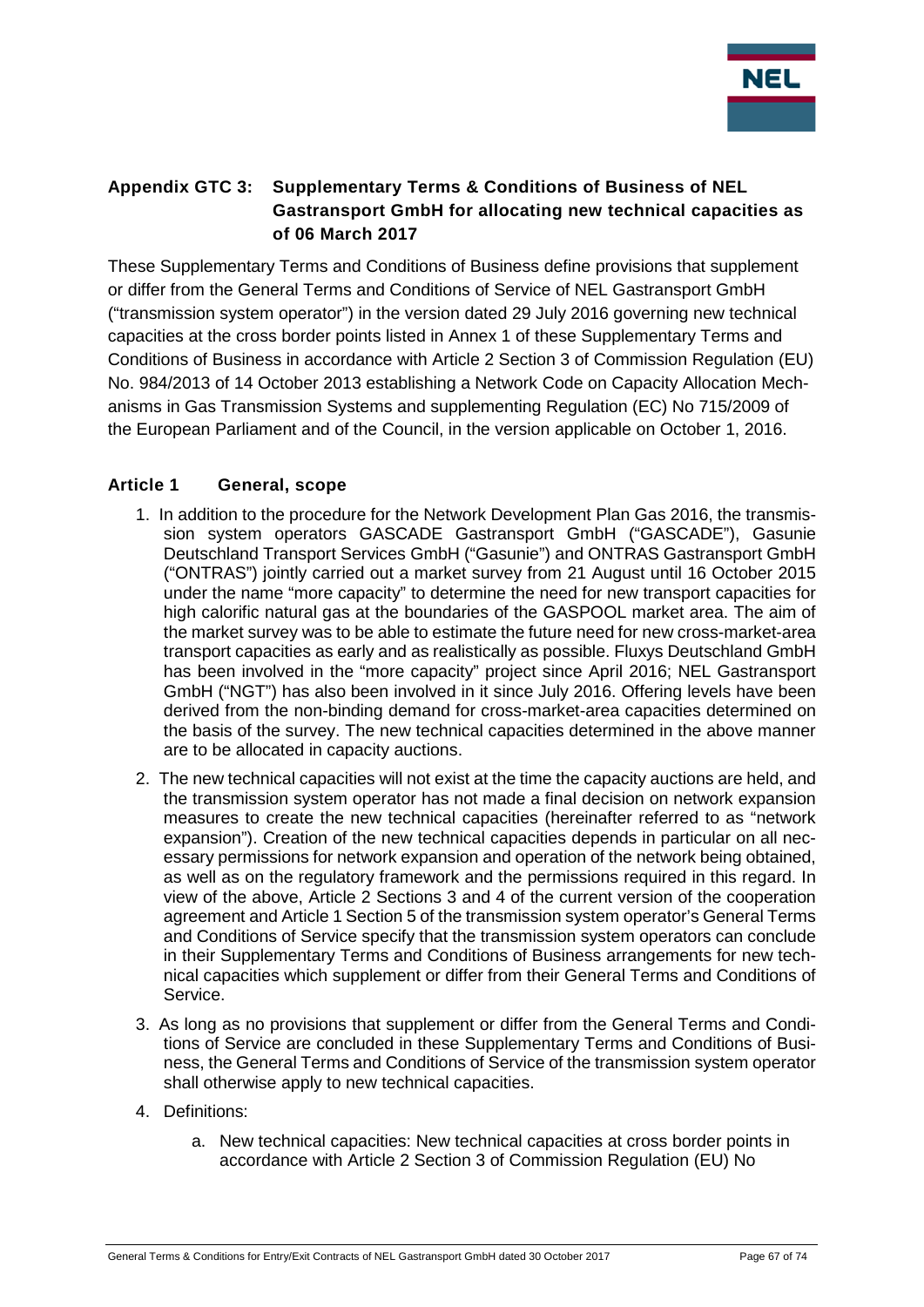## Appendix GTC 3: Supplementary Terms & Conditions of Business of NEL Gastransport GmbH for allocating new technical capacities as of 06 March 2017

These Supplementary Terms and Conditions of Business define provisions that supplement or differ from the General Terms and Conditions of Service of NEL Gastransport GmbH ("transmission system operator") in the version dated 29 July 2016 governing new technical capacities at the cross border points listed in Annex 1 of these Supplementary Terms and Conditions of Business in accordance with Article 2 Section 3 of Commission Regulation (EU) No. 984/2013 of 14 October 2013 establishing a Network Code on Capacity Allocation Mechanisms in Gas Transmission Systems and supplementing Regulation (EC) No 715/2009 of the European Parliament and of the Council, in the version applicable on October 1, 2016.

### Article 1 General, scope

1. In addition to the procedure for the Network Development Plan Gas 2016, the transmission system operators GASCADE Gastransport GmbH ("GASCADE"), Gasunie Deutschland Transport Services GmbH ("Gasunie") and ONTRAS Gastransport GmbH ("ONTRAS") jointly carried out a market survey from 21 August until 16 October 2015 under the name "more capacity" to determine the need for new transport capacities for high calorific natural gas at the boundaries of the GASPOOL market area. The aim of the market survey was to be able to estimate the future need for new cross-market-area transport capacities as early and as realistically as possible. Fluxys Deutschland GmbH has been involved in the "more capacity" project since April 2016; NEL Gastransport GmbH ("NGT") has also been involved in it since July 2016. Offering levels have been derived from the non-binding demand for cross-market-area capacities determined on the basis of the survey. The new technical capacities determined in the above manner are to be allocated in capacity auctions.
2. The new technical capacities will not exist at the time the capacity auctions are held, and the transmission system operator has not made a final decision on network expansion measures to create the new technical capacities (hereinafter referred to as "network expansion"). Creation of the new technical capacities depends in particular on all necessary permissions for network expansion and operation of the network being obtained, as well as on the regulatory framework and the permissions required in this regard. In view of the above, Article 2 Sections 3 and 4 of the current version of the cooperation agreement and Article 1 Section 5 of the transmission system operator's General Terms and Conditions of Service specify that the transmission system operators can conclude in their Supplementary Terms and Conditions of Business arrangements for new technical capacities which supplement or differ from their General Terms and Conditions of Service.
3. As long as no provisions that supplement or differ from the General Terms and Conditions of Service are concluded in these Supplementary Terms and Conditions of Business, the General Terms and Conditions of Service of the transmission system operator shall otherwise apply to new technical capacities.
4. Definitions:
   a. New technical capacities: New technical capacities at cross border points in accordance with Article 2 Section 3 of Commission Regulation (EU) No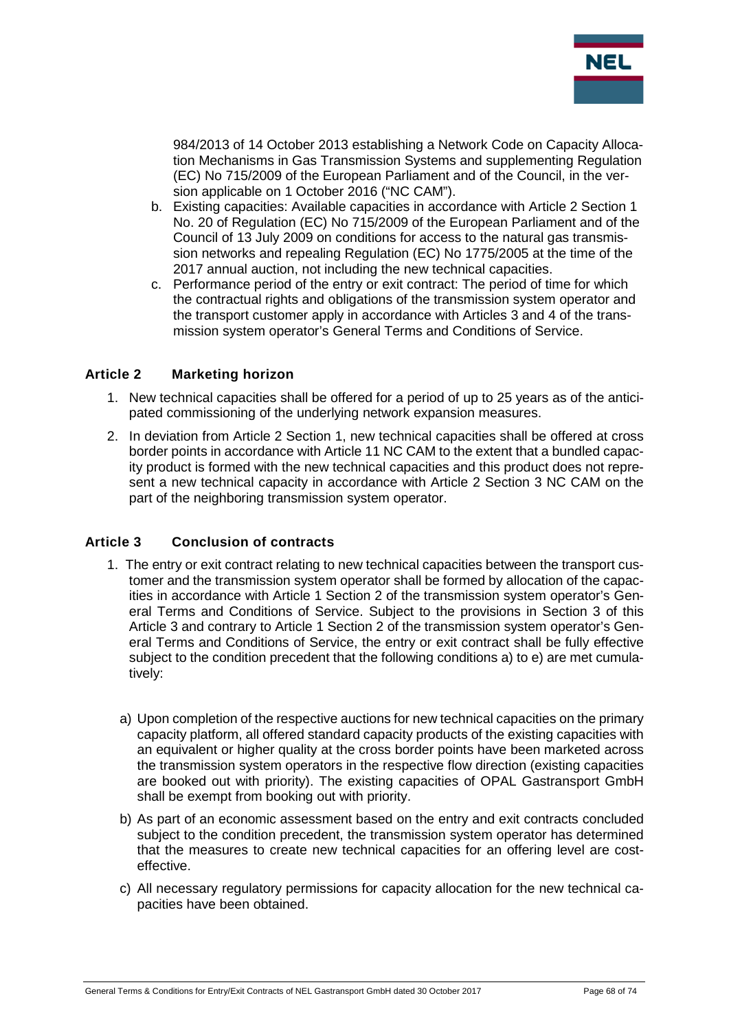984/2013 of 14 October 2013 establishing a Network Code on Capacity Allocation Mechanisms in Gas Transmission Systems and supplementing Regulation (EC) No 715/2009 of the European Parliament and of the Council, in the version applicable on 1 October 2016 ("NC CAM").

b. Existing capacities: Available capacities in accordance with Article 2 Section 1 No. 20 of Regulation (EC) No 715/2009 of the European Parliament and of the Council of 13 July 2009 on conditions for access to the natural gas transmission networks and repealing Regulation (EC) No 1775/2005 at the time of the 2017 annual auction, not including the new technical capacities.

c. Performance period of the entry or exit contract: The period of time for which the contractual rights and obligations of the transmission system operator and the transport customer apply in accordance with Articles 3 and 4 of the transmission system operator's General Terms and Conditions of Service.

## Article 2 Marketing horizon

1. New technical capacities shall be offered for a period of up to 25 years as of the anticipated commissioning of the underlying network expansion measures.
2. In deviation from Article 2 Section 1, new technical capacities shall be offered at cross border points in accordance with Article 11 NC CAM to the extent that a bundled capacity product is formed with the new technical capacities and this product does not represent a new technical capacity in accordance with Article 2 Section 3 NC CAM on the part of the neighboring transmission system operator.

## Article 3 Conclusion of contracts

1. The entry or exit contract relating to new technical capacities between the transport customer and the transmission system operator shall be formed by allocation of the capacities in accordance with Article 1 Section 2 of the transmission system operator's General Terms and Conditions of Service. Subject to the provisions in Section 3 of this Article 3 and contrary to Article 1 Section 2 of the transmission system operator's General Terms and Conditions of Service, the entry or exit contract shall be fully effective subject to the condition precedent that the following conditions a) to e) are met cumulatively:

   a) Upon completion of the respective auctions for new technical capacities on the primary capacity platform, all offered standard capacity products of the existing capacities with an equivalent or higher quality at the cross border points have been marketed across the transmission system operators in the respective flow direction (existing capacities are booked out with priority). The existing capacities of OPAL Gastransport GmbH shall be exempt from booking out with priority.

   b) As part of an economic assessment based on the entry and exit contracts concluded subject to the condition precedent, the transmission system operator has determined that the measures to create new technical capacities for an offering level are cost-effective.

   c) All necessary regulatory permissions for capacity allocation for the new technical capacities have been obtained.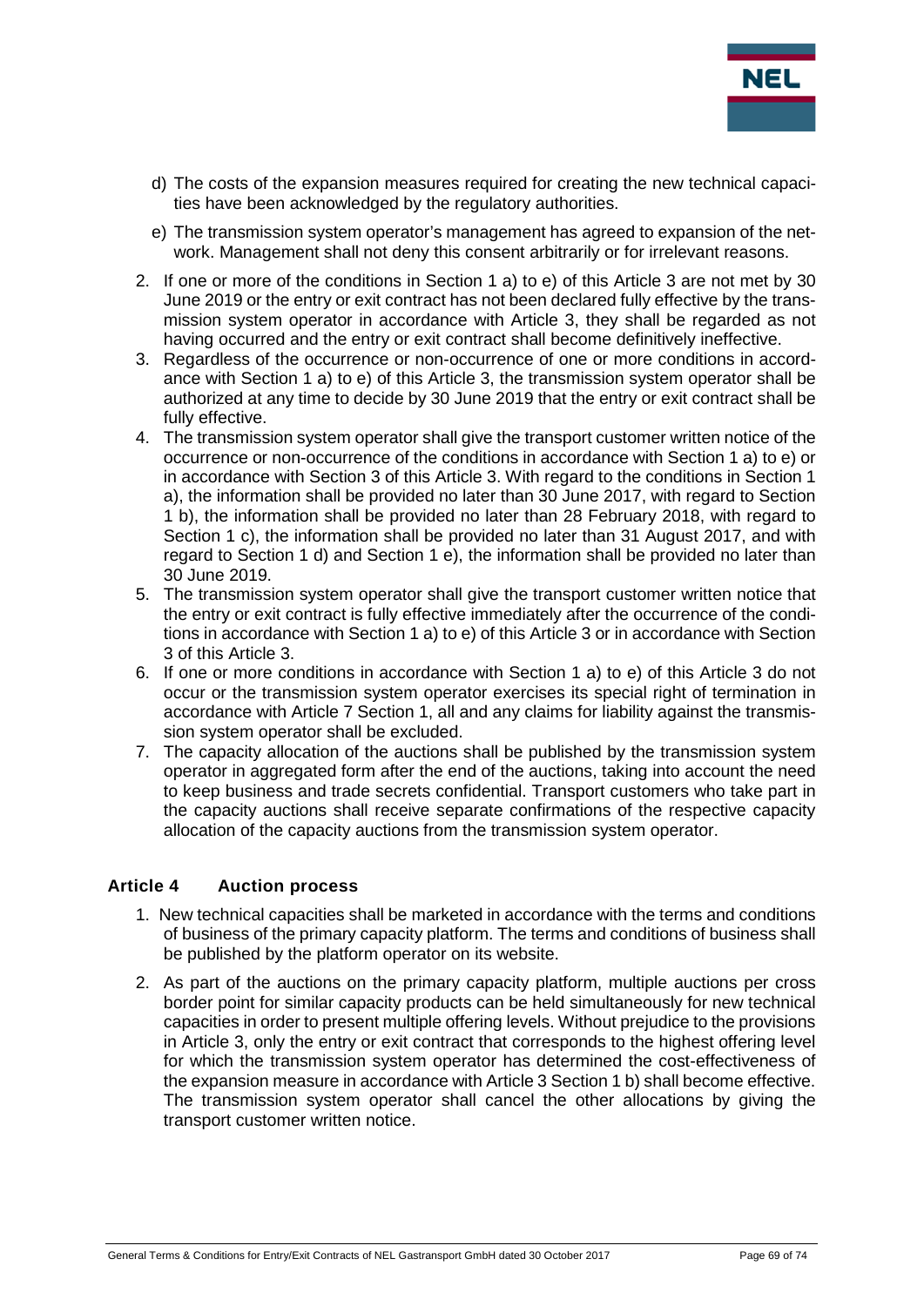d) The costs of the expansion measures required for creating the new technical capacities have been acknowledged by the regulatory authorities.

e) The transmission system operator's management has agreed to expansion of the network. Management shall not deny this consent arbitrarily or for irrelevant reasons.

2. If one or more of the conditions in Section 1 a) to e) of this Article 3 are not met by 30 June 2019 or the entry or exit contract has not been declared fully effective by the transmission system operator in accordance with Article 3, they shall be regarded as not having occurred and the entry or exit contract shall become definitively ineffective.
3. Regardless of the occurrence or non-occurrence of one or more conditions in accordance with Section 1 a) to e) of this Article 3, the transmission system operator shall be authorized at any time to decide by 30 June 2019 that the entry or exit contract shall be fully effective.
4. The transmission system operator shall give the transport customer written notice of the occurrence or non-occurrence of the conditions in accordance with Section 1 a) to e) or in accordance with Section 3 of this Article 3. With regard to the conditions in Section 1 a), the information shall be provided no later than 30 June 2017, with regard to Section 1 b), the information shall be provided no later than 28 February 2018, with regard to Section 1 c), the information shall be provided no later than 31 August 2017, and with regard to Section 1 d) and Section 1 e), the information shall be provided no later than 30 June 2019.
5. The transmission system operator shall give the transport customer written notice that the entry or exit contract is fully effective immediately after the occurrence of the conditions in accordance with Section 1 a) to e) of this Article 3 or in accordance with Section 3 of this Article 3.
6. If one or more conditions in accordance with Section 1 a) to e) of this Article 3 do not occur or the transmission system operator exercises its special right of termination in accordance with Article 7 Section 1, all and any claims for liability against the transmission system operator shall be excluded.
7. The capacity allocation of the auctions shall be published by the transmission system operator in aggregated form after the end of the auctions, taking into account the need to keep business and trade secrets confidential. Transport customers who take part in the capacity auctions shall receive separate confirmations of the respective capacity allocation of the capacity auctions from the transmission system operator.

## Article 4 Auction process

1. New technical capacities shall be marketed in accordance with the terms and conditions of business of the primary capacity platform. The terms and conditions of business shall be published by the platform operator on its website.
2. As part of the auctions on the primary capacity platform, multiple auctions per cross border point for similar capacity products can be held simultaneously for new technical capacities in order to present multiple offering levels. Without prejudice to the provisions in Article 3, only the entry or exit contract that corresponds to the highest offering level for which the transmission system operator has determined the cost-effectiveness of the expansion measure in accordance with Article 3 Section 1 b) shall become effective. The transmission system operator shall cancel the other allocations by giving the transport customer written notice.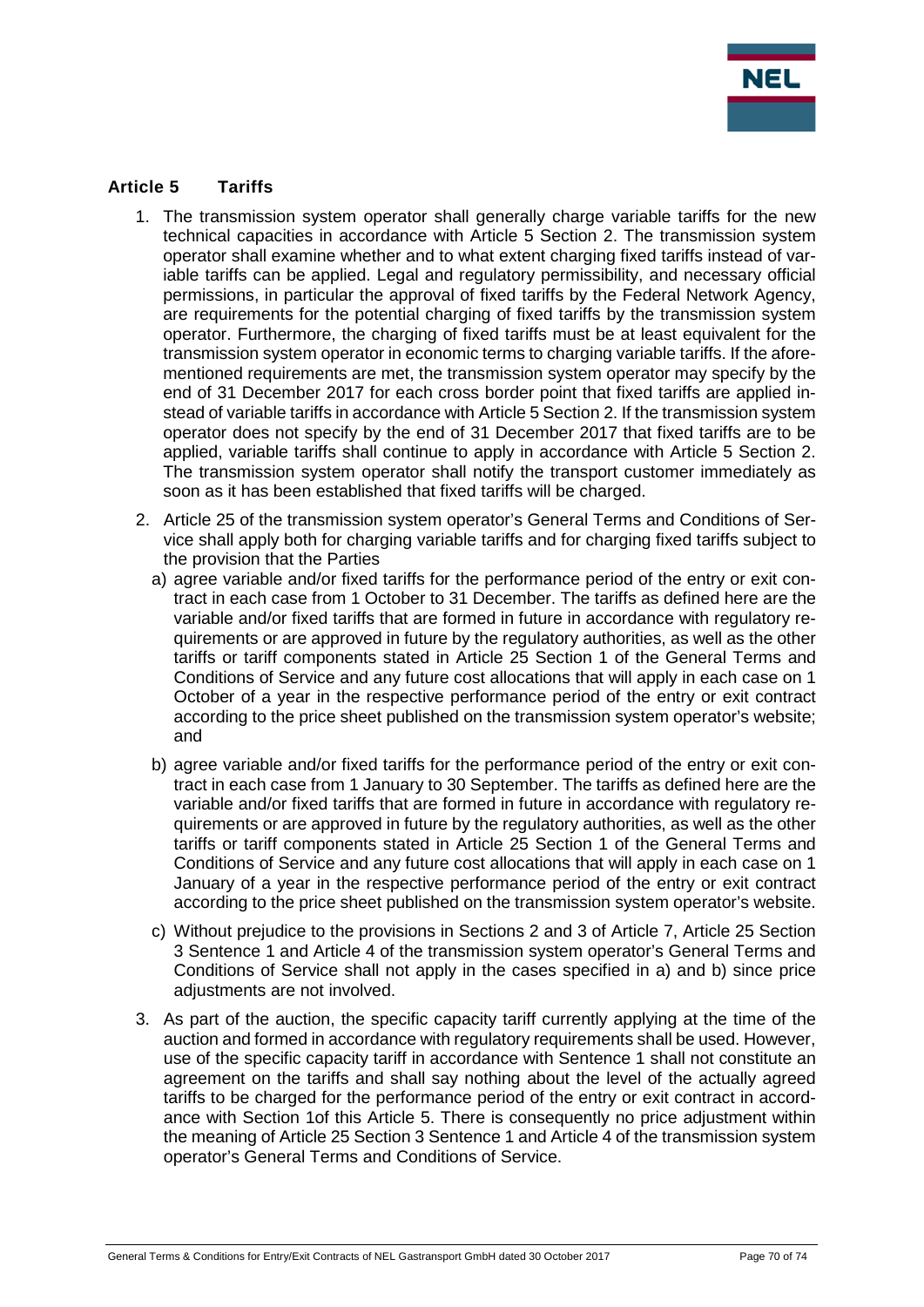## Article 5 Tariffs

1. The transmission system operator shall generally charge variable tariffs for the new technical capacities in accordance with Article 5 Section 2. The transmission system operator shall examine whether and to what extent charging fixed tariffs instead of variable tariffs can be applied. Legal and regulatory permissibility, and necessary official permissions, in particular the approval of fixed tariffs by the Federal Network Agency, are requirements for the potential charging of fixed tariffs by the transmission system operator. Furthermore, the charging of fixed tariffs must be at least equivalent for the transmission system operator in economic terms to charging variable tariffs. If the aforementioned requirements are met, the transmission system operator may specify by the end of 31 December 2017 for each cross border point that fixed tariffs are applied instead of variable tariffs in accordance with Article 5 Section 2. If the transmission system operator does not specify by the end of 31 December 2017 that fixed tariffs are to be applied, variable tariffs shall continue to apply in accordance with Article 5 Section 2. The transmission system operator shall notify the transport customer immediately as soon as it has been established that fixed tariffs will be charged.

2. Article 25 of the transmission system operator's General Terms and Conditions of Service shall apply both for charging variable tariffs and for charging fixed tariffs subject to the provision that the Parties

   a) agree variable and/or fixed tariffs for the performance period of the entry or exit contract in each case from 1 October to 31 December. The tariffs as defined here are the variable and/or fixed tariffs that are formed in future in accordance with regulatory requirements or are approved in future by the regulatory authorities, as well as the other tariffs or tariff components stated in Article 25 Section 1 of the General Terms and Conditions of Service and any future cost allocations that will apply in each case on 1 October of a year in the respective performance period of the entry or exit contract according to the price sheet published on the transmission system operator's website; and

   b) agree variable and/or fixed tariffs for the performance period of the entry or exit contract in each case from 1 January to 30 September. The tariffs as defined here are the variable and/or fixed tariffs that are formed in future in accordance with regulatory requirements or are approved in future by the regulatory authorities, as well as the other tariffs or tariff components stated in Article 25 Section 1 of the General Terms and Conditions of Service and any future cost allocations that will apply in each case on 1 January of a year in the respective performance period of the entry or exit contract according to the price sheet published on the transmission system operator's website.

   c) Without prejudice to the provisions in Sections 2 and 3 of Article 7, Article 25 Section 3 Sentence 1 and Article 4 of the transmission system operator's General Terms and Conditions of Service shall not apply in the cases specified in a) and b) since price adjustments are not involved.

3. As part of the auction, the specific capacity tariff currently applying at the time of the auction and formed in accordance with regulatory requirements shall be used. However, use of the specific capacity tariff in accordance with Sentence 1 shall not constitute an agreement on the tariffs and shall say nothing about the level of the actually agreed tariffs to be charged for the performance period of the entry or exit contract in accordance with Section 1of this Article 5. There is consequently no price adjustment within the meaning of Article 25 Section 3 Sentence 1 and Article 4 of the transmission system operator's General Terms and Conditions of Service.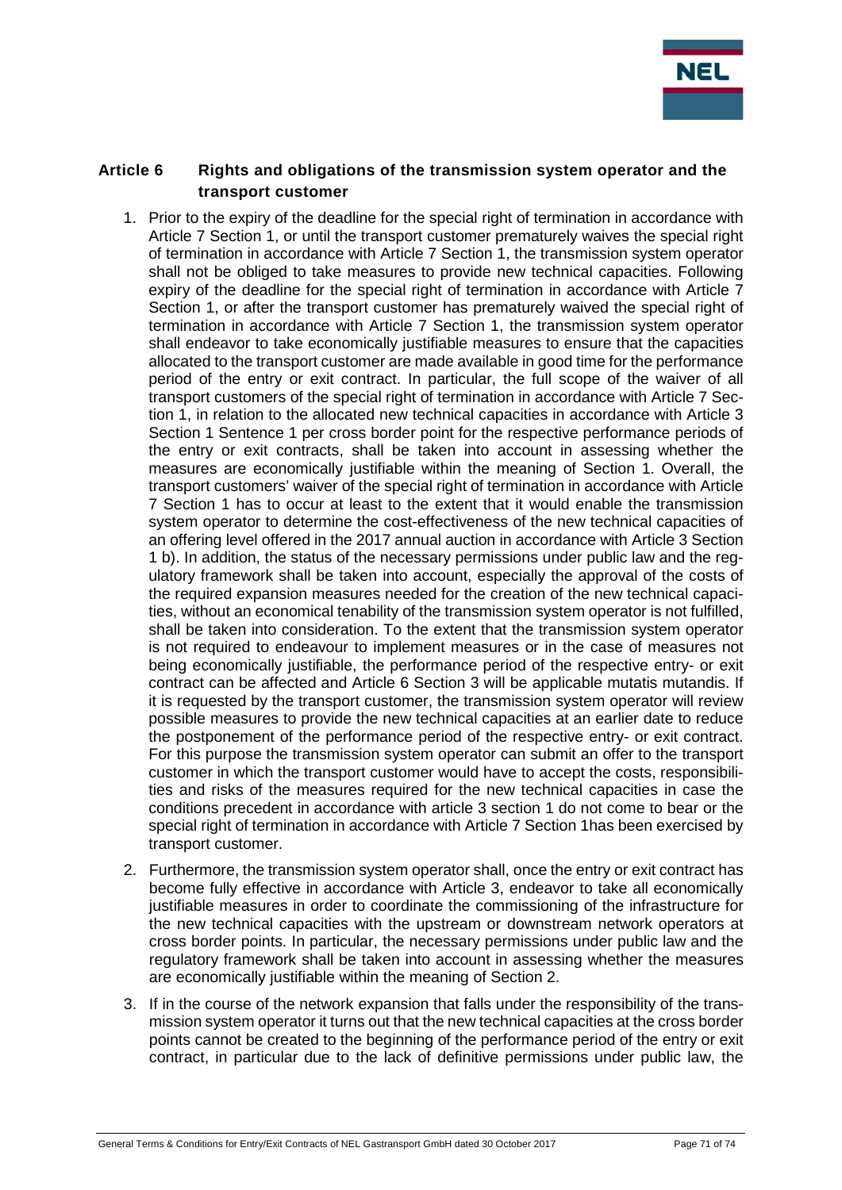## Article 6 Rights and obligations of the transmission system operator and the transport customer

1. Prior to the expiry of the deadline for the special right of termination in accordance with Article 7 Section 1, or until the transport customer prematurely waives the special right of termination in accordance with Article 7 Section 1, the transmission system operator shall not be obliged to take measures to provide new technical capacities. Following expiry of the deadline for the special right of termination in accordance with Article 7 Section 1, or after the transport customer has prematurely waived the special right of termination in accordance with Article 7 Section 1, the transmission system operator shall endeavor to take economically justifiable measures to ensure that the capacities allocated to the transport customer are made available in good time for the performance period of the entry or exit contract. In particular, the full scope of the waiver of all transport customers of the special right of termination in accordance with Article 7 Section 1, in relation to the allocated new technical capacities in accordance with Article 3 Section 1 Sentence 1 per cross border point for the respective performance periods of the entry or exit contracts, shall be taken into account in assessing whether the measures are economically justifiable within the meaning of Section 1. Overall, the transport customers' waiver of the special right of termination in accordance with Article 7 Section 1 has to occur at least to the extent that it would enable the transmission system operator to determine the cost-effectiveness of the new technical capacities of an offering level offered in the 2017 annual auction in accordance with Article 3 Section 1 b). In addition, the status of the necessary permissions under public law and the regulatory framework shall be taken into account, especially the approval of the costs of the required expansion measures needed for the creation of the new technical capacities, without an economical tenability of the transmission system operator is not fulfilled, shall be taken into consideration. To the extent that the transmission system operator is not required to endeavour to implement measures or in the case of measures not being economically justifiable, the performance period of the respective entry- or exit contract can be affected and Article 6 Section 3 will be applicable mutatis mutandis. If it is requested by the transport customer, the transmission system operator will review possible measures to provide the new technical capacities at an earlier date to reduce the postponement of the performance period of the respective entry- or exit contract. For this purpose the transmission system operator can submit an offer to the transport customer in which the transport customer would have to accept the costs, responsibilities and risks of the measures required for the new technical capacities in case the conditions precedent in accordance with article 3 section 1 do not come to bear or the special right of termination in accordance with Article 7 Section 1has been exercised by transport customer.

2. Furthermore, the transmission system operator shall, once the entry or exit contract has become fully effective in accordance with Article 3, endeavor to take all economically justifiable measures in order to coordinate the commissioning of the infrastructure for the new technical capacities with the upstream or downstream network operators at cross border points. In particular, the necessary permissions under public law and the regulatory framework shall be taken into account in assessing whether the measures are economically justifiable within the meaning of Section 2.

3. If in the course of the network expansion that falls under the responsibility of the transmission system operator it turns out that the new technical capacities at the cross border points cannot be created to the beginning of the performance period of the entry or exit contract, in particular due to the lack of definitive permissions under public law, the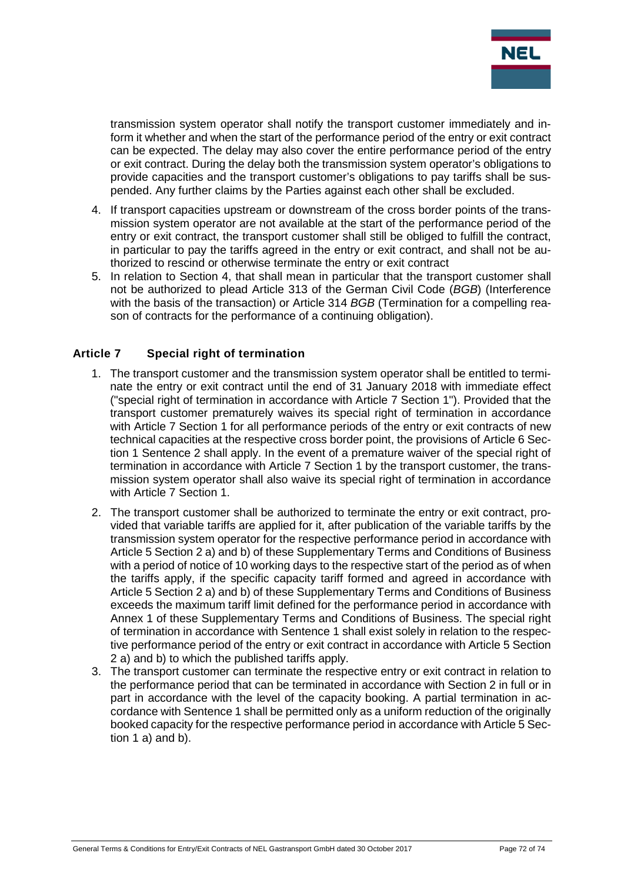transmission system operator shall notify the transport customer immediately and inform it whether and when the start of the performance period of the entry or exit contract can be expected. The delay may also cover the entire performance period of the entry or exit contract. During the delay both the transmission system operator's obligations to provide capacities and the transport customer's obligations to pay tariffs shall be suspended. Any further claims by the Parties against each other shall be excluded.

4. If transport capacities upstream or downstream of the cross border points of the transmission system operator are not available at the start of the performance period of the entry or exit contract, the transport customer shall still be obliged to fulfill the contract, in particular to pay the tariffs agreed in the entry or exit contract, and shall not be authorized to rescind or otherwise terminate the entry or exit contract
5. In relation to Section 4, that shall mean in particular that the transport customer shall not be authorized to plead Article 313 of the German Civil Code (*BGB*) (Interference with the basis of the transaction) or Article 314 *BGB* (Termination for a compelling reason of contracts for the performance of a continuing obligation).

## Article 7 Special right of termination

1. The transport customer and the transmission system operator shall be entitled to terminate the entry or exit contract until the end of 31 January 2018 with immediate effect ("special right of termination in accordance with Article 7 Section 1"). Provided that the transport customer prematurely waives its special right of termination in accordance with Article 7 Section 1 for all performance periods of the entry or exit contracts of new technical capacities at the respective cross border point, the provisions of Article 6 Section 1 Sentence 2 shall apply. In the event of a premature waiver of the special right of termination in accordance with Article 7 Section 1 by the transport customer, the transmission system operator shall also waive its special right of termination in accordance with Article 7 Section 1.
2. The transport customer shall be authorized to terminate the entry or exit contract, provided that variable tariffs are applied for it, after publication of the variable tariffs by the transmission system operator for the respective performance period in accordance with Article 5 Section 2 a) and b) of these Supplementary Terms and Conditions of Business with a period of notice of 10 working days to the respective start of the period as of when the tariffs apply, if the specific capacity tariff formed and agreed in accordance with Article 5 Section 2 a) and b) of these Supplementary Terms and Conditions of Business exceeds the maximum tariff limit defined for the performance period in accordance with Annex 1 of these Supplementary Terms and Conditions of Business. The special right of termination in accordance with Sentence 1 shall exist solely in relation to the respective performance period of the entry or exit contract in accordance with Article 5 Section 2 a) and b) to which the published tariffs apply.
3. The transport customer can terminate the respective entry or exit contract in relation to the performance period that can be terminated in accordance with Section 2 in full or in part in accordance with the level of the capacity booking. A partial termination in accordance with Sentence 1 shall be permitted only as a uniform reduction of the originally booked capacity for the respective performance period in accordance with Article 5 Section 1 a) and b).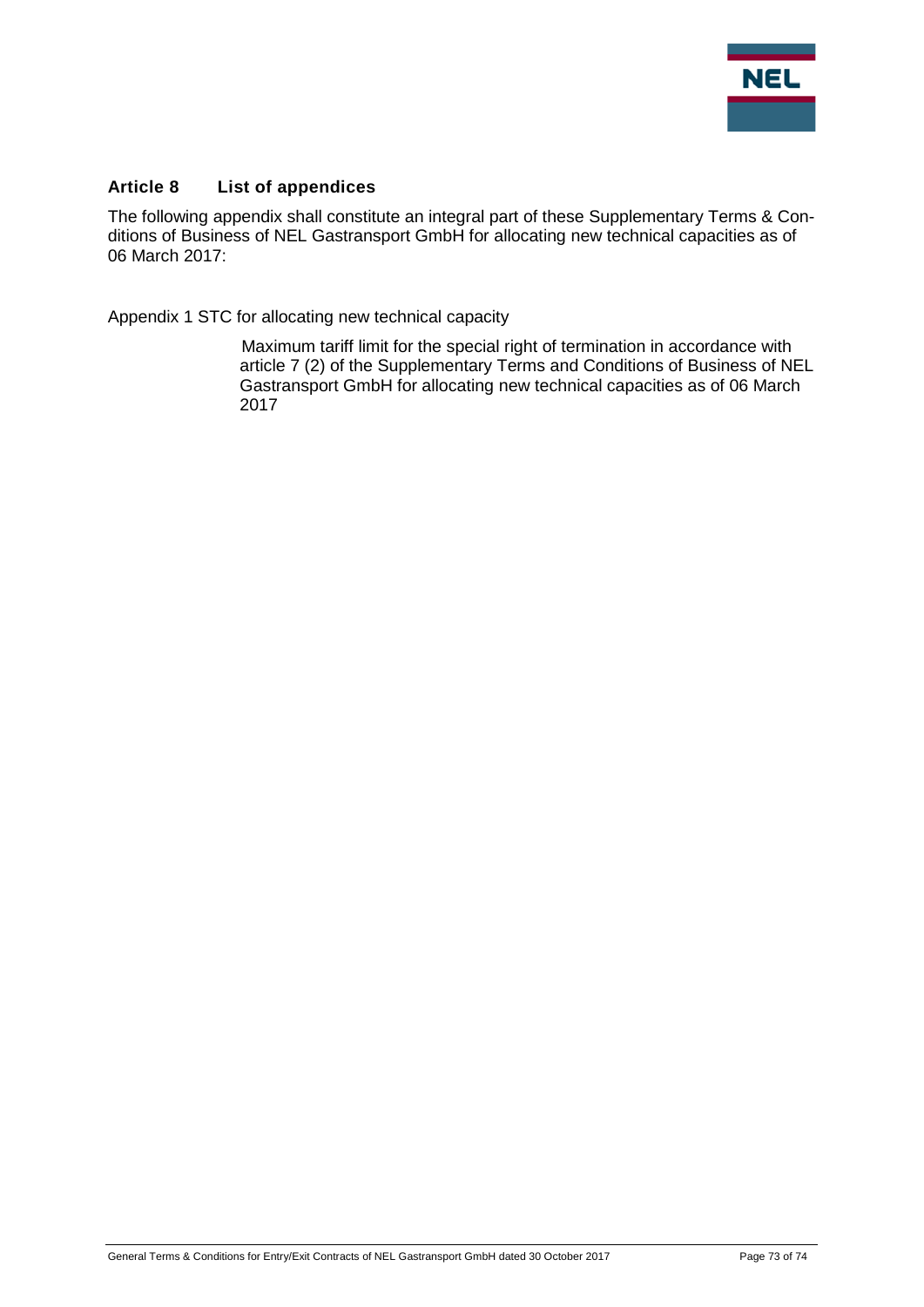## Article 8 List of appendices

The following appendix shall constitute an integral part of these Supplementary Terms & Conditions of Business of NEL Gastransport GmbH for allocating new technical capacities as of 06 March 2017:

Appendix 1 STC for allocating new technical capacity

Maximum tariff limit for the special right of termination in accordance with article 7 (2) of the Supplementary Terms and Conditions of Business of NEL Gastransport GmbH for allocating new technical capacities as of 06 March 2017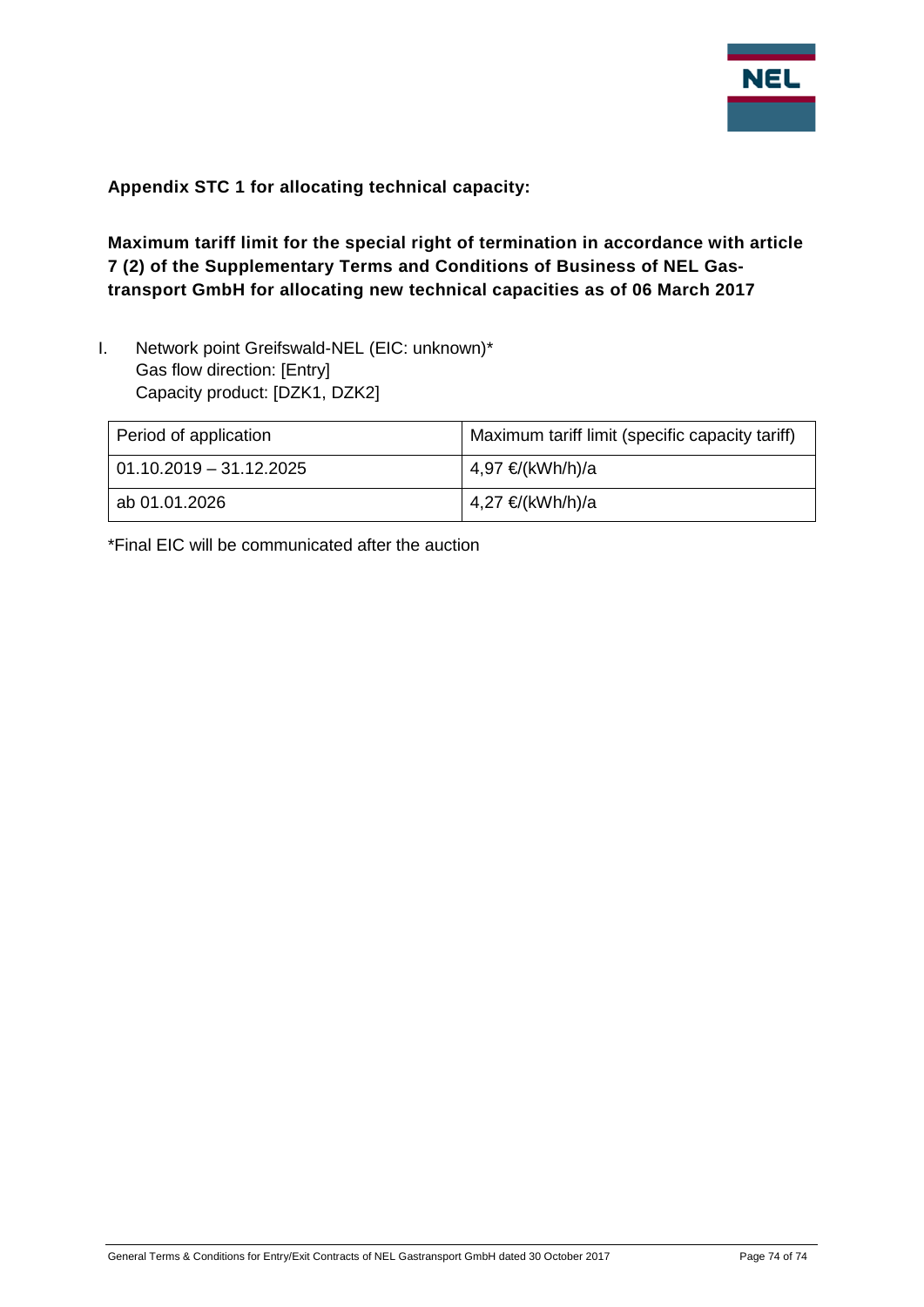**Appendix STC 1 for allocating technical capacity:**

**Maximum tariff limit for the special right of termination in accordance with article 7 (2) of the Supplementary Terms and Conditions of Business of NEL Gas-transport GmbH for allocating new technical capacities as of 06 March 2017**

I. Network point Greifswald-NEL (EIC: unknown)*
   Gas flow direction: [Entry]
   Capacity product: [DZK1, DZK2]

| Period of application | Maximum tariff limit (specific capacity tariff) |
|---|---|
| 01.10.2019 – 31.12.2025 | 4,97 €/(kWh/h)/a |
| ab 01.01.2026 | 4,27 €/(kWh/h)/a |

*Final EIC will be communicated after the auction